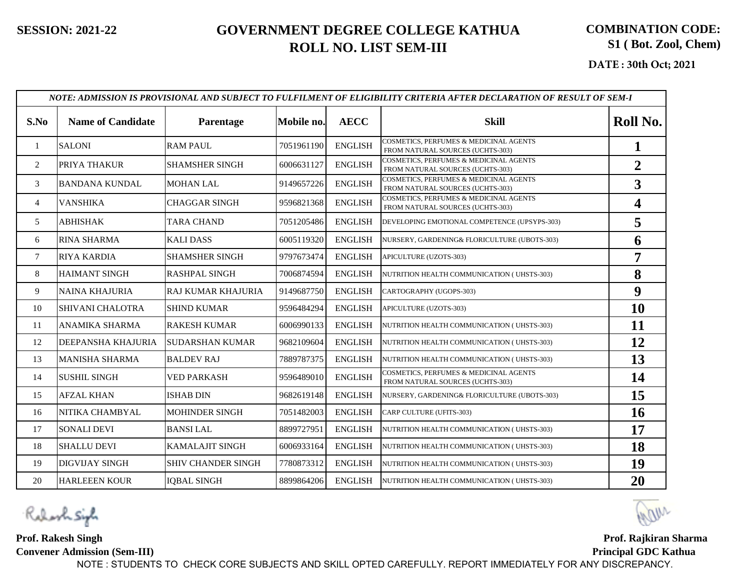SESSION: 2021-22

# GOVERNMENT DEGREE COLLEGE KATHUA
## ROLL NO. LIST SEM-III

**COMBINATION CODE: S1 ( Bot. Zool, Chem)**

**DATE : 30th Oct; 2021**

*NOTE: ADMISSION IS PROVISIONAL AND SUBJECT TO FULFILMENT OF ELIGIBILITY CRITERIA AFTER DECLARATION OF RESULT OF SEM-I*

| S.No | Name of Candidate | Parentage | Mobile no. | AECC | Skill | Roll No. |
|---|---|---|---|---|---|---|
| 1 | SALONI | RAM PAUL | 7051961190 | ENGLISH | COSMETICS, PERFUMES & MEDICINAL AGENTS FROM NATURAL SOURCES (UCHTS-303) | 1 |
| 2 | PRIYA THAKUR | SHAMSHER SINGH | 6006631127 | ENGLISH | COSMETICS, PERFUMES & MEDICINAL AGENTS FROM NATURAL SOURCES (UCHTS-303) | 2 |
| 3 | BANDANA KUNDAL | MOHAN LAL | 9149657226 | ENGLISH | COSMETICS, PERFUMES & MEDICINAL AGENTS FROM NATURAL SOURCES (UCHTS-303) | 3 |
| 4 | VANSHIKA | CHAGGAR SINGH | 9596821368 | ENGLISH | COSMETICS, PERFUMES & MEDICINAL AGENTS FROM NATURAL SOURCES (UCHTS-303) | 4 |
| 5 | ABHISHAK | TARA CHAND | 7051205486 | ENGLISH | DEVELOPING EMOTIONAL COMPETENCE (UPSYPS-303) | 5 |
| 6 | RINA SHARMA | KALI DASS | 6005119320 | ENGLISH | NURSERY, GARDENING& FLORICULTURE (UBOTS-303) | 6 |
| 7 | RIYA KARDIA | SHAMSHER SINGH | 9797673474 | ENGLISH | APICULTURE (UZOTS-303) | 7 |
| 8 | HAIMANT SINGH | RASHPAL SINGH | 7006874594 | ENGLISH | NUTRITION HEALTH COMMUNICATION ( UHSTS-303) | 8 |
| 9 | NAINA KHAJURIA | RAJ KUMAR KHAJURIA | 9149687750 | ENGLISH | CARTOGRAPHY (UGOPS-303) | 9 |
| 10 | SHIVANI CHALOTRA | SHIND KUMAR | 9596484294 | ENGLISH | APICULTURE (UZOTS-303) | 10 |
| 11 | ANAMIKA SHARMA | RAKESH KUMAR | 6006990133 | ENGLISH | NUTRITION HEALTH COMMUNICATION ( UHSTS-303) | 11 |
| 12 | DEEPANSHA KHAJURIA | SUDARSHAN KUMAR | 9682109604 | ENGLISH | NUTRITION HEALTH COMMUNICATION ( UHSTS-303) | 12 |
| 13 | MANISHA SHARMA | BALDEV RAJ | 7889787375 | ENGLISH | NUTRITION HEALTH COMMUNICATION ( UHSTS-303) | 13 |
| 14 | SUSHIL SINGH | VED PARKASH | 9596489010 | ENGLISH | COSMETICS, PERFUMES & MEDICINAL AGENTS FROM NATURAL SOURCES (UCHTS-303) | 14 |
| 15 | AFZAL KHAN | ISHAB DIN | 9682619148 | ENGLISH | NURSERY, GARDENING& FLORICULTURE (UBOTS-303) | 15 |
| 16 | NITIKA CHAMBYAL | MOHINDER SINGH | 7051482003 | ENGLISH | CARP CULTURE (UFITS-303) | 16 |
| 17 | SONALI DEVI | BANSI LAL | 8899727951 | ENGLISH | NUTRITION HEALTH COMMUNICATION ( UHSTS-303) | 17 |
| 18 | SHALLU DEVI | KAMALAJIT SINGH | 6006933164 | ENGLISH | NUTRITION HEALTH COMMUNICATION ( UHSTS-303) | 18 |
| 19 | DIGVIJAY SINGH | SHIV CHANDER SINGH | 7780873312 | ENGLISH | NUTRITION HEALTH COMMUNICATION ( UHSTS-303) | 19 |
| 20 | HARLEEN KOUR | IQBAL SINGH | 8899864206 | ENGLISH | NUTRITION HEALTH COMMUNICATION ( UHSTS-303) | 20 |

**Prof. Rakesh Singh**
**Convener Admission (Sem-III)**

**Prof. Rajkiran Sharma**
**Principal GDC Kathua**

NOTE : STUDENTS TO CHECK CORE SUBJECTS AND SKILL OPTED CAREFULLY. REPORT IMMEDIATELY FOR ANY DISCREPANCY.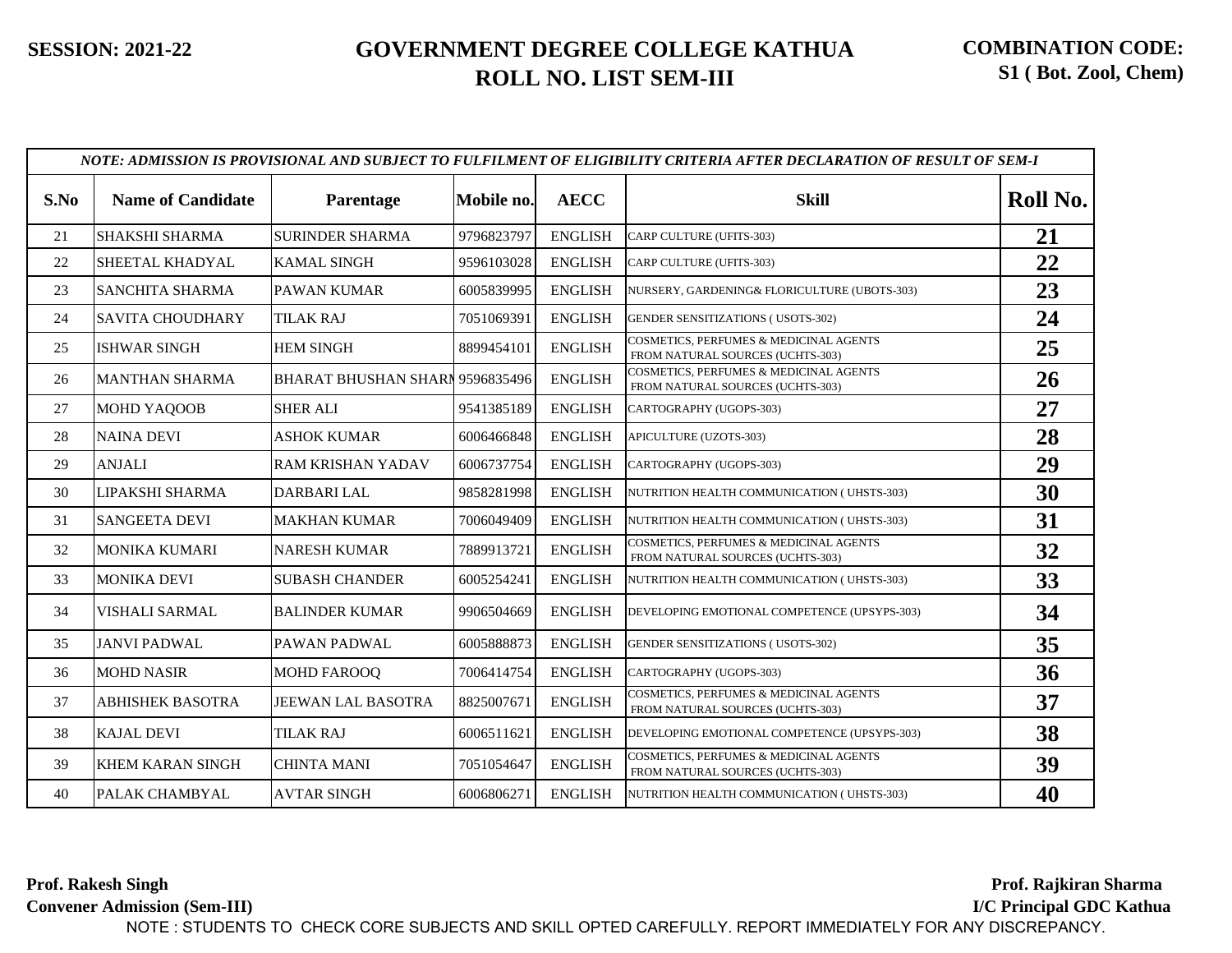**SESSION: 2021-22**

# GOVERNMENT DEGREE COLLEGE KATHUA
## ROLL NO. LIST SEM-III

**COMBINATION CODE: S1 ( Bot. Zool, Chem)**

*NOTE: ADMISSION IS PROVISIONAL AND SUBJECT TO FULFILMENT OF ELIGIBILITY CRITERIA AFTER DECLARATION OF RESULT OF SEM-I*

| S.No | Name of Candidate | Parentage | Mobile no. | AECC | Skill | Roll No. |
|---|---|---|---|---|---|---|
| 21 | SHAKSHI SHARMA | SURINDER SHARMA | 9796823797 | ENGLISH | CARP CULTURE (UFITS-303) | 21 |
| 22 | SHEETAL KHADYAL | KAMAL SINGH | 9596103028 | ENGLISH | CARP CULTURE (UFITS-303) | 22 |
| 23 | SANCHITA SHARMA | PAWAN KUMAR | 6005839995 | ENGLISH | NURSERY, GARDENING& FLORICULTURE (UBOTS-303) | 23 |
| 24 | SAVITA CHOUDHARY | TILAK RAJ | 7051069391 | ENGLISH | GENDER SENSITIZATIONS ( USOTS-302) | 24 |
| 25 | ISHWAR SINGH | HEM SINGH | 8899454101 | ENGLISH | COSMETICS, PERFUMES & MEDICINAL AGENTS FROM NATURAL SOURCES (UCHTS-303) | 25 |
| 26 | MANTHAN SHARMA | BHARAT BHUSHAN SHARM | 9596835496 | ENGLISH | COSMETICS, PERFUMES & MEDICINAL AGENTS FROM NATURAL SOURCES (UCHTS-303) | 26 |
| 27 | MOHD YAQOOB | SHER ALI | 9541385189 | ENGLISH | CARTOGRAPHY (UGOPS-303) | 27 |
| 28 | NAINA DEVI | ASHOK KUMAR | 6006466848 | ENGLISH | APICULTURE (UZOTS-303) | 28 |
| 29 | ANJALI | RAM KRISHAN YADAV | 6006737754 | ENGLISH | CARTOGRAPHY (UGOPS-303) | 29 |
| 30 | LIPAKSHI SHARMA | DARBARI LAL | 9858281998 | ENGLISH | NUTRITION HEALTH COMMUNICATION ( UHSTS-303) | 30 |
| 31 | SANGEETA DEVI | MAKHAN KUMAR | 7006049409 | ENGLISH | NUTRITION HEALTH COMMUNICATION ( UHSTS-303) | 31 |
| 32 | MONIKA KUMARI | NARESH KUMAR | 7889913721 | ENGLISH | COSMETICS, PERFUMES & MEDICINAL AGENTS FROM NATURAL SOURCES (UCHTS-303) | 32 |
| 33 | MONIKA DEVI | SUBASH CHANDER | 6005254241 | ENGLISH | NUTRITION HEALTH COMMUNICATION ( UHSTS-303) | 33 |
| 34 | VISHALI SARMAL | BALINDER KUMAR | 9906504669 | ENGLISH | DEVELOPING EMOTIONAL COMPETENCE (UPSYPS-303) | 34 |
| 35 | JANVI PADWAL | PAWAN PADWAL | 6005888873 | ENGLISH | GENDER SENSITIZATIONS ( USOTS-302) | 35 |
| 36 | MOHD NASIR | MOHD FAROOQ | 7006414754 | ENGLISH | CARTOGRAPHY (UGOPS-303) | 36 |
| 37 | ABHISHEK BASOTRA | JEEWAN LAL BASOTRA | 8825007671 | ENGLISH | COSMETICS, PERFUMES & MEDICINAL AGENTS FROM NATURAL SOURCES (UCHTS-303) | 37 |
| 38 | KAJAL DEVI | TILAK RAJ | 6006511621 | ENGLISH | DEVELOPING EMOTIONAL COMPETENCE (UPSYPS-303) | 38 |
| 39 | KHEM KARAN SINGH | CHINTA MANI | 7051054647 | ENGLISH | COSMETICS, PERFUMES & MEDICINAL AGENTS FROM NATURAL SOURCES (UCHTS-303) | 39 |
| 40 | PALAK CHAMBYAL | AVTAR SINGH | 6006806271 | ENGLISH | NUTRITION HEALTH COMMUNICATION ( UHSTS-303) | 40 |

**Prof. Rakesh Singh**
**Convener Admission (Sem-III)**

**Prof. Rajkiran Sharma**
**I/C Principal GDC Kathua**

NOTE : STUDENTS TO CHECK CORE SUBJECTS AND SKILL OPTED CAREFULLY. REPORT IMMEDIATELY FOR ANY DISCREPANCY.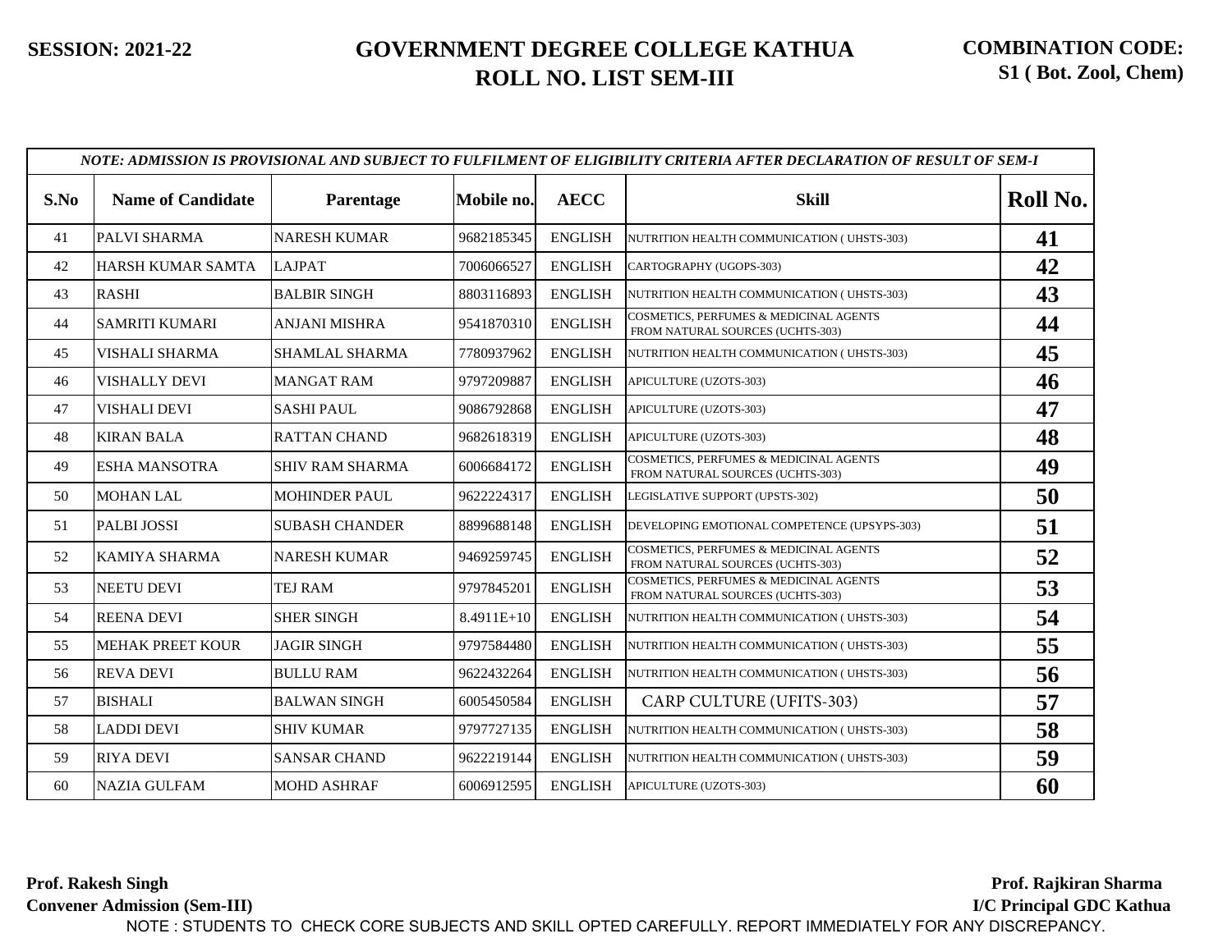**SESSION: 2021-22**

# GOVERNMENT DEGREE COLLEGE KATHUA
## ROLL NO. LIST SEM-III

**COMBINATION CODE: S1 ( Bot. Zool, Chem)**

*NOTE: ADMISSION IS PROVISIONAL AND SUBJECT TO FULFILMENT OF ELIGIBILITY CRITERIA AFTER DECLARATION OF RESULT OF SEM-I*

| S.No | Name of Candidate | Parentage | Mobile no. | AECC | Skill | Roll No. |
|---|---|---|---|---|---|---|
| 41 | PALVI SHARMA | NARESH KUMAR | 9682185345 | ENGLISH | NUTRITION HEALTH COMMUNICATION ( UHSTS-303) | **41** |
| 42 | HARSH KUMAR SAMTA | LAJPAT | 7006066527 | ENGLISH | CARTOGRAPHY (UGOPS-303) | **42** |
| 43 | RASHI | BALBIR SINGH | 8803116893 | ENGLISH | NUTRITION HEALTH COMMUNICATION ( UHSTS-303) | **43** |
| 44 | SAMRITI KUMARI | ANJANI MISHRA | 9541870310 | ENGLISH | COSMETICS, PERFUMES & MEDICINAL AGENTS FROM NATURAL SOURCES (UCHTS-303) | **44** |
| 45 | VISHALI SHARMA | SHAMLAL SHARMA | 7780937962 | ENGLISH | NUTRITION HEALTH COMMUNICATION ( UHSTS-303) | **45** |
| 46 | VISHALLY DEVI | MANGAT RAM | 9797209887 | ENGLISH | APICULTURE (UZOTS-303) | **46** |
| 47 | VISHALI DEVI | SASHI PAUL | 9086792868 | ENGLISH | APICULTURE (UZOTS-303) | **47** |
| 48 | KIRAN BALA | RATTAN CHAND | 9682618319 | ENGLISH | APICULTURE (UZOTS-303) | **48** |
| 49 | ESHA MANSOTRA | SHIV RAM SHARMA | 6006684172 | ENGLISH | COSMETICS, PERFUMES & MEDICINAL AGENTS FROM NATURAL SOURCES (UCHTS-303) | **49** |
| 50 | MOHAN LAL | MOHINDER PAUL | 9622224317 | ENGLISH | LEGISLATIVE SUPPORT (UPSTS-302) | **50** |
| 51 | PALBI JOSSI | SUBASH CHANDER | 8899688148 | ENGLISH | DEVELOPING EMOTIONAL COMPETENCE (UPSYPS-303) | **51** |
| 52 | KAMIYA SHARMA | NARESH KUMAR | 9469259745 | ENGLISH | COSMETICS, PERFUMES & MEDICINAL AGENTS FROM NATURAL SOURCES (UCHTS-303) | **52** |
| 53 | NEETU DEVI | TEJ RAM | 9797845201 | ENGLISH | COSMETICS, PERFUMES & MEDICINAL AGENTS FROM NATURAL SOURCES (UCHTS-303) | **53** |
| 54 | REENA DEVI | SHER SINGH | 8.4911E+10 | ENGLISH | NUTRITION HEALTH COMMUNICATION ( UHSTS-303) | **54** |
| 55 | MEHAK PREET KOUR | JAGIR SINGH | 9797584480 | ENGLISH | NUTRITION HEALTH COMMUNICATION ( UHSTS-303) | **55** |
| 56 | REVA DEVI | BULLU RAM | 9622432264 | ENGLISH | NUTRITION HEALTH COMMUNICATION ( UHSTS-303) | **56** |
| 57 | BISHALI | BALWAN SINGH | 6005450584 | ENGLISH | CARP CULTURE (UFITS-303) | **57** |
| 58 | LADDI DEVI | SHIV KUMAR | 9797727135 | ENGLISH | NUTRITION HEALTH COMMUNICATION ( UHSTS-303) | **58** |
| 59 | RIYA DEVI | SANSAR CHAND | 9622219144 | ENGLISH | NUTRITION HEALTH COMMUNICATION ( UHSTS-303) | **59** |
| 60 | NAZIA GULFAM | MOHD ASHRAF | 6006912595 | ENGLISH | APICULTURE (UZOTS-303) | **60** |

**Prof. Rakesh Singh**
**Convener Admission (Sem-III)**

**Prof. Rajkiran Sharma**
**I/C Principal GDC Kathua**

NOTE : STUDENTS TO CHECK CORE SUBJECTS AND SKILL OPTED CAREFULLY. REPORT IMMEDIATELY FOR ANY DISCREPANCY.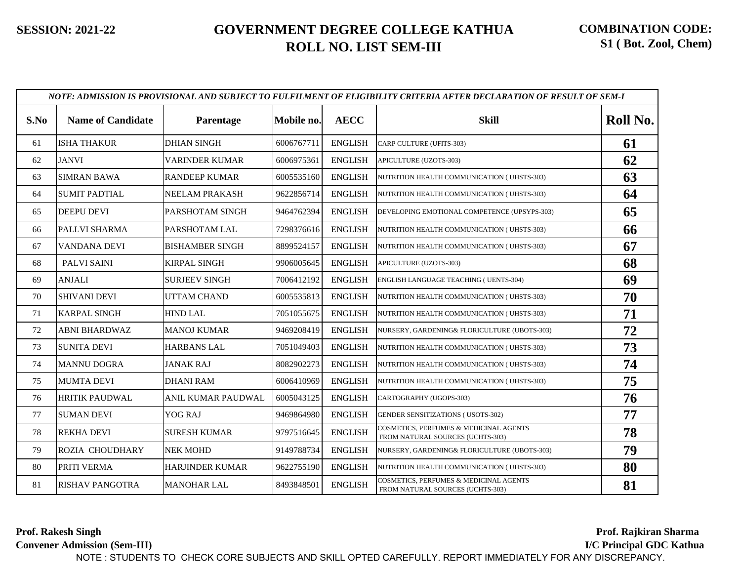**SESSION: 2021-22**

# GOVERNMENT DEGREE COLLEGE KATHUA
## ROLL NO. LIST SEM-III

**COMBINATION CODE: S1 ( Bot. Zool, Chem)**

*NOTE: ADMISSION IS PROVISIONAL AND SUBJECT TO FULFILMENT OF ELIGIBILITY CRITERIA AFTER DECLARATION OF RESULT OF SEM-I*

| S.No | Name of Candidate | Parentage | Mobile no. | AECC | Skill | Roll No. |
|---|---|---|---|---|---|---|
| 61 | ISHA THAKUR | DHIAN SINGH | 6006767711 | ENGLISH | CARP CULTURE (UFITS-303) | **61** |
| 62 | JANVI | VARINDER KUMAR | 6006975361 | ENGLISH | APICULTURE (UZOTS-303) | **62** |
| 63 | SIMRAN BAWA | RANDEEP KUMAR | 6005535160 | ENGLISH | NUTRITION HEALTH COMMUNICATION ( UHSTS-303) | **63** |
| 64 | SUMIT PADTIAL | NEELAM PRAKASH | 9622856714 | ENGLISH | NUTRITION HEALTH COMMUNICATION ( UHSTS-303) | **64** |
| 65 | DEEPU DEVI | PARSHOTAM SINGH | 9464762394 | ENGLISH | DEVELOPING EMOTIONAL COMPETENCE (UPSYPS-303) | **65** |
| 66 | PALLVI SHARMA | PARSHOTAM LAL | 7298376616 | ENGLISH | NUTRITION HEALTH COMMUNICATION ( UHSTS-303) | **66** |
| 67 | VANDANA DEVI | BISHAMBER SINGH | 8899524157 | ENGLISH | NUTRITION HEALTH COMMUNICATION ( UHSTS-303) | **67** |
| 68 | PALVI SAINI | KIRPAL SINGH | 9906005645 | ENGLISH | APICULTURE (UZOTS-303) | **68** |
| 69 | ANJALI | SURJEEV SINGH | 7006412192 | ENGLISH | ENGLISH LANGUAGE TEACHING ( UENTS-304) | **69** |
| 70 | SHIVANI DEVI | UTTAM CHAND | 6005535813 | ENGLISH | NUTRITION HEALTH COMMUNICATION ( UHSTS-303) | **70** |
| 71 | KARPAL SINGH | HIND LAL | 7051055675 | ENGLISH | NUTRITION HEALTH COMMUNICATION ( UHSTS-303) | **71** |
| 72 | ABNI BHARDWAZ | MANOJ KUMAR | 9469208419 | ENGLISH | NURSERY, GARDENING& FLORICULTURE (UBOTS-303) | **72** |
| 73 | SUNITA DEVI | HARBANS LAL | 7051049403 | ENGLISH | NUTRITION HEALTH COMMUNICATION ( UHSTS-303) | **73** |
| 74 | MANNU DOGRA | JANAK RAJ | 8082902273 | ENGLISH | NUTRITION HEALTH COMMUNICATION ( UHSTS-303) | **74** |
| 75 | MUMTA DEVI | DHANI RAM | 6006410969 | ENGLISH | NUTRITION HEALTH COMMUNICATION ( UHSTS-303) | **75** |
| 76 | HRITIK PAUDWAL | ANIL KUMAR PAUDWAL | 6005043125 | ENGLISH | CARTOGRAPHY (UGOPS-303) | **76** |
| 77 | SUMAN DEVI | YOG RAJ | 9469864980 | ENGLISH | GENDER SENSITIZATIONS ( USOTS-302) | **77** |
| 78 | REKHA DEVI | SURESH KUMAR | 9797516645 | ENGLISH | COSMETICS, PERFUMES & MEDICINAL AGENTS FROM NATURAL SOURCES (UCHTS-303) | **78** |
| 79 | ROZIA CHOUDHARY | NEK MOHD | 9149788734 | ENGLISH | NURSERY, GARDENING& FLORICULTURE (UBOTS-303) | **79** |
| 80 | PRITI VERMA | HARJINDER KUMAR | 9622755190 | ENGLISH | NUTRITION HEALTH COMMUNICATION ( UHSTS-303) | **80** |
| 81 | RISHAV PANGOTRA | MANOHAR LAL | 8493848501 | ENGLISH | COSMETICS, PERFUMES & MEDICINAL AGENTS FROM NATURAL SOURCES (UCHTS-303) | **81** |

**Prof. Rakesh Singh**
**Convener Admission (Sem-III)**

**Prof. Rajkiran Sharma**
**I/C Principal GDC Kathua**

NOTE : STUDENTS TO CHECK CORE SUBJECTS AND SKILL OPTED CAREFULLY. REPORT IMMEDIATELY FOR ANY DISCREPANCY.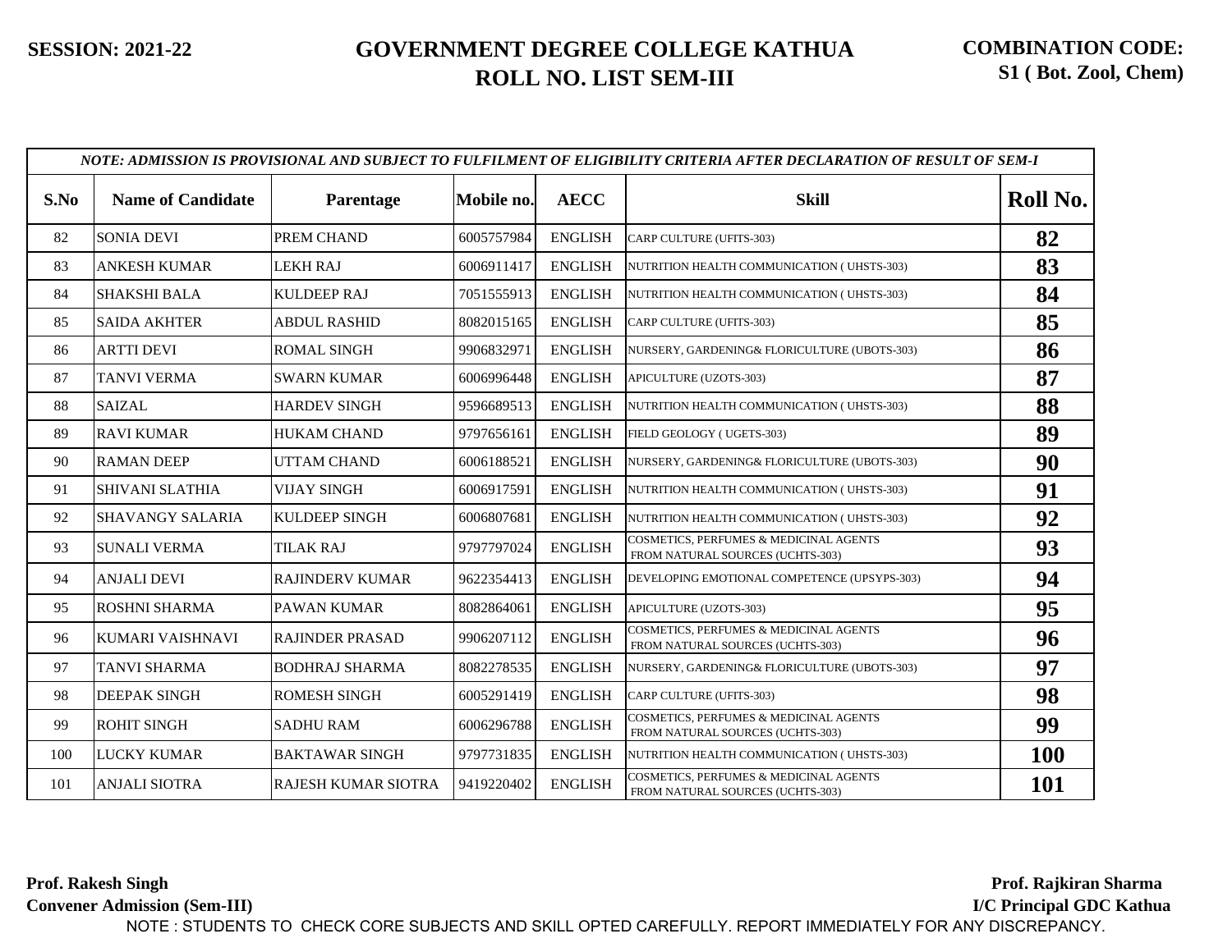**SESSION: 2021-22**

# GOVERNMENT DEGREE COLLEGE KATHUA
## ROLL NO. LIST SEM-III

**COMBINATION CODE: S1 ( Bot. Zool, Chem)**

*NOTE: ADMISSION IS PROVISIONAL AND SUBJECT TO FULFILMENT OF ELIGIBILITY CRITERIA AFTER DECLARATION OF RESULT OF SEM-I*

| S.No | Name of Candidate | Parentage | Mobile no. | AECC | Skill | Roll No. |
|---|---|---|---|---|---|---|
| 82 | SONIA DEVI | PREM CHAND | 6005757984 | ENGLISH | CARP CULTURE (UFITS-303) | **82** |
| 83 | ANKESH KUMAR | LEKH RAJ | 6006911417 | ENGLISH | NUTRITION HEALTH COMMUNICATION ( UHSTS-303) | **83** |
| 84 | SHAKSHI BALA | KULDEEP RAJ | 7051555913 | ENGLISH | NUTRITION HEALTH COMMUNICATION ( UHSTS-303) | **84** |
| 85 | SAIDA AKHTER | ABDUL RASHID | 8082015165 | ENGLISH | CARP CULTURE (UFITS-303) | **85** |
| 86 | ARTTI DEVI | ROMAL SINGH | 9906832971 | ENGLISH | NURSERY, GARDENING& FLORICULTURE (UBOTS-303) | **86** |
| 87 | TANVI VERMA | SWARN KUMAR | 6006996448 | ENGLISH | APICULTURE (UZOTS-303) | **87** |
| 88 | SAIZAL | HARDEV SINGH | 9596689513 | ENGLISH | NUTRITION HEALTH COMMUNICATION ( UHSTS-303) | **88** |
| 89 | RAVI KUMAR | HUKAM CHAND | 9797656161 | ENGLISH | FIELD GEOLOGY ( UGETS-303) | **89** |
| 90 | RAMAN DEEP | UTTAM CHAND | 6006188521 | ENGLISH | NURSERY, GARDENING& FLORICULTURE (UBOTS-303) | **90** |
| 91 | SHIVANI SLATHIA | VIJAY SINGH | 6006917591 | ENGLISH | NUTRITION HEALTH COMMUNICATION ( UHSTS-303) | **91** |
| 92 | SHAVANGY SALARIA | KULDEEP SINGH | 6006807681 | ENGLISH | NUTRITION HEALTH COMMUNICATION ( UHSTS-303) | **92** |
| 93 | SUNALI VERMA | TILAK RAJ | 9797797024 | ENGLISH | COSMETICS, PERFUMES & MEDICINAL AGENTS FROM NATURAL SOURCES (UCHTS-303) | **93** |
| 94 | ANJALI DEVI | RAJINDERV KUMAR | 9622354413 | ENGLISH | DEVELOPING EMOTIONAL COMPETENCE (UPSYPS-303) | **94** |
| 95 | ROSHNI SHARMA | PAWAN KUMAR | 8082864061 | ENGLISH | APICULTURE (UZOTS-303) | **95** |
| 96 | KUMARI VAISHNAVI | RAJINDER PRASAD | 9906207112 | ENGLISH | COSMETICS, PERFUMES & MEDICINAL AGENTS FROM NATURAL SOURCES (UCHTS-303) | **96** |
| 97 | TANVI SHARMA | BODHRAJ SHARMA | 8082278535 | ENGLISH | NURSERY, GARDENING& FLORICULTURE (UBOTS-303) | **97** |
| 98 | DEEPAK SINGH | ROMESH SINGH | 6005291419 | ENGLISH | CARP CULTURE (UFITS-303) | **98** |
| 99 | ROHIT SINGH | SADHU RAM | 6006296788 | ENGLISH | COSMETICS, PERFUMES & MEDICINAL AGENTS FROM NATURAL SOURCES (UCHTS-303) | **99** |
| 100 | LUCKY KUMAR | BAKTAWAR SINGH | 9797731835 | ENGLISH | NUTRITION HEALTH COMMUNICATION (UHSTS-303) | **100** |
| 101 | ANJALI SIOTRA | RAJESH KUMAR SIOTRA | 9419220402 | ENGLISH | COSMETICS, PERFUMES & MEDICINAL AGENTS FROM NATURAL SOURCES (UCHTS-303) | **101** |

**Prof. Rakesh Singh**
**Convener Admission (Sem-III)**

**Prof. Rajkiran Sharma**
**I/C Principal GDC Kathua**

NOTE : STUDENTS TO CHECK CORE SUBJECTS AND SKILL OPTED CAREFULLY. REPORT IMMEDIATELY FOR ANY DISCREPANCY.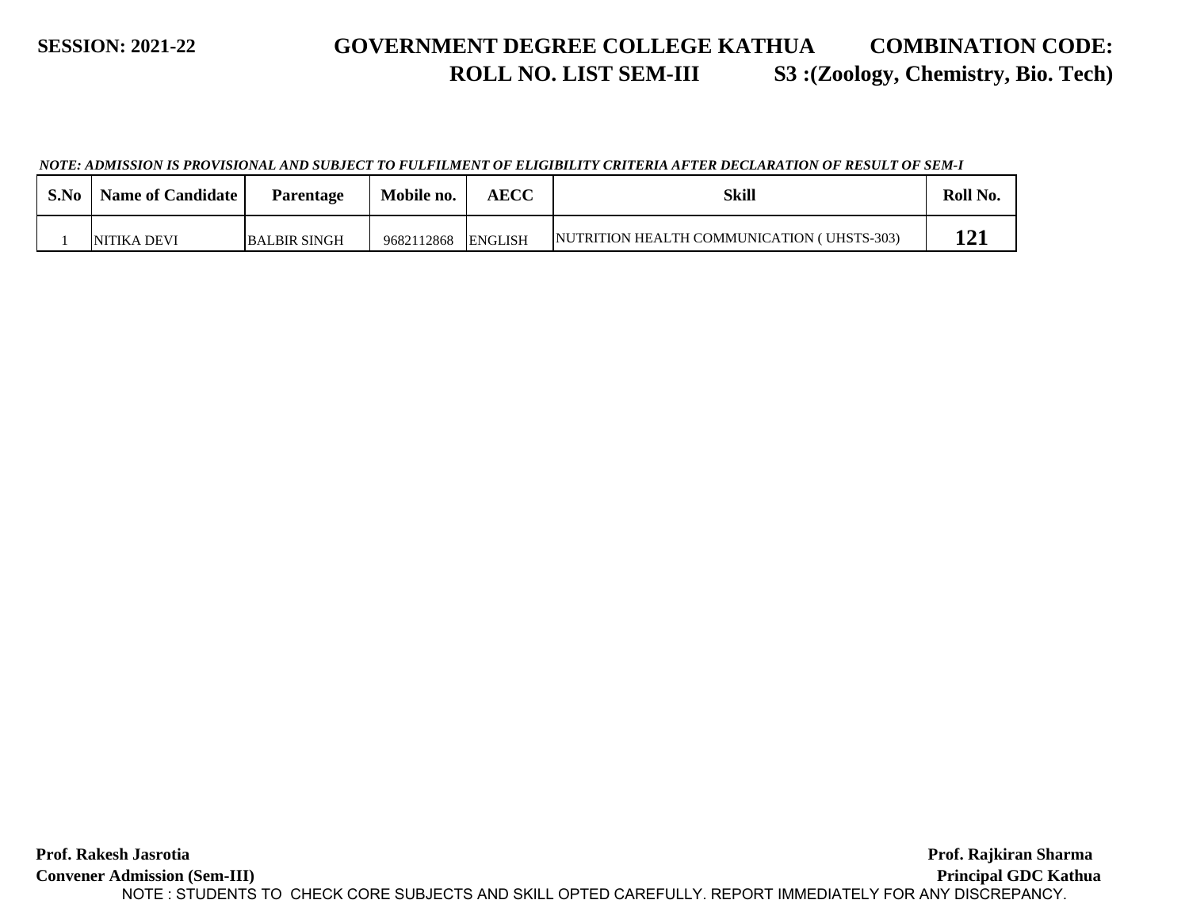**SESSION: 2021-22**

# GOVERNMENT DEGREE COLLEGE KATHUA

## ROLL NO. LIST SEM-III

**COMBINATION CODE: S3 :(Zoology, Chemistry, Bio. Tech)**

*NOTE: ADMISSION IS PROVISIONAL AND SUBJECT TO FULFILMENT OF ELIGIBILITY CRITERIA AFTER DECLARATION OF RESULT OF SEM-I*

| S.No | Name of Candidate | Parentage | Mobile no. | AECC | Skill | Roll No. |
|---|---|---|---|---|---|---|
| 1 | NITIKA DEVI | BALBIR SINGH | 9682112868 | ENGLISH | NUTRITION HEALTH COMMUNICATION ( UHSTS-303) | **121** |

**Prof. Rakesh Jasrotia**
**Convener Admission (Sem-III)**

**Prof. Rajkiran Sharma**
**Principal GDC Kathua**

NOTE : STUDENTS TO CHECK CORE SUBJECTS AND SKILL OPTED CAREFULLY. REPORT IMMEDIATELY FOR ANY DISCREPANCY.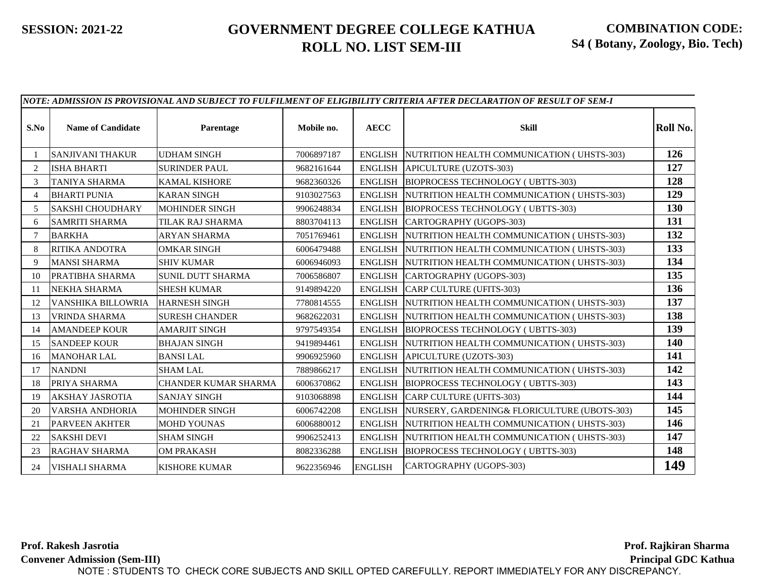**SESSION: 2021-22**

# GOVERNMENT DEGREE COLLEGE KATHUA
## ROLL NO. LIST SEM-III

**COMBINATION CODE: S4 ( Botany, Zoology, Bio. Tech)**

*NOTE: ADMISSION IS PROVISIONAL AND SUBJECT TO FULFILMENT OF ELIGIBILITY CRITERIA AFTER DECLARATION OF RESULT OF SEM-I*

| S.No | Name of Candidate | Parentage | Mobile no. | AECC | Skill | Roll No. |
|---|---|---|---|---|---|---|
| 1 | SANJIVANI THAKUR | UDHAM SINGH | 7006897187 | ENGLISH | NUTRITION HEALTH COMMUNICATION ( UHSTS-303) | 126 |
| 2 | ISHA BHARTI | SURINDER PAUL | 9682161644 | ENGLISH | APICULTURE (UZOTS-303) | 127 |
| 3 | TANIYA SHARMA | KAMAL KISHORE | 9682360326 | ENGLISH | BIOPROCESS TECHNOLOGY ( UBTTS-303) | 128 |
| 4 | BHARTI PUNIA | KARAN SINGH | 9103027563 | ENGLISH | NUTRITION HEALTH COMMUNICATION ( UHSTS-303) | 129 |
| 5 | SAKSHI CHOUDHARY | MOHINDER SINGH | 9906248834 | ENGLISH | BIOPROCESS TECHNOLOGY ( UBTTS-303) | 130 |
| 6 | SAMRITI SHARMA | TILAK RAJ SHARMA | 8803704113 | ENGLISH | CARTOGRAPHY (UGOPS-303) | 131 |
| 7 | BARKHA | ARYAN SHARMA | 7051769461 | ENGLISH | NUTRITION HEALTH COMMUNICATION ( UHSTS-303) | 132 |
| 8 | RITIKA ANDOTRA | OMKAR SINGH | 6006479488 | ENGLISH | NUTRITION HEALTH COMMUNICATION ( UHSTS-303) | 133 |
| 9 | MANSI SHARMA | SHIV KUMAR | 6006946093 | ENGLISH | NUTRITION HEALTH COMMUNICATION ( UHSTS-303) | 134 |
| 10 | PRATIBHA SHARMA | SUNIL DUTT SHARMA | 7006586807 | ENGLISH | CARTOGRAPHY (UGOPS-303) | 135 |
| 11 | NEKHA SHARMA | SHESH KUMAR | 9149894220 | ENGLISH | CARP CULTURE (UFITS-303) | 136 |
| 12 | VANSHIKA BILLOWRIA | HARNESH SINGH | 7780814555 | ENGLISH | NUTRITION HEALTH COMMUNICATION ( UHSTS-303) | 137 |
| 13 | VRINDA SHARMA | SURESH CHANDER | 9682622031 | ENGLISH | NUTRITION HEALTH COMMUNICATION ( UHSTS-303) | 138 |
| 14 | AMANDEEP KOUR | AMARJIT SINGH | 9797549354 | ENGLISH | BIOPROCESS TECHNOLOGY ( UBTTS-303) | 139 |
| 15 | SANDEEP KOUR | BHAJAN SINGH | 9419894461 | ENGLISH | NUTRITION HEALTH COMMUNICATION ( UHSTS-303) | 140 |
| 16 | MANOHAR LAL | BANSI LAL | 9906925960 | ENGLISH | APICULTURE (UZOTS-303) | 141 |
| 17 | NANDNI | SHAM LAL | 7889866217 | ENGLISH | NUTRITION HEALTH COMMUNICATION ( UHSTS-303) | 142 |
| 18 | PRIYA SHARMA | CHANDER KUMAR SHARMA | 6006370862 | ENGLISH | BIOPROCESS TECHNOLOGY ( UBTTS-303) | 143 |
| 19 | AKSHAY JASROTIA | SANJAY SINGH | 9103068898 | ENGLISH | CARP CULTURE (UFITS-303) | 144 |
| 20 | VARSHA ANDHORIA | MOHINDER SINGH | 6006742208 | ENGLISH | NURSERY, GARDENING& FLORICULTURE (UBOTS-303) | 145 |
| 21 | PARVEEN AKHTER | MOHD YOUNAS | 6006880012 | ENGLISH | NUTRITION HEALTH COMMUNICATION ( UHSTS-303) | 146 |
| 22 | SAKSHI DEVI | SHAM SINGH | 9906252413 | ENGLISH | NUTRITION HEALTH COMMUNICATION ( UHSTS-303) | 147 |
| 23 | RAGHAV SHARMA | OM PRAKASH | 8082336288 | ENGLISH | BIOPROCESS TECHNOLOGY ( UBTTS-303) | 148 |
| 24 | VISHALI SHARMA | KISHORE KUMAR | 9622356946 | ENGLISH | CARTOGRAPHY (UGOPS-303) | 149 |

**Prof. Rakesh Jasrotia**
**Convener Admission (Sem-III)**

**Prof. Rajkiran Sharma**
**Principal GDC Kathua**

NOTE : STUDENTS TO CHECK CORE SUBJECTS AND SKILL OPTED CAREFULLY. REPORT IMMEDIATELY FOR ANY DISCREPANCY.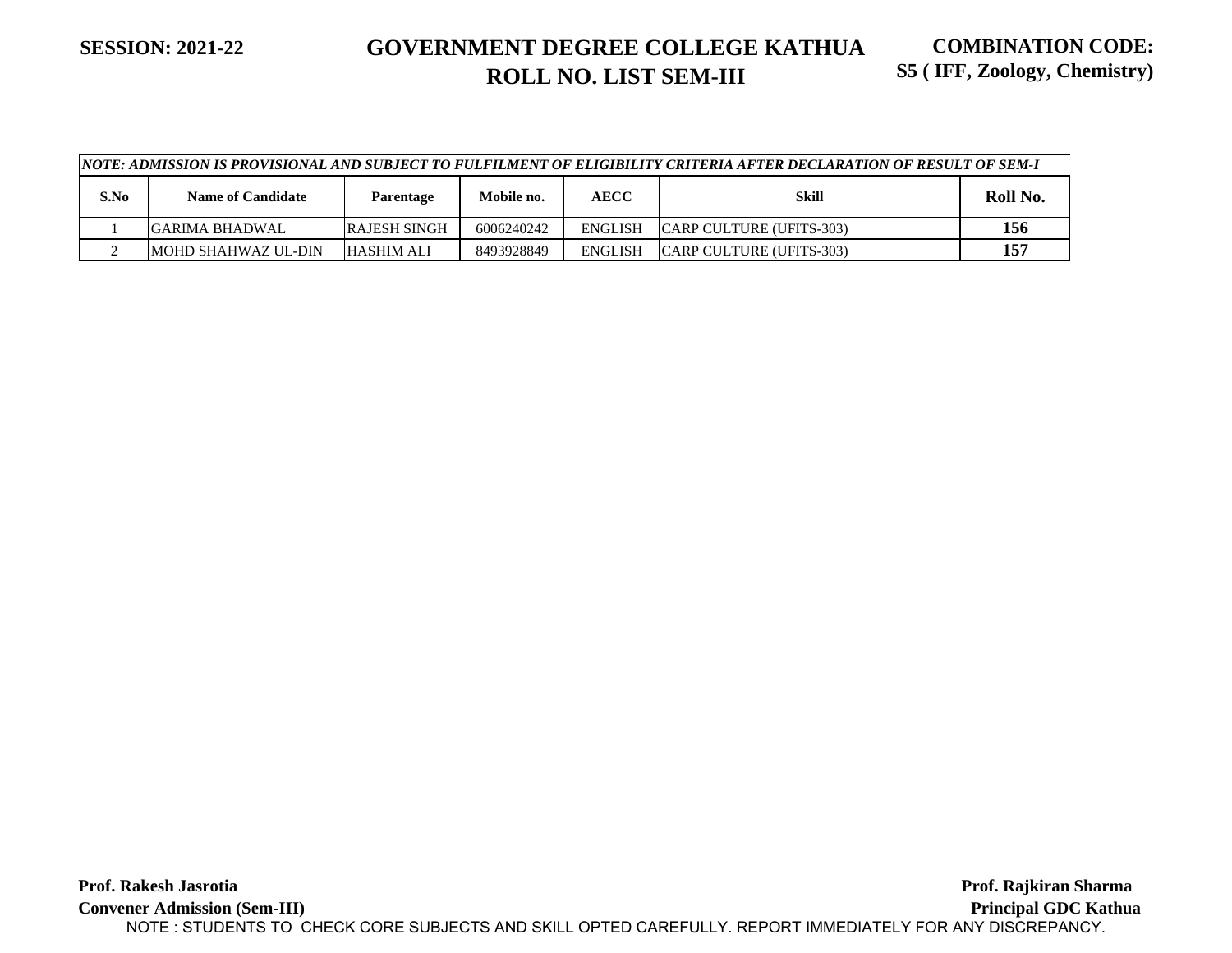**SESSION: 2021-22**

# GOVERNMENT DEGREE COLLEGE KATHUA
## ROLL NO. LIST SEM-III

**COMBINATION CODE: S5 ( IFF, Zoology, Chemistry)**

*NOTE: ADMISSION IS PROVISIONAL AND SUBJECT TO FULFILMENT OF ELIGIBILITY CRITERIA AFTER DECLARATION OF RESULT OF SEM-I*

| S.No | Name of Candidate | Parentage | Mobile no. | AECC | Skill | Roll No. |
|---|---|---|---|---|---|---|
| 1 | GARIMA BHADWAL | RAJESH SINGH | 6006240242 | ENGLISH | CARP CULTURE (UFITS-303) | **156** |
| 2 | MOHD SHAHWAZ UL-DIN | HASHIM ALI | 8493928849 | ENGLISH | CARP CULTURE (UFITS-303) | **157** |

**Prof. Rakesh Jasrotia**
**Convener Admission (Sem-III)**

**Prof. Rajkiran Sharma**
**Principal GDC Kathua**

NOTE : STUDENTS TO CHECK CORE SUBJECTS AND SKILL OPTED CAREFULLY. REPORT IMMEDIATELY FOR ANY DISCREPANCY.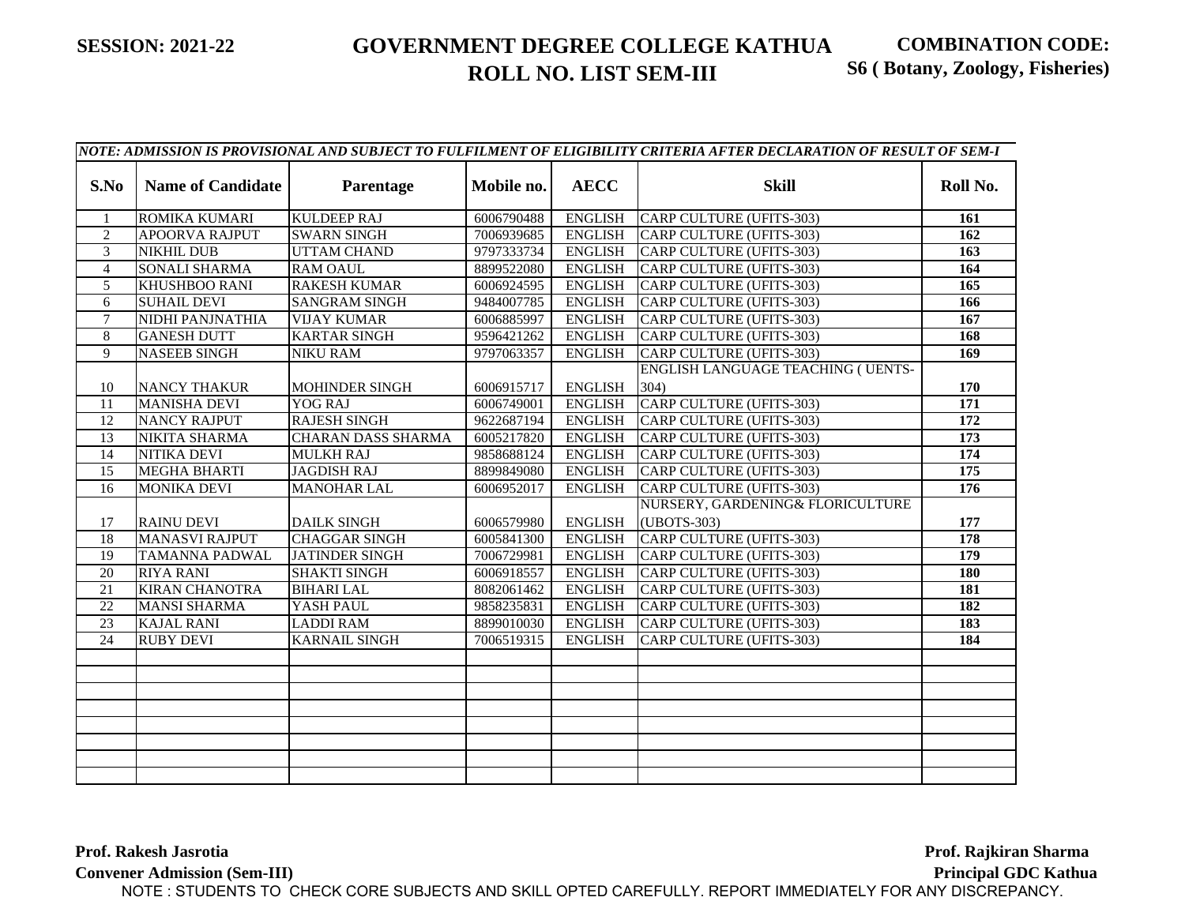**SESSION: 2021-22**

# GOVERNMENT DEGREE COLLEGE KATHUA
## ROLL NO. LIST SEM-III

**COMBINATION CODE: S6 ( Botany, Zoology, Fisheries)**

*NOTE: ADMISSION IS PROVISIONAL AND SUBJECT TO FULFILMENT OF ELIGIBILITY CRITERIA AFTER DECLARATION OF RESULT OF SEM-I*

| S.No | Name of Candidate | Parentage | Mobile no. | AECC | Skill | Roll No. |
|---|---|---|---|---|---|---|
| 1 | ROMIKA KUMARI | KULDEEP RAJ | 6006790488 | ENGLISH | CARP CULTURE (UFITS-303) | **161** |
| 2 | APOORVA RAJPUT | SWARN SINGH | 7006939685 | ENGLISH | CARP CULTURE (UFITS-303) | **162** |
| 3 | NIKHIL DUB | UTTAM CHAND | 9797333734 | ENGLISH | CARP CULTURE (UFITS-303) | **163** |
| 4 | SONALI SHARMA | RAM OAUL | 8899522080 | ENGLISH | CARP CULTURE (UFITS-303) | **164** |
| 5 | KHUSHBOO RANI | RAKESH KUMAR | 6006924595 | ENGLISH | CARP CULTURE (UFITS-303) | **165** |
| 6 | SUHAIL DEVI | SANGRAM SINGH | 9484007785 | ENGLISH | CARP CULTURE (UFITS-303) | **166** |
| 7 | NIDHI PANJNATHIA | VIJAY KUMAR | 6006885997 | ENGLISH | CARP CULTURE (UFITS-303) | **167** |
| 8 | GANESH DUTT | KARTAR SINGH | 9596421262 | ENGLISH | CARP CULTURE (UFITS-303) | **168** |
| 9 | NASEEB SINGH | NIKU RAM | 9797063357 | ENGLISH | CARP CULTURE (UFITS-303) | **169** |
| 10 | NANCY THAKUR | MOHINDER SINGH | 6006915717 | ENGLISH | ENGLISH LANGUAGE TEACHING ( UENTS-304) | **170** |
| 11 | MANISHA DEVI | YOG RAJ | 6006749001 | ENGLISH | CARP CULTURE (UFITS-303) | **171** |
| 12 | NANCY RAJPUT | RAJESH SINGH | 9622687194 | ENGLISH | CARP CULTURE (UFITS-303) | **172** |
| 13 | NIKITA SHARMA | CHARAN DASS SHARMA | 6005217820 | ENGLISH | CARP CULTURE (UFITS-303) | **173** |
| 14 | NITIKA DEVI | MULKH RAJ | 9858688124 | ENGLISH | CARP CULTURE (UFITS-303) | **174** |
| 15 | MEGHA BHARTI | JAGDISH RAJ | 8899849080 | ENGLISH | CARP CULTURE (UFITS-303) | **175** |
| 16 | MONIKA DEVI | MANOHAR LAL | 6006952017 | ENGLISH | CARP CULTURE (UFITS-303) | **176** |
| 17 | RAINU DEVI | DAILK SINGH | 6006579980 | ENGLISH | NURSERY, GARDENING& FLORICULTURE (UBOTS-303) | **177** |
| 18 | MANASVI RAJPUT | CHAGGAR SINGH | 6005841300 | ENGLISH | CARP CULTURE (UFITS-303) | **178** |
| 19 | TAMANNA PADWAL | JATINDER SINGH | 7006729981 | ENGLISH | CARP CULTURE (UFITS-303) | **179** |
| 20 | RIYA RANI | SHAKTI SINGH | 6006918557 | ENGLISH | CARP CULTURE (UFITS-303) | **180** |
| 21 | KIRAN CHANOTRA | BIHARI LAL | 8082061462 | ENGLISH | CARP CULTURE (UFITS-303) | **181** |
| 22 | MANSI SHARMA | YASH PAUL | 9858235831 | ENGLISH | CARP CULTURE (UFITS-303) | **182** |
| 23 | KAJAL RANI | LADDI RAM | 8899010030 | ENGLISH | CARP CULTURE (UFITS-303) | **183** |
| 24 | RUBY DEVI | KARNAIL SINGH | 7006519315 | ENGLISH | CARP CULTURE (UFITS-303) | **184** |

**Prof. Rakesh Jasrotia**
**Convener Admission (Sem-III)**

**Prof. Rajkiran Sharma**
**Principal GDC Kathua**

NOTE : STUDENTS TO CHECK CORE SUBJECTS AND SKILL OPTED CAREFULLY. REPORT IMMEDIATELY FOR ANY DISCREPANCY.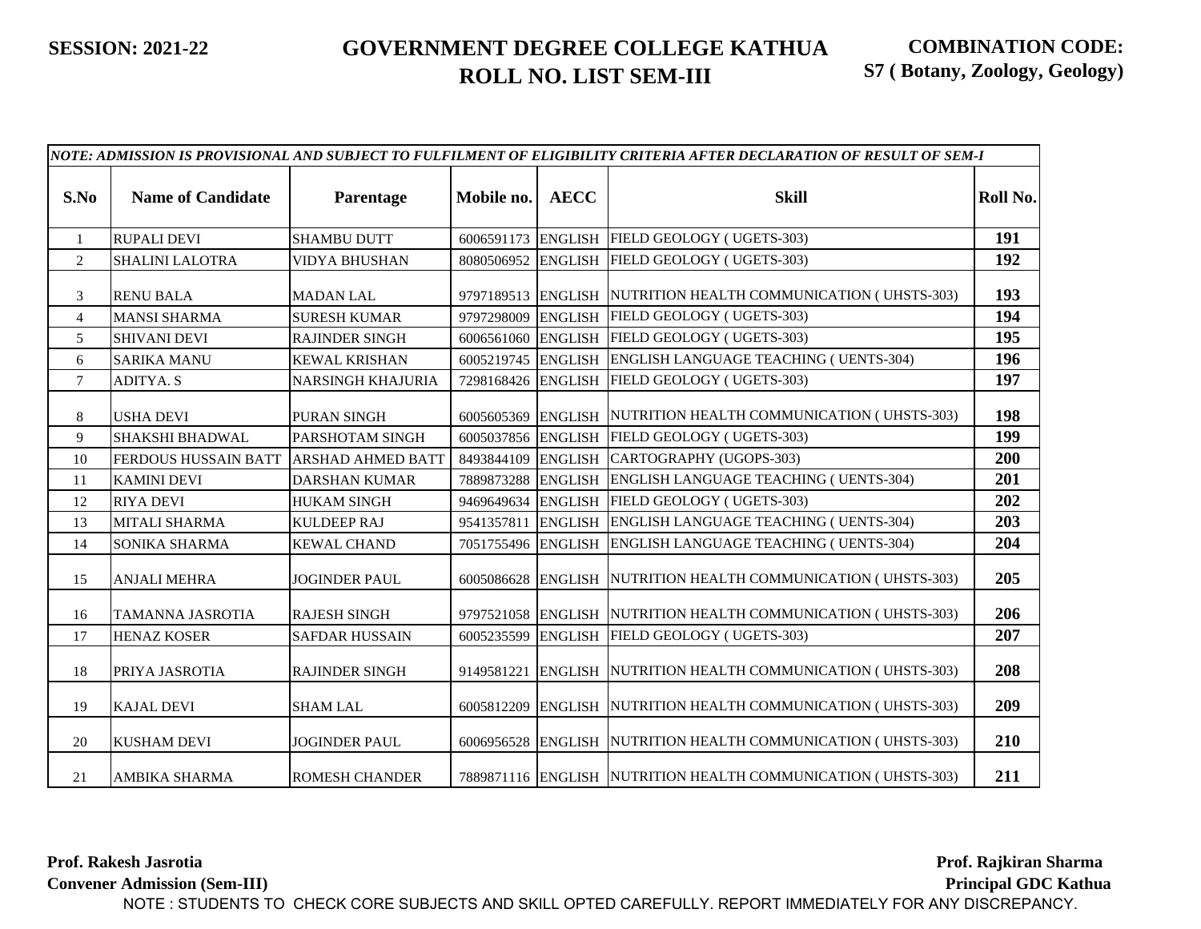**SESSION: 2021-22**

# GOVERNMENT DEGREE COLLEGE KATHUA
## ROLL NO. LIST SEM-III

**COMBINATION CODE: S7 ( Botany, Zoology, Geology)**

| *NOTE: ADMISSION IS PROVISIONAL AND SUBJECT TO FULFILMENT OF ELIGIBILITY CRITERIA AFTER DECLARATION OF RESULT OF SEM-I* | | | | | | |
|---|---|---|---|---|---|---|
| **S.No** | **Name of Candidate** | **Parentage** | **Mobile no.** | **AECC** | **Skill** | **Roll No.** |
| 1 | RUPALI DEVI | SHAMBU DUTT | 6006591173 | ENGLISH | FIELD GEOLOGY ( UGETS-303) | **191** |
| 2 | SHALINI LALOTRA | VIDYA BHUSHAN | 8080506952 | ENGLISH | FIELD GEOLOGY ( UGETS-303) | **192** |
| 3 | RENU BALA | MADAN LAL | 9797189513 | ENGLISH | NUTRITION HEALTH COMMUNICATION ( UHSTS-303) | **193** |
| 4 | MANSI SHARMA | SURESH KUMAR | 9797298009 | ENGLISH | FIELD GEOLOGY ( UGETS-303) | **194** |
| 5 | SHIVANI DEVI | RAJINDER SINGH | 6006561060 | ENGLISH | FIELD GEOLOGY ( UGETS-303) | **195** |
| 6 | SARIKA MANU | KEWAL KRISHAN | 6005219745 | ENGLISH | ENGLISH LANGUAGE TEACHING ( UENTS-304) | **196** |
| 7 | ADITYA. S | NARSINGH KHAJURIA | 7298168426 | ENGLISH | FIELD GEOLOGY ( UGETS-303) | **197** |
| 8 | USHA DEVI | PURAN SINGH | 6005605369 | ENGLISH | NUTRITION HEALTH COMMUNICATION ( UHSTS-303) | **198** |
| 9 | SHAKSHI BHADWAL | PARSHOTAM SINGH | 6005037856 | ENGLISH | FIELD GEOLOGY ( UGETS-303) | **199** |
| 10 | FERDOUS HUSSAIN BATT | ARSHAD AHMED BATT | 8493844109 | ENGLISH | CARTOGRAPHY (UGOPS-303) | **200** |
| 11 | KAMINI DEVI | DARSHAN KUMAR | 7889873288 | ENGLISH | ENGLISH LANGUAGE TEACHING ( UENTS-304) | **201** |
| 12 | RIYA DEVI | HUKAM SINGH | 9469649634 | ENGLISH | FIELD GEOLOGY ( UGETS-303) | **202** |
| 13 | MITALI SHARMA | KULDEEP RAJ | 9541357811 | ENGLISH | ENGLISH LANGUAGE TEACHING ( UENTS-304) | **203** |
| 14 | SONIKA SHARMA | KEWAL CHAND | 7051755496 | ENGLISH | ENGLISH LANGUAGE TEACHING ( UENTS-304) | **204** |
| 15 | ANJALI MEHRA | JOGINDER PAUL | 6005086628 | ENGLISH | NUTRITION HEALTH COMMUNICATION ( UHSTS-303) | **205** |
| 16 | TAMANNA JASROTIA | RAJESH SINGH | 9797521058 | ENGLISH | NUTRITION HEALTH COMMUNICATION ( UHSTS-303) | **206** |
| 17 | HENAZ KOSER | SAFDAR HUSSAIN | 6005235599 | ENGLISH | FIELD GEOLOGY ( UGETS-303) | **207** |
| 18 | PRIYA JASROTIA | RAJINDER SINGH | 9149581221 | ENGLISH | NUTRITION HEALTH COMMUNICATION ( UHSTS-303) | **208** |
| 19 | KAJAL DEVI | SHAM LAL | 6005812209 | ENGLISH | NUTRITION HEALTH COMMUNICATION ( UHSTS-303) | **209** |
| 20 | KUSHAM DEVI | JOGINDER PAUL | 6006956528 | ENGLISH | NUTRITION HEALTH COMMUNICATION ( UHSTS-303) | **210** |
| 21 | AMBIKA SHARMA | ROMESH CHANDER | 7889871116 | ENGLISH | NUTRITION HEALTH COMMUNICATION ( UHSTS-303) | **211** |

**Prof. Rakesh Jasrotia**
**Convener Admission (Sem-III)**

**Prof. Rajkiran Sharma**
**Principal GDC Kathua**

NOTE : STUDENTS TO CHECK CORE SUBJECTS AND SKILL OPTED CAREFULLY. REPORT IMMEDIATELY FOR ANY DISCREPANCY.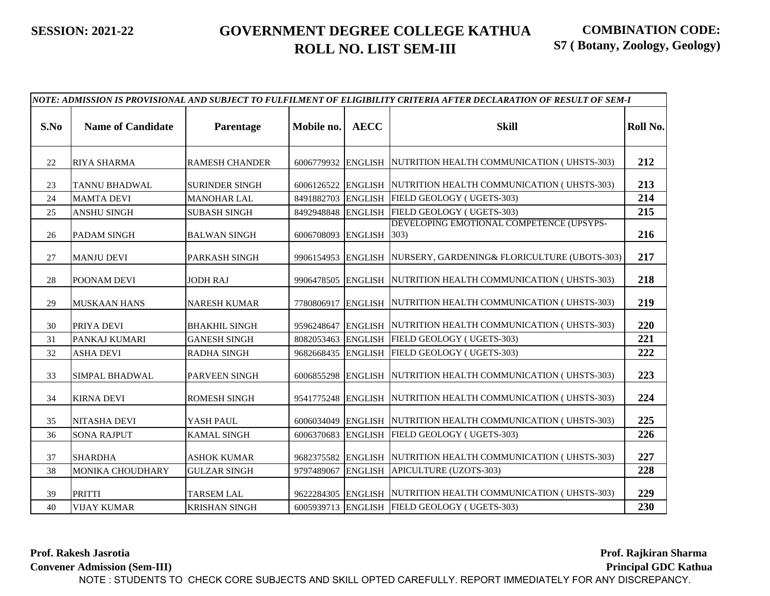**SESSION: 2021-22**

# GOVERNMENT DEGREE COLLEGE KATHUA
## ROLL NO. LIST SEM-III

**COMBINATION CODE: S7 ( Botany, Zoology, Geology)**

*NOTE: ADMISSION IS PROVISIONAL AND SUBJECT TO FULFILMENT OF ELIGIBILITY CRITERIA AFTER DECLARATION OF RESULT OF SEM-I*

| S.No | Name of Candidate | Parentage | Mobile no. | AECC | Skill | Roll No. |
|---|---|---|---|---|---|---|
| 22 | RIYA SHARMA | RAMESH CHANDER | 6006779932 | ENGLISH | NUTRITION HEALTH COMMUNICATION ( UHSTS-303) | **212** |
| 23 | TANNU BHADWAL | SURINDER SINGH | 6006126522 | ENGLISH | NUTRITION HEALTH COMMUNICATION ( UHSTS-303) | **213** |
| 24 | MAMTA DEVI | MANOHAR LAL | 8491882703 | ENGLISH | FIELD GEOLOGY ( UGETS-303) | **214** |
| 25 | ANSHU SINGH | SUBASH SINGH | 8492948848 | ENGLISH | FIELD GEOLOGY ( UGETS-303) | **215** |
| 26 | PADAM SINGH | BALWAN SINGH | 6006708093 | ENGLISH | DEVELOPING EMOTIONAL COMPETENCE (UPSYPS-303) | **216** |
| 27 | MANJU DEVI | PARKASH SINGH | 9906154953 | ENGLISH | NURSERY, GARDENING& FLORICULTURE (UBOTS-303) | **217** |
| 28 | POONAM DEVI | JODH RAJ | 9906478505 | ENGLISH | NUTRITION HEALTH COMMUNICATION ( UHSTS-303) | **218** |
| 29 | MUSKAAN HANS | NARESH KUMAR | 7780806917 | ENGLISH | NUTRITION HEALTH COMMUNICATION ( UHSTS-303) | **219** |
| 30 | PRIYA DEVI | BHAKHIL SINGH | 9596248647 | ENGLISH | NUTRITION HEALTH COMMUNICATION ( UHSTS-303) | **220** |
| 31 | PANKAJ KUMARI | GANESH SINGH | 8082053463 | ENGLISH | FIELD GEOLOGY ( UGETS-303) | **221** |
| 32 | ASHA DEVI | RADHA SINGH | 9682668435 | ENGLISH | FIELD GEOLOGY ( UGETS-303) | **222** |
| 33 | SIMPAL BHADWAL | PARVEEN SINGH | 6006855298 | ENGLISH | NUTRITION HEALTH COMMUNICATION ( UHSTS-303) | **223** |
| 34 | KIRNA DEVI | ROMESH SINGH | 9541775248 | ENGLISH | NUTRITION HEALTH COMMUNICATION ( UHSTS-303) | **224** |
| 35 | NITASHA DEVI | YASH PAUL | 6006034049 | ENGLISH | NUTRITION HEALTH COMMUNICATION ( UHSTS-303) | **225** |
| 36 | SONA RAJPUT | KAMAL SINGH | 6006370683 | ENGLISH | FIELD GEOLOGY ( UGETS-303) | **226** |
| 37 | SHARDHA | ASHOK KUMAR | 9682375582 | ENGLISH | NUTRITION HEALTH COMMUNICATION ( UHSTS-303) | **227** |
| 38 | MONIKA CHOUDHARY | GULZAR SINGH | 9797489067 | ENGLISH | APICULTURE (UZOTS-303) | **228** |
| 39 | PRITTI | TARSEM LAL | 9622284305 | ENGLISH | NUTRITION HEALTH COMMUNICATION ( UHSTS-303) | **229** |
| 40 | VIJAY KUMAR | KRISHAN SINGH | 6005939713 | ENGLISH | FIELD GEOLOGY ( UGETS-303) | **230** |

**Prof. Rakesh Jasrotia**
**Convener Admission (Sem-III)**

**Prof. Rajkiran Sharma**
**Principal GDC Kathua**

NOTE : STUDENTS TO CHECK CORE SUBJECTS AND SKILL OPTED CAREFULLY. REPORT IMMEDIATELY FOR ANY DISCREPANCY.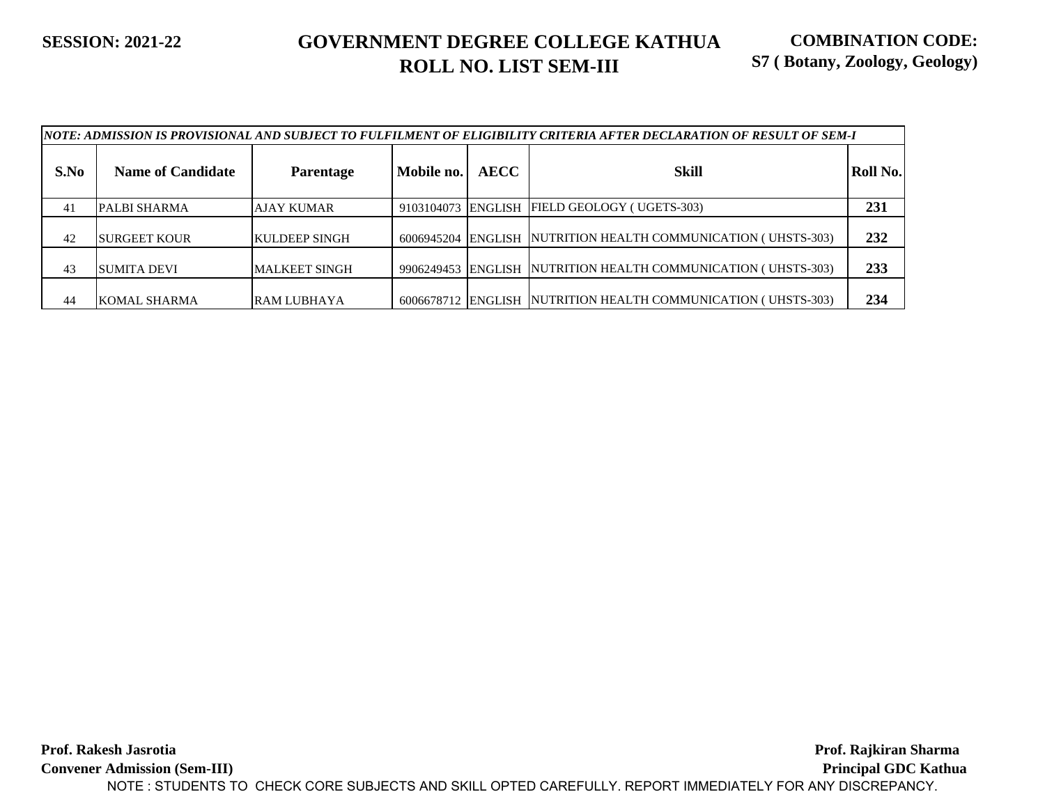**SESSION: 2021-22**

# GOVERNMENT DEGREE COLLEGE KATHUA
## ROLL NO. LIST SEM-III

**COMBINATION CODE: S7 ( Botany, Zoology, Geology)**

| *NOTE: ADMISSION IS PROVISIONAL AND SUBJECT TO FULFILMENT OF ELIGIBILITY CRITERIA AFTER DECLARATION OF RESULT OF SEM-I* | | | | | | |
|---|---|---|---|---|---|---|
| **S.No** | **Name of Candidate** | **Parentage** | **Mobile no.** | **AECC** | **Skill** | **Roll No.** |
| 41 | PALBI SHARMA | AJAY KUMAR | 9103104073 | ENGLISH | FIELD GEOLOGY ( UGETS-303) | **231** |
| 42 | SURGEET KOUR | KULDEEP SINGH | 6006945204 | ENGLISH | NUTRITION HEALTH COMMUNICATION ( UHSTS-303) | **232** |
| 43 | SUMITA DEVI | MALKEET SINGH | 9906249453 | ENGLISH | NUTRITION HEALTH COMMUNICATION ( UHSTS-303) | **233** |
| 44 | KOMAL SHARMA | RAM LUBHAYA | 6006678712 | ENGLISH | NUTRITION HEALTH COMMUNICATION ( UHSTS-303) | **234** |

**Prof. Rakesh Jasrotia**
**Convener Admission (Sem-III)**

**Prof. Rajkiran Sharma**
**Principal GDC Kathua**

NOTE : STUDENTS TO CHECK CORE SUBJECTS AND SKILL OPTED CAREFULLY. REPORT IMMEDIATELY FOR ANY DISCREPANCY.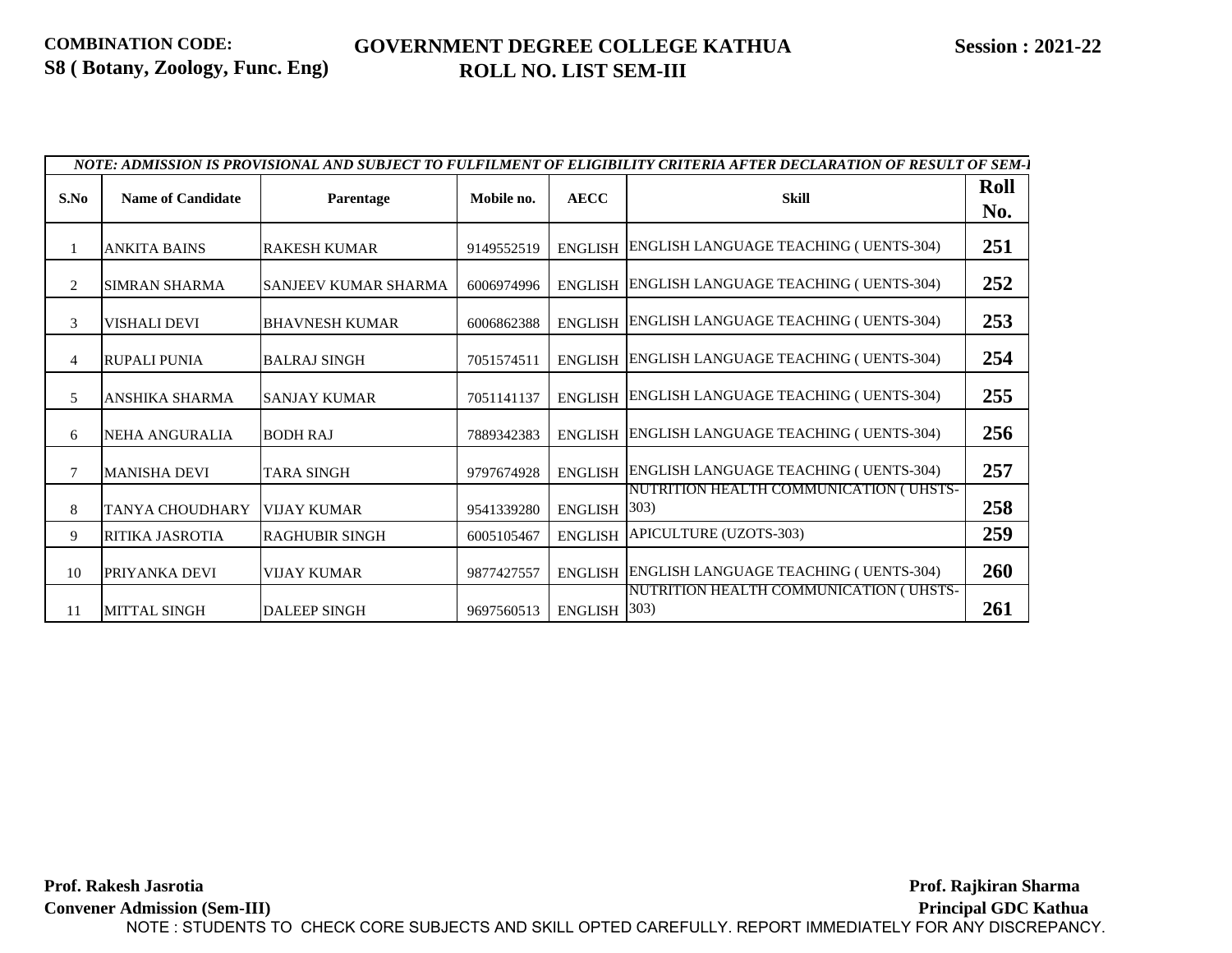**COMBINATION CODE:**
**S8 ( Botany, Zoology, Func. Eng)**

# GOVERNMENT DEGREE COLLEGE KATHUA
## ROLL NO. LIST SEM-III

**Session : 2021-22**

| *NOTE: ADMISSION IS PROVISIONAL AND SUBJECT TO FULFILMENT OF ELIGIBILITY CRITERIA AFTER DECLARATION OF RESULT OF SEM-I* | | | | | | |
|---|---|---|---|---|---|---|
| **S.No** | **Name of Candidate** | **Parentage** | **Mobile no.** | **AECC** | **Skill** | **Roll No.** |
| 1 | ANKITA BAINS | RAKESH KUMAR | 9149552519 | ENGLISH | ENGLISH LANGUAGE TEACHING ( UENTS-304) | **251** |
| 2 | SIMRAN SHARMA | SANJEEV KUMAR SHARMA | 6006974996 | ENGLISH | ENGLISH LANGUAGE TEACHING ( UENTS-304) | **252** |
| 3 | VISHALI DEVI | BHAVNESH KUMAR | 6006862388 | ENGLISH | ENGLISH LANGUAGE TEACHING ( UENTS-304) | **253** |
| 4 | RUPALI PUNIA | BALRAJ SINGH | 7051574511 | ENGLISH | ENGLISH LANGUAGE TEACHING ( UENTS-304) | **254** |
| 5 | ANSHIKA SHARMA | SANJAY KUMAR | 7051141137 | ENGLISH | ENGLISH LANGUAGE TEACHING ( UENTS-304) | **255** |
| 6 | NEHA ANGURALIA | BODH RAJ | 7889342383 | ENGLISH | ENGLISH LANGUAGE TEACHING ( UENTS-304) | **256** |
| 7 | MANISHA DEVI | TARA SINGH | 9797674928 | ENGLISH | ENGLISH LANGUAGE TEACHING ( UENTS-304) | **257** |
| 8 | TANYA CHOUDHARY | VIJAY KUMAR | 9541339280 | ENGLISH | NUTRITION HEALTH COMMUNICATION ( UHSTS-303) | **258** |
| 9 | RITIKA JASROTIA | RAGHUBIR SINGH | 6005105467 | ENGLISH | APICULTURE (UZOTS-303) | **259** |
| 10 | PRIYANKA DEVI | VIJAY KUMAR | 9877427557 | ENGLISH | ENGLISH LANGUAGE TEACHING ( UENTS-304) | **260** |
| 11 | MITTAL SINGH | DALEEP SINGH | 9697560513 | ENGLISH | NUTRITION HEALTH COMMUNICATION ( UHSTS-303) | **261** |

**Prof. Rakesh Jasrotia**
**Convener Admission (Sem-III)**

**Prof. Rajkiran Sharma**
**Principal GDC Kathua**

NOTE : STUDENTS TO CHECK CORE SUBJECTS AND SKILL OPTED CAREFULLY. REPORT IMMEDIATELY FOR ANY DISCREPANCY.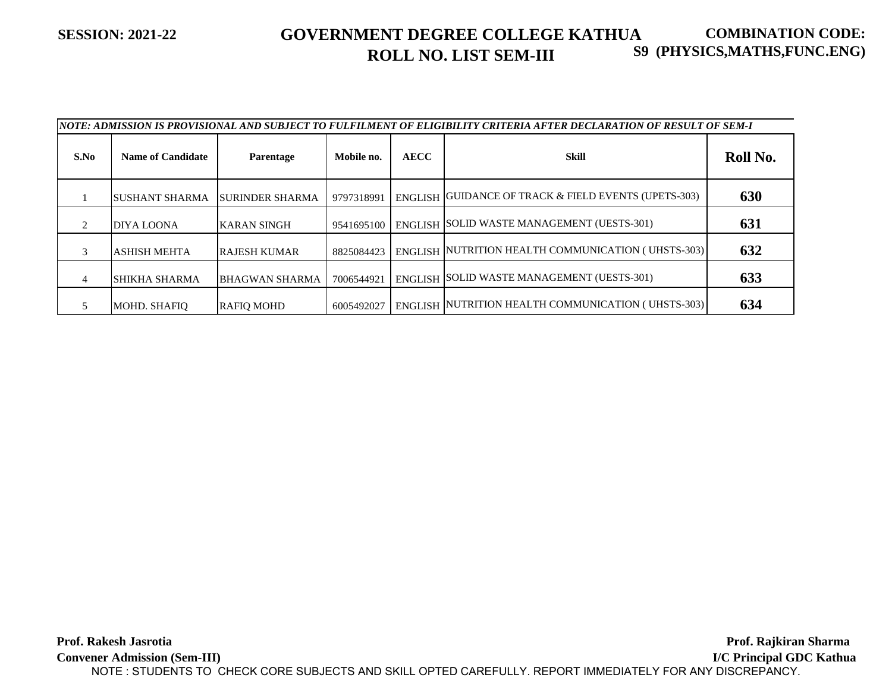**SESSION: 2021-22**

# GOVERNMENT DEGREE COLLEGE KATHUA
## ROLL NO. LIST SEM-III

**COMBINATION CODE: S9 (PHYSICS,MATHS,FUNC.ENG)**

*NOTE: ADMISSION IS PROVISIONAL AND SUBJECT TO FULFILMENT OF ELIGIBILITY CRITERIA AFTER DECLARATION OF RESULT OF SEM-I*

| S.No | Name of Candidate | Parentage | Mobile no. | AECC | Skill | Roll No. |
|---|---|---|---|---|---|---|
| 1 | SUSHANT SHARMA | SURINDER SHARMA | 9797318991 | ENGLISH | GUIDANCE OF TRACK & FIELD EVENTS (UPETS-303) | **630** |
| 2 | DIYA LOONA | KARAN SINGH | 9541695100 | ENGLISH | SOLID WASTE MANAGEMENT (UESTS-301) | **631** |
| 3 | ASHISH MEHTA | RAJESH KUMAR | 8825084423 | ENGLISH | NUTRITION HEALTH COMMUNICATION ( UHSTS-303) | **632** |
| 4 | SHIKHA SHARMA | BHAGWAN SHARMA | 7006544921 | ENGLISH | SOLID WASTE MANAGEMENT (UESTS-301) | **633** |
| 5 | MOHD. SHAFIQ | RAFIQ MOHD | 6005492027 | ENGLISH | NUTRITION HEALTH COMMUNICATION ( UHSTS-303) | **634** |

**Prof. Rakesh Jasrotia**
**Convener Admission (Sem-III)**

**Prof. Rajkiran Sharma**
**I/C Principal GDC Kathua**

NOTE : STUDENTS TO CHECK CORE SUBJECTS AND SKILL OPTED CAREFULLY. REPORT IMMEDIATELY FOR ANY DISCREPANCY.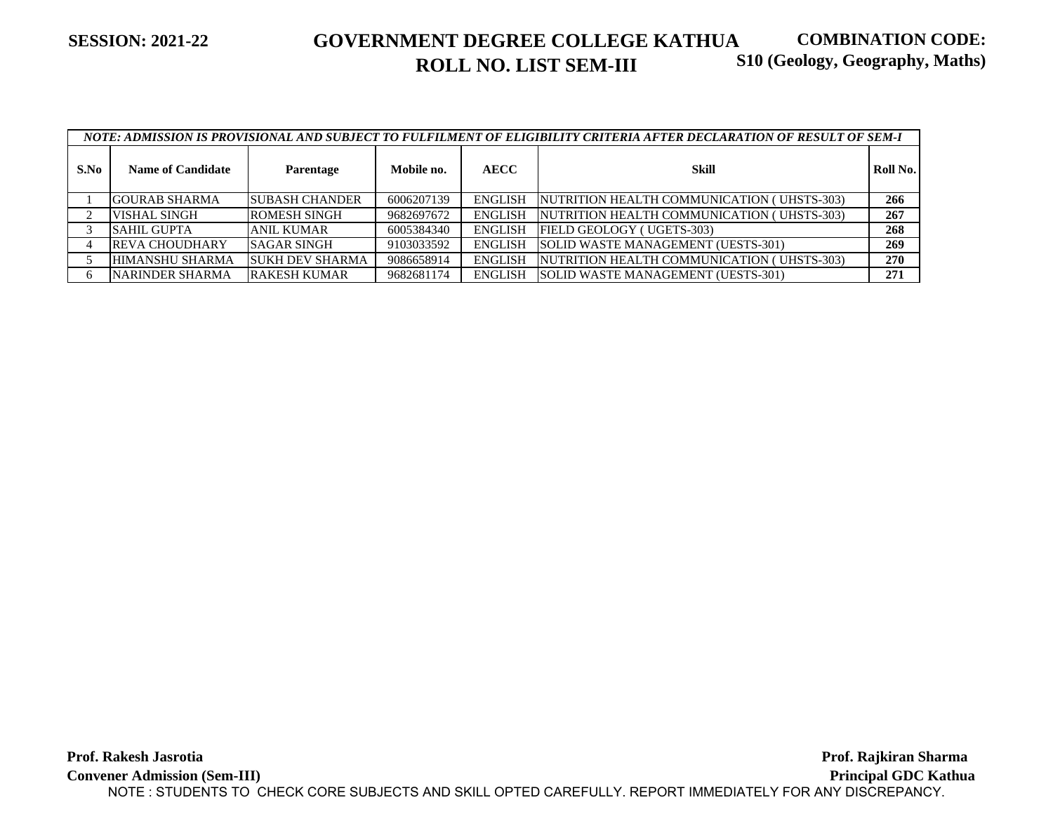**SESSION: 2021-22**

# GOVERNMENT DEGREE COLLEGE KATHUA
## ROLL NO. LIST SEM-III

**COMBINATION CODE: S10 (Geology, Geography, Maths)**

| *NOTE: ADMISSION IS PROVISIONAL AND SUBJECT TO FULFILMENT OF ELIGIBILITY CRITERIA AFTER DECLARATION OF RESULT OF SEM-I* | | | | | | |
|---|---|---|---|---|---|---|
| **S.No** | **Name of Candidate** | **Parentage** | **Mobile no.** | **AECC** | **Skill** | **Roll No.** |
| 1 | GOURAB SHARMA | SUBASH CHANDER | 6006207139 | ENGLISH | NUTRITION HEALTH COMMUNICATION ( UHSTS-303) | **266** |
| 2 | VISHAL SINGH | ROMESH SINGH | 9682697672 | ENGLISH | NUTRITION HEALTH COMMUNICATION ( UHSTS-303) | **267** |
| 3 | SAHIL GUPTA | ANIL KUMAR | 6005384340 | ENGLISH | FIELD GEOLOGY ( UGETS-303) | **268** |
| 4 | REVA CHOUDHARY | SAGAR SINGH | 9103033592 | ENGLISH | SOLID WASTE MANAGEMENT (UESTS-301) | **269** |
| 5 | HIMANSHU SHARMA | SUKH DEV SHARMA | 9086658914 | ENGLISH | NUTRITION HEALTH COMMUNICATION ( UHSTS-303) | **270** |
| 6 | NARINDER SHARMA | RAKESH KUMAR | 9682681174 | ENGLISH | SOLID WASTE MANAGEMENT (UESTS-301) | **271** |

**Prof. Rakesh Jasrotia**
**Convener Admission (Sem-III)**

**Prof. Rajkiran Sharma**
**Principal GDC Kathua**

NOTE : STUDENTS TO CHECK CORE SUBJECTS AND SKILL OPTED CAREFULLY. REPORT IMMEDIATELY FOR ANY DISCREPANCY.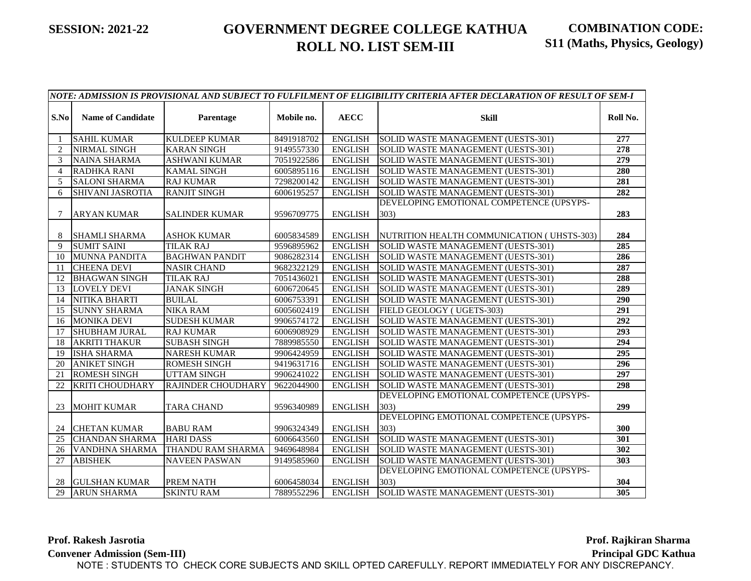**SESSION: 2021-22**

# GOVERNMENT DEGREE COLLEGE KATHUA
## ROLL NO. LIST SEM-III

**COMBINATION CODE: S11 (Maths, Physics, Geology)**

| *NOTE: ADMISSION IS PROVISIONAL AND SUBJECT TO FULFILMENT OF ELIGIBILITY CRITERIA AFTER DECLARATION OF RESULT OF SEM-I* | | | | | | |
|---|---|---|---|---|---|---|
| **S.No** | **Name of Candidate** | **Parentage** | **Mobile no.** | **AECC** | **Skill** | **Roll No.** |
| 1 | SAHIL KUMAR | KULDEEP KUMAR | 8491918702 | ENGLISH | SOLID WASTE MANAGEMENT (UESTS-301) | 277 |
| 2 | NIRMAL SINGH | KARAN SINGH | 9149557330 | ENGLISH | SOLID WASTE MANAGEMENT (UESTS-301) | 278 |
| 3 | NAINA SHARMA | ASHWANI KUMAR | 7051922586 | ENGLISH | SOLID WASTE MANAGEMENT (UESTS-301) | 279 |
| 4 | RADHKA RANI | KAMAL SINGH | 6005895116 | ENGLISH | SOLID WASTE MANAGEMENT (UESTS-301) | 280 |
| 5 | SALONI SHARMA | RAJ KUMAR | 7298200142 | ENGLISH | SOLID WASTE MANAGEMENT (UESTS-301) | 281 |
| 6 | SHIVANI JASROTIA | RANJIT SINGH | 6006195257 | ENGLISH | SOLID WASTE MANAGEMENT (UESTS-301) | 282 |
| 7 | ARYAN KUMAR | SALINDER KUMAR | 9596709775 | ENGLISH | DEVELOPING EMOTIONAL COMPETENCE (UPSYPS-303) | 283 |
| 8 | SHAMLI SHARMA | ASHOK KUMAR | 6005834589 | ENGLISH | NUTRITION HEALTH COMMUNICATION ( UHSTS-303) | 284 |
| 9 | SUMIT SAINI | TILAK RAJ | 9596895962 | ENGLISH | SOLID WASTE MANAGEMENT (UESTS-301) | 285 |
| 10 | MUNNA PANDITA | BAGHWAN PANDIT | 9086282314 | ENGLISH | SOLID WASTE MANAGEMENT (UESTS-301) | 286 |
| 11 | CHEENA DEVI | NASIR CHAND | 9682322129 | ENGLISH | SOLID WASTE MANAGEMENT (UESTS-301) | 287 |
| 12 | BHAGWAN SINGH | TILAK RAJ | 7051436021 | ENGLISH | SOLID WASTE MANAGEMENT (UESTS-301) | 288 |
| 13 | LOVELY DEVI | JANAK SINGH | 6006720645 | ENGLISH | SOLID WASTE MANAGEMENT (UESTS-301) | 289 |
| 14 | NITIKA BHARTI | BUILAL | 6006753391 | ENGLISH | SOLID WASTE MANAGEMENT (UESTS-301) | 290 |
| 15 | SUNNY SHARMA | NIKA RAM | 6005602419 | ENGLISH | FIELD GEOLOGY ( UGETS-303) | 291 |
| 16 | MONIKA DEVI | SUDESH KUMAR | 9906574172 | ENGLISH | SOLID WASTE MANAGEMENT (UESTS-301) | 292 |
| 17 | SHUBHAM JURAL | RAJ KUMAR | 6006908929 | ENGLISH | SOLID WASTE MANAGEMENT (UESTS-301) | 293 |
| 18 | AKRITI THAKUR | SUBASH SINGH | 7889985550 | ENGLISH | SOLID WASTE MANAGEMENT (UESTS-301) | 294 |
| 19 | ISHA SHARMA | NARESH KUMAR | 9906424959 | ENGLISH | SOLID WASTE MANAGEMENT (UESTS-301) | 295 |
| 20 | ANIKET SINGH | ROMESH SINGH | 9419631716 | ENGLISH | SOLID WASTE MANAGEMENT (UESTS-301) | 296 |
| 21 | ROMESH SINGH | UTTAM SINGH | 9906241022 | ENGLISH | SOLID WASTE MANAGEMENT (UESTS-301) | 297 |
| 22 | KRITI CHOUDHARY | RAJINDER CHOUDHARY | 9622044900 | ENGLISH | SOLID WASTE MANAGEMENT (UESTS-301) | 298 |
| 23 | MOHIT KUMAR | TARA CHAND | 9596340989 | ENGLISH | DEVELOPING EMOTIONAL COMPETENCE (UPSYPS-303) | 299 |
| 24 | CHETAN KUMAR | BABU RAM | 9906324349 | ENGLISH | DEVELOPING EMOTIONAL COMPETENCE (UPSYPS-303) | 300 |
| 25 | CHANDAN SHARMA | HARI DASS | 6006643560 | ENGLISH | SOLID WASTE MANAGEMENT (UESTS-301) | 301 |
| 26 | VANDHNA SHARMA | THANDU RAM SHARMA | 9469648984 | ENGLISH | SOLID WASTE MANAGEMENT (UESTS-301) | 302 |
| 27 | ABISHEK | NAVEEN PASWAN | 9149585960 | ENGLISH | SOLID WASTE MANAGEMENT (UESTS-301) | 303 |
| 28 | GULSHAN KUMAR | PREM NATH | 6006458034 | ENGLISH | DEVELOPING EMOTIONAL COMPETENCE (UPSYPS-303) | 304 |
| 29 | ARUN SHARMA | SKINTU RAM | 7889552296 | ENGLISH | SOLID WASTE MANAGEMENT (UESTS-301) | 305 |

**Prof. Rakesh Jasrotia**
**Convener Admission (Sem-III)**

**Prof. Rajkiran Sharma**
**Principal GDC Kathua**

NOTE : STUDENTS TO CHECK CORE SUBJECTS AND SKILL OPTED CAREFULLY. REPORT IMMEDIATELY FOR ANY DISCREPANCY.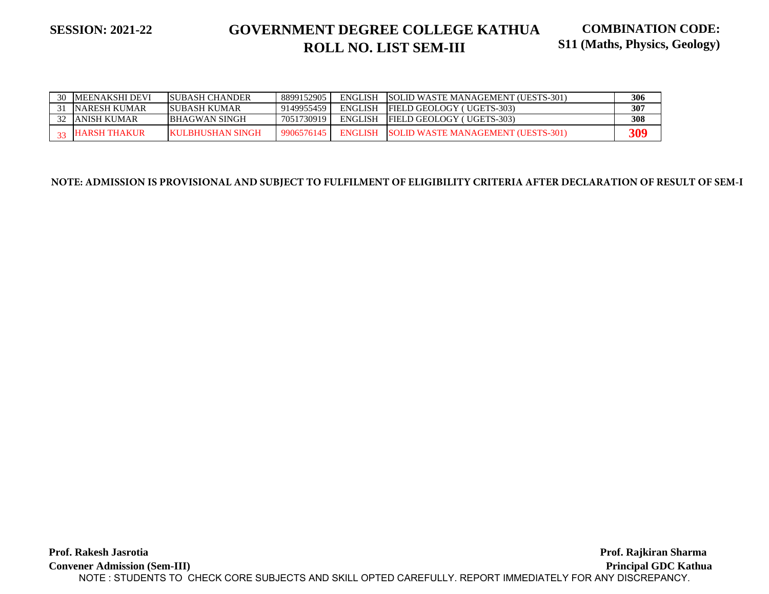**SESSION: 2021-22**

# GOVERNMENT DEGREE COLLEGE KATHUA
## ROLL NO. LIST SEM-III

**COMBINATION CODE: S11 (Maths, Physics, Geology)**

| | | | | | | |
|---|---|---|---|---|---|---|
| 30 | MEENAKSHI DEVI | SUBASH CHANDER | 8899152905 | ENGLISH | SOLID WASTE MANAGEMENT (UESTS-301) | **306** |
| 31 | NARESH KUMAR | SUBASH KUMAR | 9149955459 | ENGLISH | FIELD GEOLOGY ( UGETS-303) | **307** |
| 32 | ANISH KUMAR | BHAGWAN SINGH | 7051730919 | ENGLISH | FIELD GEOLOGY ( UGETS-303) | **308** |
| 33 | HARSH THAKUR | KULBHUSHAN SINGH | 9906576145 | ENGLISH | SOLID WASTE MANAGEMENT (UESTS-301) | **309** |

**NOTE: ADMISSION IS PROVISIONAL AND SUBJECT TO FULFILMENT OF ELIGIBILITY CRITERIA AFTER DECLARATION OF RESULT OF SEM-I**

**Prof. Rakesh Jasrotia**
**Convener Admission (Sem-III)**

**Prof. Rajkiran Sharma**
**Principal GDC Kathua**

NOTE : STUDENTS TO CHECK CORE SUBJECTS AND SKILL OPTED CAREFULLY. REPORT IMMEDIATELY FOR ANY DISCREPANCY.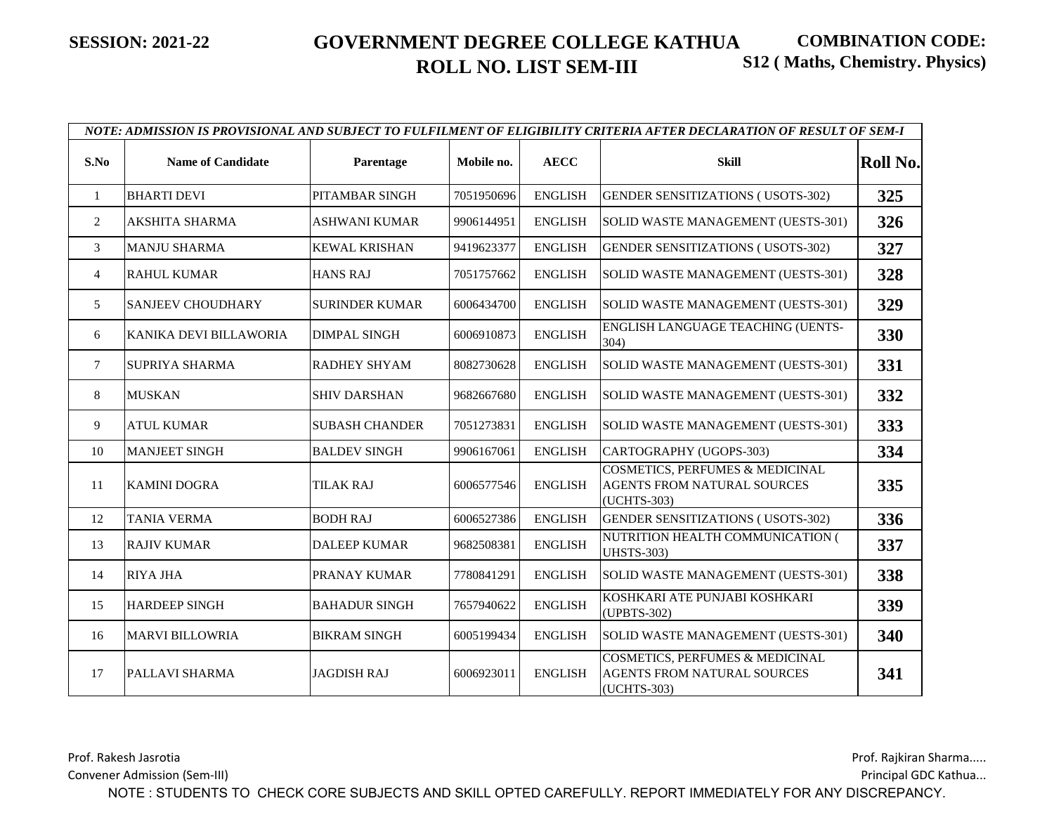**SESSION: 2021-22**

# GOVERNMENT DEGREE COLLEGE KATHUA
## ROLL NO. LIST SEM-III

**COMBINATION CODE: S12 ( Maths, Chemistry. Physics)**

| *NOTE: ADMISSION IS PROVISIONAL AND SUBJECT TO FULFILMENT OF ELIGIBILITY CRITERIA AFTER DECLARATION OF RESULT OF SEM-I* | | | | | | |
|---|---|---|---|---|---|---|
| **S.No** | **Name of Candidate** | **Parentage** | **Mobile no.** | **AECC** | **Skill** | **Roll No.** |
| 1 | BHARTI DEVI | PITAMBAR SINGH | 7051950696 | ENGLISH | GENDER SENSITIZATIONS ( USOTS-302) | **325** |
| 2 | AKSHITA SHARMA | ASHWANI KUMAR | 9906144951 | ENGLISH | SOLID WASTE MANAGEMENT (UESTS-301) | **326** |
| 3 | MANJU SHARMA | KEWAL KRISHAN | 9419623377 | ENGLISH | GENDER SENSITIZATIONS ( USOTS-302) | **327** |
| 4 | RAHUL KUMAR | HANS RAJ | 7051757662 | ENGLISH | SOLID WASTE MANAGEMENT (UESTS-301) | **328** |
| 5 | SANJEEV CHOUDHARY | SURINDER KUMAR | 6006434700 | ENGLISH | SOLID WASTE MANAGEMENT (UESTS-301) | **329** |
| 6 | KANIKA DEVI BILLAWORIA | DIMPAL SINGH | 6006910873 | ENGLISH | ENGLISH LANGUAGE TEACHING (UENTS-304) | **330** |
| 7 | SUPRIYA SHARMA | RADHEY SHYAM | 8082730628 | ENGLISH | SOLID WASTE MANAGEMENT (UESTS-301) | **331** |
| 8 | MUSKAN | SHIV DARSHAN | 9682667680 | ENGLISH | SOLID WASTE MANAGEMENT (UESTS-301) | **332** |
| 9 | ATUL KUMAR | SUBASH CHANDER | 7051273831 | ENGLISH | SOLID WASTE MANAGEMENT (UESTS-301) | **333** |
| 10 | MANJEET SINGH | BALDEV SINGH | 9906167061 | ENGLISH | CARTOGRAPHY (UGOPS-303) | **334** |
| 11 | KAMINI DOGRA | TILAK RAJ | 6006577546 | ENGLISH | COSMETICS, PERFUMES & MEDICINAL AGENTS FROM NATURAL SOURCES (UCHTS-303) | **335** |
| 12 | TANIA VERMA | BODH RAJ | 6006527386 | ENGLISH | GENDER SENSITIZATIONS ( USOTS-302) | **336** |
| 13 | RAJIV KUMAR | DALEEP KUMAR | 9682508381 | ENGLISH | NUTRITION HEALTH COMMUNICATION ( UHSTS-303) | **337** |
| 14 | RIYA JHA | PRANAY KUMAR | 7780841291 | ENGLISH | SOLID WASTE MANAGEMENT (UESTS-301) | **338** |
| 15 | HARDEEP SINGH | BAHADUR SINGH | 7657940622 | ENGLISH | KOSHKARI ATE PUNJABI KOSHKARI (UPBTS-302) | **339** |
| 16 | MARVI BILLOWRIA | BIKRAM SINGH | 6005199434 | ENGLISH | SOLID WASTE MANAGEMENT (UESTS-301) | **340** |
| 17 | PALLAVI SHARMA | JAGDISH RAJ | 6006923011 | ENGLISH | COSMETICS, PERFUMES & MEDICINAL AGENTS FROM NATURAL SOURCES (UCHTS-303) | **341** |

Prof. Rakesh Jasrotia
Convener Admission (Sem-III)

Prof. Rajkiran Sharma.....
Principal GDC Kathua...

NOTE : STUDENTS TO CHECK CORE SUBJECTS AND SKILL OPTED CAREFULLY. REPORT IMMEDIATELY FOR ANY DISCREPANCY.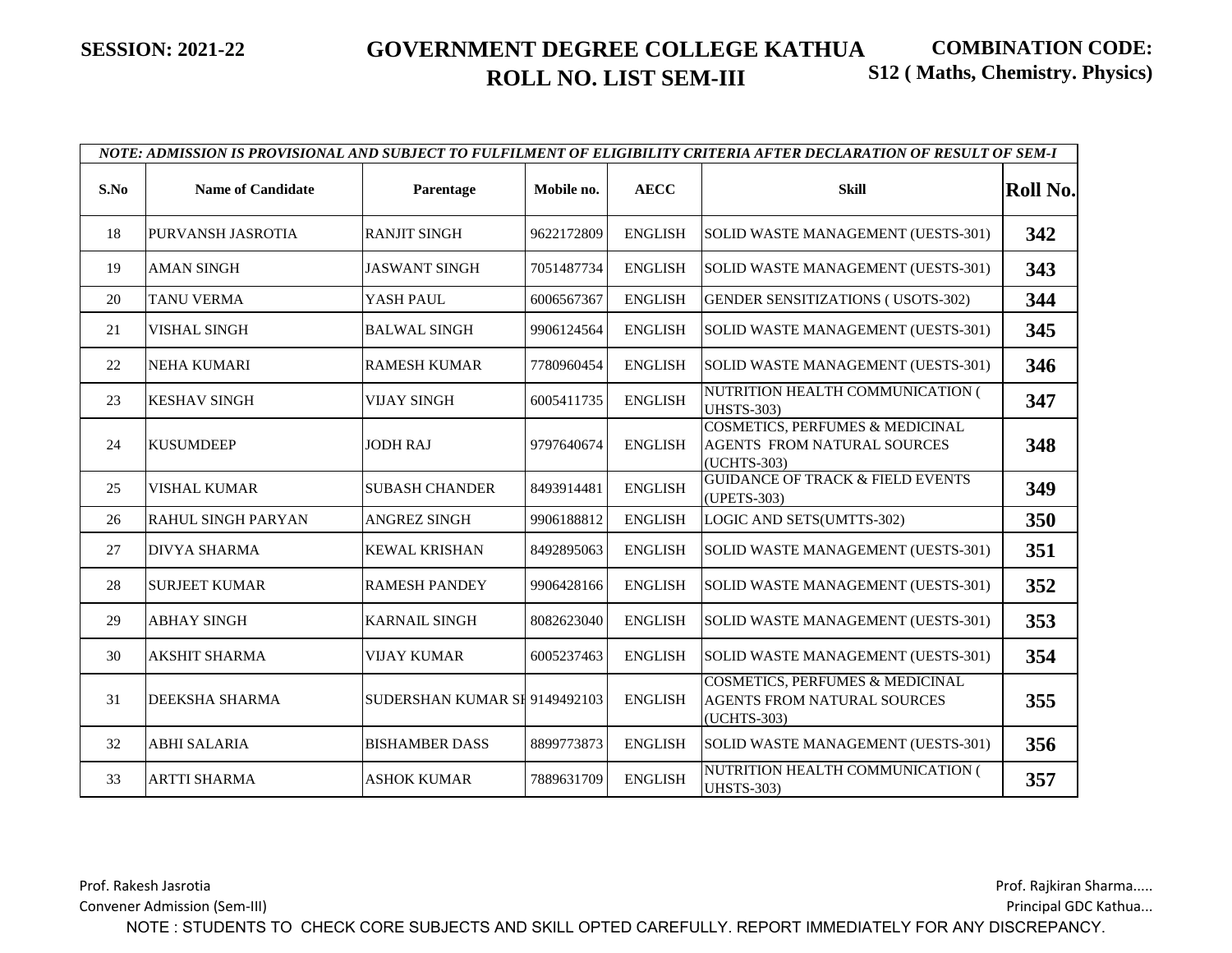**SESSION: 2021-22**

# GOVERNMENT DEGREE COLLEGE KATHUA
## ROLL NO. LIST SEM-III

**COMBINATION CODE: S12 ( Maths, Chemistry. Physics)**

| NOTE: ADMISSION IS PROVISIONAL AND SUBJECT TO FULFILMENT OF ELIGIBILITY CRITERIA AFTER DECLARATION OF RESULT OF SEM-I | | | | | | |
|---|---|---|---|---|---|---|
| **S.No** | **Name of Candidate** | **Parentage** | **Mobile no.** | **AECC** | **Skill** | **Roll No.** |
| 18 | PURVANSH JASROTIA | RANJIT SINGH | 9622172809 | ENGLISH | SOLID WASTE MANAGEMENT (UESTS-301) | **342** |
| 19 | AMAN SINGH | JASWANT SINGH | 7051487734 | ENGLISH | SOLID WASTE MANAGEMENT (UESTS-301) | **343** |
| 20 | TANU VERMA | YASH PAUL | 6006567367 | ENGLISH | GENDER SENSITIZATIONS ( USOTS-302) | **344** |
| 21 | VISHAL SINGH | BALWAL SINGH | 9906124564 | ENGLISH | SOLID WASTE MANAGEMENT (UESTS-301) | **345** |
| 22 | NEHA KUMARI | RAMESH KUMAR | 7780960454 | ENGLISH | SOLID WASTE MANAGEMENT (UESTS-301) | **346** |
| 23 | KESHAV SINGH | VIJAY SINGH | 6005411735 | ENGLISH | NUTRITION HEALTH COMMUNICATION ( UHSTS-303) | **347** |
| 24 | KUSUMDEEP | JODH RAJ | 9797640674 | ENGLISH | COSMETICS, PERFUMES & MEDICINAL AGENTS FROM NATURAL SOURCES (UCHTS-303) | **348** |
| 25 | VISHAL KUMAR | SUBASH CHANDER | 8493914481 | ENGLISH | GUIDANCE OF TRACK & FIELD EVENTS (UPETS-303) | **349** |
| 26 | RAHUL SINGH PARYAN | ANGREZ SINGH | 9906188812 | ENGLISH | LOGIC AND SETS(UMTTS-302) | **350** |
| 27 | DIVYA SHARMA | KEWAL KRISHAN | 8492895063 | ENGLISH | SOLID WASTE MANAGEMENT (UESTS-301) | **351** |
| 28 | SURJEET KUMAR | RAMESH PANDEY | 9906428166 | ENGLISH | SOLID WASTE MANAGEMENT (UESTS-301) | **352** |
| 29 | ABHAY SINGH | KARNAIL SINGH | 8082623040 | ENGLISH | SOLID WASTE MANAGEMENT (UESTS-301) | **353** |
| 30 | AKSHIT SHARMA | VIJAY KUMAR | 6005237463 | ENGLISH | SOLID WASTE MANAGEMENT (UESTS-301) | **354** |
| 31 | DEEKSHA SHARMA | SUDERSHAN KUMAR SH | 9149492103 | ENGLISH | COSMETICS, PERFUMES & MEDICINAL AGENTS FROM NATURAL SOURCES (UCHTS-303) | **355** |
| 32 | ABHI SALARIA | BISHAMBER DASS | 8899773873 | ENGLISH | SOLID WASTE MANAGEMENT (UESTS-301) | **356** |
| 33 | ARTTI SHARMA | ASHOK KUMAR | 7889631709 | ENGLISH | NUTRITION HEALTH COMMUNICATION ( UHSTS-303) | **357** |

Prof. Rakesh Jasrotia
Convener Admission (Sem-III)

Prof. Rajkiran Sharma.....
Principal GDC Kathua...

NOTE : STUDENTS TO CHECK CORE SUBJECTS AND SKILL OPTED CAREFULLY. REPORT IMMEDIATELY FOR ANY DISCREPANCY.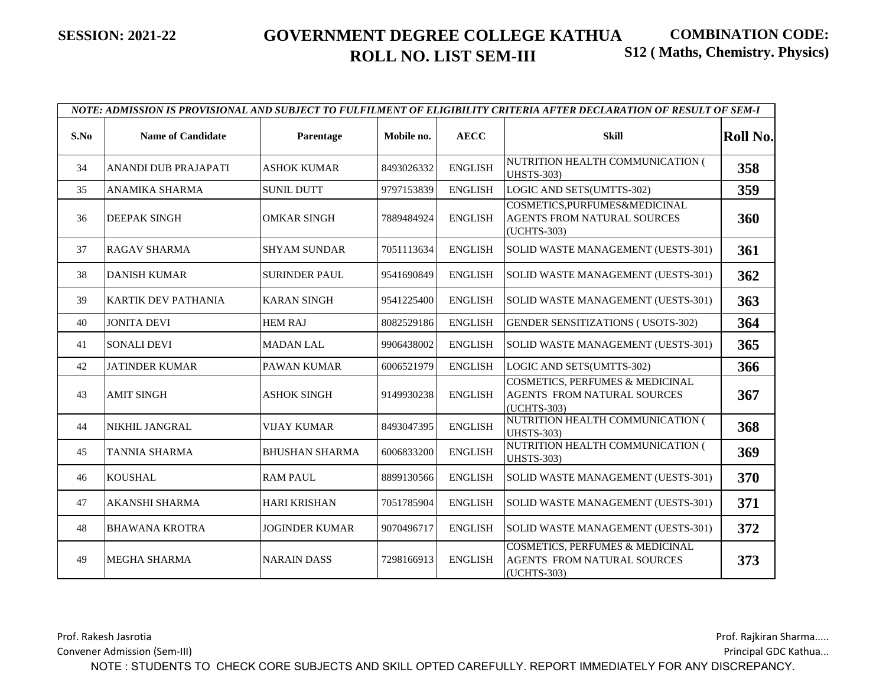**SESSION: 2021-22**

# GOVERNMENT DEGREE COLLEGE KATHUA
## ROLL NO. LIST SEM-III

**COMBINATION CODE: S12 ( Maths, Chemistry. Physics)**

| *NOTE: ADMISSION IS PROVISIONAL AND SUBJECT TO FULFILMENT OF ELIGIBILITY CRITERIA AFTER DECLARATION OF RESULT OF SEM-I* | | | | | | |
|---|---|---|---|---|---|---|
| **S.No** | **Name of Candidate** | **Parentage** | **Mobile no.** | **AECC** | **Skill** | **Roll No.** |
| 34 | ANANDI DUB PRAJAPATI | ASHOK KUMAR | 8493026332 | ENGLISH | NUTRITION HEALTH COMMUNICATION ( UHSTS-303) | **358** |
| 35 | ANAMIKA SHARMA | SUNIL DUTT | 9797153839 | ENGLISH | LOGIC AND SETS(UMTTS-302) | **359** |
| 36 | DEEPAK SINGH | OMKAR SINGH | 7889484924 | ENGLISH | COSMETICS,PURFUMES&MEDICINAL AGENTS FROM NATURAL SOURCES (UCHTS-303) | **360** |
| 37 | RAGAV SHARMA | SHYAM SUNDAR | 7051113634 | ENGLISH | SOLID WASTE MANAGEMENT (UESTS-301) | **361** |
| 38 | DANISH KUMAR | SURINDER PAUL | 9541690849 | ENGLISH | SOLID WASTE MANAGEMENT (UESTS-301) | **362** |
| 39 | KARTIK DEV PATHANIA | KARAN SINGH | 9541225400 | ENGLISH | SOLID WASTE MANAGEMENT (UESTS-301) | **363** |
| 40 | JONITA DEVI | HEM RAJ | 8082529186 | ENGLISH | GENDER SENSITIZATIONS ( USOTS-302) | **364** |
| 41 | SONALI DEVI | MADAN LAL | 9906438002 | ENGLISH | SOLID WASTE MANAGEMENT (UESTS-301) | **365** |
| 42 | JATINDER KUMAR | PAWAN KUMAR | 6006521979 | ENGLISH | LOGIC AND SETS(UMTTS-302) | **366** |
| 43 | AMIT SINGH | ASHOK SINGH | 9149930238 | ENGLISH | COSMETICS, PERFUMES & MEDICINAL AGENTS FROM NATURAL SOURCES (UCHTS-303) | **367** |
| 44 | NIKHIL JANGRAL | VIJAY KUMAR | 8493047395 | ENGLISH | NUTRITION HEALTH COMMUNICATION ( UHSTS-303) | **368** |
| 45 | TANNIA SHARMA | BHUSHAN SHARMA | 6006833200 | ENGLISH | NUTRITION HEALTH COMMUNICATION ( UHSTS-303) | **369** |
| 46 | KOUSHAL | RAM PAUL | 8899130566 | ENGLISH | SOLID WASTE MANAGEMENT (UESTS-301) | **370** |
| 47 | AKANSHI SHARMA | HARI KRISHAN | 7051785904 | ENGLISH | SOLID WASTE MANAGEMENT (UESTS-301) | **371** |
| 48 | BHAWANA KROTRA | JOGINDER KUMAR | 9070496717 | ENGLISH | SOLID WASTE MANAGEMENT (UESTS-301) | **372** |
| 49 | MEGHA SHARMA | NARAIN DASS | 7298166913 | ENGLISH | COSMETICS, PERFUMES & MEDICINAL AGENTS FROM NATURAL SOURCES (UCHTS-303) | **373** |

Prof. Rakesh Jasrotia
Convener Admission (Sem-III)

Prof. Rajkiran Sharma.....
Principal GDC Kathua...

NOTE : STUDENTS TO CHECK CORE SUBJECTS AND SKILL OPTED CAREFULLY. REPORT IMMEDIATELY FOR ANY DISCREPANCY.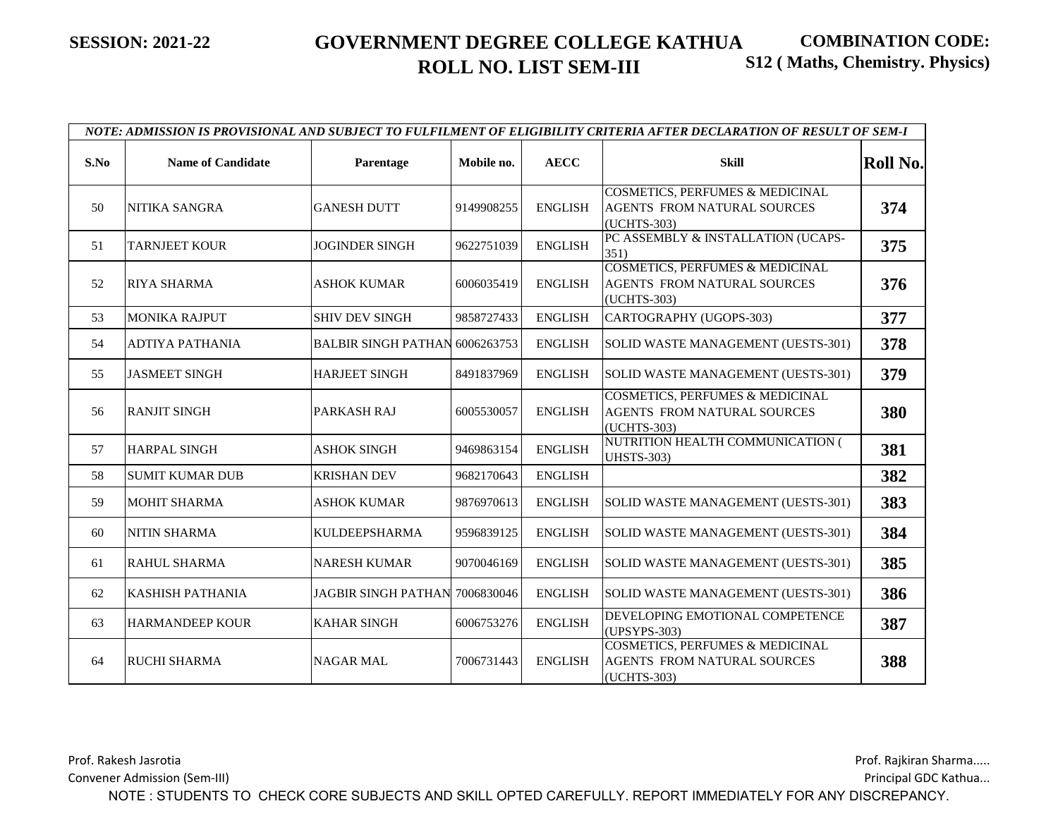**SESSION: 2021-22**

# GOVERNMENT DEGREE COLLEGE KATHUA
## ROLL NO. LIST SEM-III

**COMBINATION CODE: S12 ( Maths, Chemistry. Physics)**

*NOTE: ADMISSION IS PROVISIONAL AND SUBJECT TO FULFILMENT OF ELIGIBILITY CRITERIA AFTER DECLARATION OF RESULT OF SEM-I*

| S.No | Name of Candidate | Parentage | Mobile no. | AECC | Skill | Roll No. |
|---|---|---|---|---|---|---|
| 50 | NITIKA SANGRA | GANESH DUTT | 9149908255 | ENGLISH | COSMETICS, PERFUMES & MEDICINAL AGENTS FROM NATURAL SOURCES (UCHTS-303) | **374** |
| 51 | TARNJEET KOUR | JOGINDER SINGH | 9622751039 | ENGLISH | PC ASSEMBLY & INSTALLATION (UCAPS-351) | **375** |
| 52 | RIYA SHARMA | ASHOK KUMAR | 6006035419 | ENGLISH | COSMETICS, PERFUMES & MEDICINAL AGENTS FROM NATURAL SOURCES (UCHTS-303) | **376** |
| 53 | MONIKA RAJPUT | SHIV DEV SINGH | 9858727433 | ENGLISH | CARTOGRAPHY (UGOPS-303) | **377** |
| 54 | ADTIYA PATHANIA | BALBIR SINGH PATHAN | 6006263753 | ENGLISH | SOLID WASTE MANAGEMENT (UESTS-301) | **378** |
| 55 | JASMEET SINGH | HARJEET SINGH | 8491837969 | ENGLISH | SOLID WASTE MANAGEMENT (UESTS-301) | **379** |
| 56 | RANJIT SINGH | PARKASH RAJ | 6005530057 | ENGLISH | COSMETICS, PERFUMES & MEDICINAL AGENTS FROM NATURAL SOURCES (UCHTS-303) | **380** |
| 57 | HARPAL SINGH | ASHOK SINGH | 9469863154 | ENGLISH | NUTRITION HEALTH COMMUNICATION ( UHSTS-303) | **381** |
| 58 | SUMIT KUMAR DUB | KRISHAN DEV | 9682170643 | ENGLISH | | **382** |
| 59 | MOHIT SHARMA | ASHOK KUMAR | 9876970613 | ENGLISH | SOLID WASTE MANAGEMENT (UESTS-301) | **383** |
| 60 | NITIN SHARMA | KULDEEPSHARMA | 9596839125 | ENGLISH | SOLID WASTE MANAGEMENT (UESTS-301) | **384** |
| 61 | RAHUL SHARMA | NARESH KUMAR | 9070046169 | ENGLISH | SOLID WASTE MANAGEMENT (UESTS-301) | **385** |
| 62 | KASHISH PATHANIA | JAGBIR SINGH PATHAN | 7006830046 | ENGLISH | SOLID WASTE MANAGEMENT (UESTS-301) | **386** |
| 63 | HARMANDEEP KOUR | KAHAR SINGH | 6006753276 | ENGLISH | DEVELOPING EMOTIONAL COMPETENCE (UPSYPS-303) | **387** |
| 64 | RUCHI SHARMA | NAGAR MAL | 7006731443 | ENGLISH | COSMETICS, PERFUMES & MEDICINAL AGENTS FROM NATURAL SOURCES (UCHTS-303) | **388** |

Prof. Rakesh Jasrotia
Convener Admission (Sem-III)

Prof. Rajkiran Sharma.....
Principal GDC Kathua...

NOTE : STUDENTS TO CHECK CORE SUBJECTS AND SKILL OPTED CAREFULLY. REPORT IMMEDIATELY FOR ANY DISCREPANCY.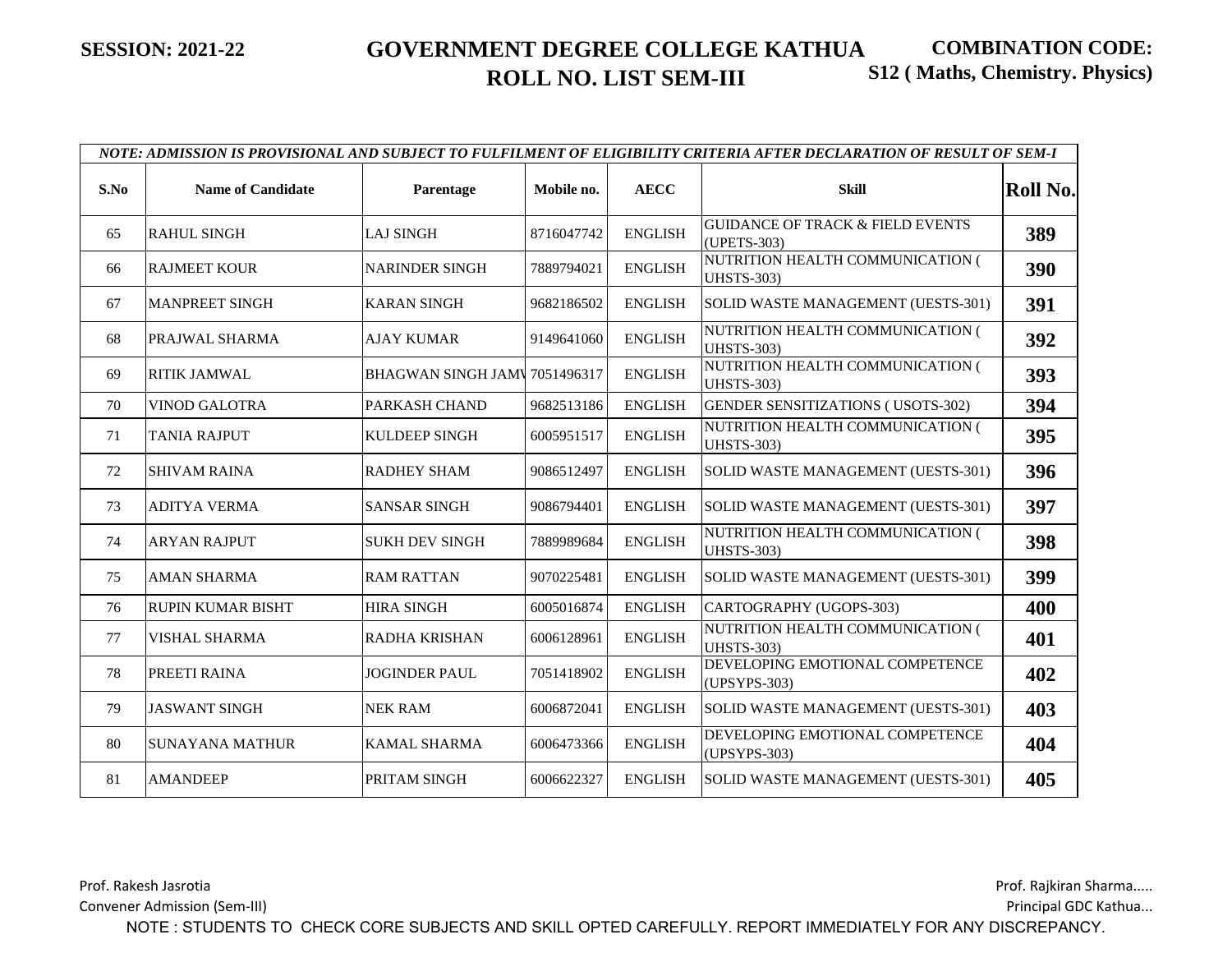**SESSION: 2021-22**

# GOVERNMENT DEGREE COLLEGE KATHUA
## ROLL NO. LIST SEM-III

**COMBINATION CODE: S12 ( Maths, Chemistry. Physics)**

| NOTE: ADMISSION IS PROVISIONAL AND SUBJECT TO FULFILMENT OF ELIGIBILITY CRITERIA AFTER DECLARATION OF RESULT OF SEM-I | | | | | | |
|---|---|---|---|---|---|---|
| **S.No** | **Name of Candidate** | **Parentage** | **Mobile no.** | **AECC** | **Skill** | **Roll No.** |
| 65 | RAHUL SINGH | LAJ SINGH | 8716047742 | ENGLISH | GUIDANCE OF TRACK & FIELD EVENTS (UPETS-303) | **389** |
| 66 | RAJMEET KOUR | NARINDER SINGH | 7889794021 | ENGLISH | NUTRITION HEALTH COMMUNICATION ( UHSTS-303) | **390** |
| 67 | MANPREET SINGH | KARAN SINGH | 9682186502 | ENGLISH | SOLID WASTE MANAGEMENT (UESTS-301) | **391** |
| 68 | PRAJWAL SHARMA | AJAY KUMAR | 9149641060 | ENGLISH | NUTRITION HEALTH COMMUNICATION ( UHSTS-303) | **392** |
| 69 | RITIK JAMWAL | BHAGWAN SINGH JAMV | 7051496317 | ENGLISH | NUTRITION HEALTH COMMUNICATION ( UHSTS-303) | **393** |
| 70 | VINOD GALOTRA | PARKASH CHAND | 9682513186 | ENGLISH | GENDER SENSITIZATIONS ( USOTS-302) | **394** |
| 71 | TANIA RAJPUT | KULDEEP SINGH | 6005951517 | ENGLISH | NUTRITION HEALTH COMMUNICATION ( UHSTS-303) | **395** |
| 72 | SHIVAM RAINA | RADHEY SHAM | 9086512497 | ENGLISH | SOLID WASTE MANAGEMENT (UESTS-301) | **396** |
| 73 | ADITYA VERMA | SANSAR SINGH | 9086794401 | ENGLISH | SOLID WASTE MANAGEMENT (UESTS-301) | **397** |
| 74 | ARYAN RAJPUT | SUKH DEV SINGH | 7889989684 | ENGLISH | NUTRITION HEALTH COMMUNICATION ( UHSTS-303) | **398** |
| 75 | AMAN SHARMA | RAM RATTAN | 9070225481 | ENGLISH | SOLID WASTE MANAGEMENT (UESTS-301) | **399** |
| 76 | RUPIN KUMAR BISHT | HIRA SINGH | 6005016874 | ENGLISH | CARTOGRAPHY (UGOPS-303) | **400** |
| 77 | VISHAL SHARMA | RADHA KRISHAN | 6006128961 | ENGLISH | NUTRITION HEALTH COMMUNICATION ( UHSTS-303) | **401** |
| 78 | PREETI RAINA | JOGINDER PAUL | 7051418902 | ENGLISH | DEVELOPING EMOTIONAL COMPETENCE (UPSYPS-303) | **402** |
| 79 | JASWANT SINGH | NEK RAM | 6006872041 | ENGLISH | SOLID WASTE MANAGEMENT (UESTS-301) | **403** |
| 80 | SUNAYANA MATHUR | KAMAL SHARMA | 6006473366 | ENGLISH | DEVELOPING EMOTIONAL COMPETENCE (UPSYPS-303) | **404** |
| 81 | AMANDEEP | PRITAM SINGH | 6006622327 | ENGLISH | SOLID WASTE MANAGEMENT (UESTS-301) | **405** |

Prof. Rakesh Jasrotia
Convener Admission (Sem-III)

Prof. Rajkiran Sharma.....
Principal GDC Kathua...

NOTE : STUDENTS TO CHECK CORE SUBJECTS AND SKILL OPTED CAREFULLY. REPORT IMMEDIATELY FOR ANY DISCREPANCY.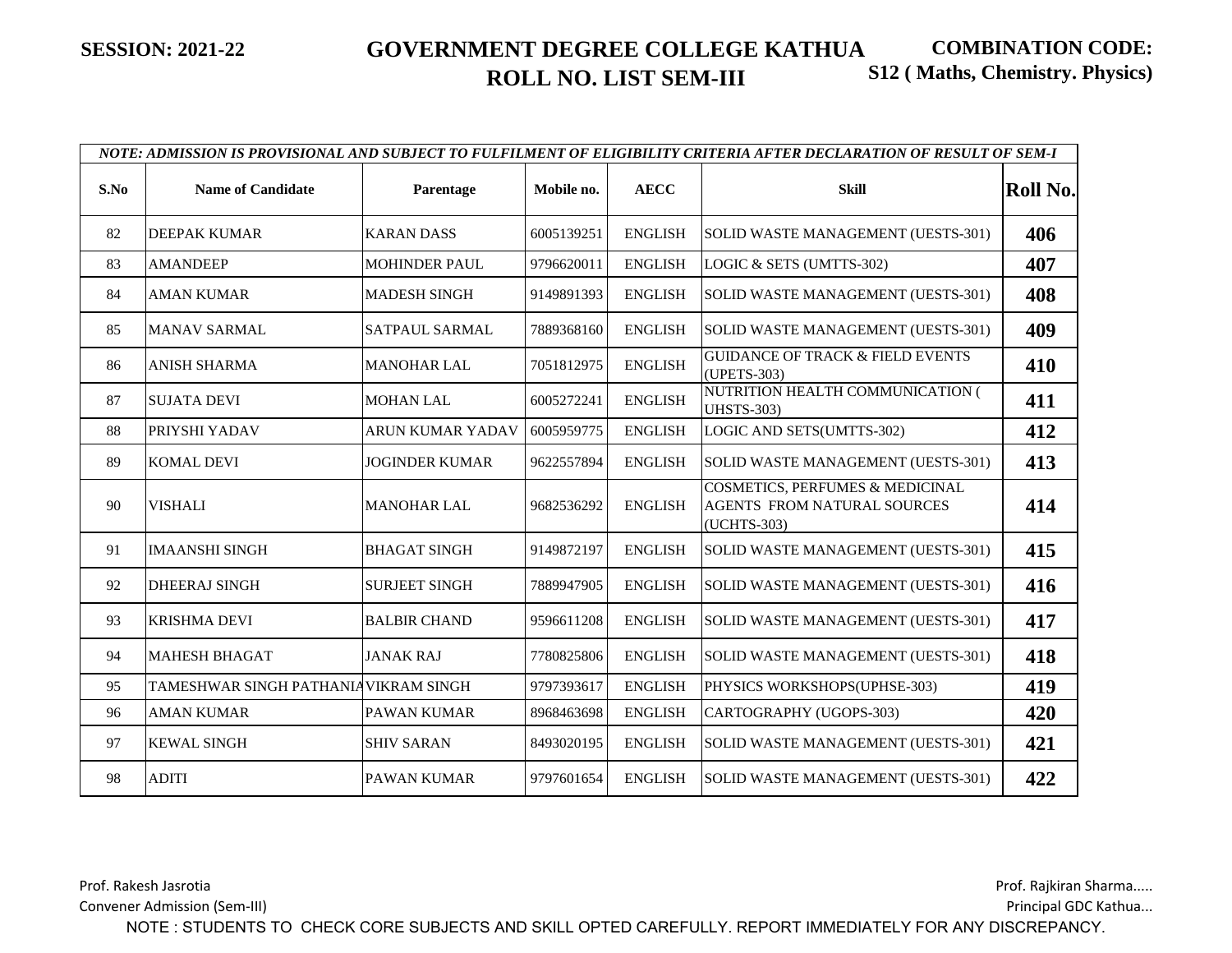**SESSION: 2021-22**

# GOVERNMENT DEGREE COLLEGE KATHUA
## ROLL NO. LIST SEM-III

**COMBINATION CODE: S12 ( Maths, Chemistry. Physics)**

| *NOTE: ADMISSION IS PROVISIONAL AND SUBJECT TO FULFILMENT OF ELIGIBILITY CRITERIA AFTER DECLARATION OF RESULT OF SEM-I* | | | | | | |
|---|---|---|---|---|---|---|
| **S.No** | **Name of Candidate** | **Parentage** | **Mobile no.** | **AECC** | **Skill** | **Roll No.** |
| 82 | DEEPAK KUMAR | KARAN DASS | 6005139251 | ENGLISH | SOLID WASTE MANAGEMENT (UESTS-301) | **406** |
| 83 | AMANDEEP | MOHINDER PAUL | 9796620011 | ENGLISH | LOGIC & SETS (UMTTS-302) | **407** |
| 84 | AMAN KUMAR | MADESH SINGH | 9149891393 | ENGLISH | SOLID WASTE MANAGEMENT (UESTS-301) | **408** |
| 85 | MANAV SARMAL | SATPAUL SARMAL | 7889368160 | ENGLISH | SOLID WASTE MANAGEMENT (UESTS-301) | **409** |
| 86 | ANISH SHARMA | MANOHAR LAL | 7051812975 | ENGLISH | GUIDANCE OF TRACK & FIELD EVENTS (UPETS-303) | **410** |
| 87 | SUJATA DEVI | MOHAN LAL | 6005272241 | ENGLISH | NUTRITION HEALTH COMMUNICATION ( UHSTS-303) | **411** |
| 88 | PRIYSHI YADAV | ARUN KUMAR YADAV | 6005959775 | ENGLISH | LOGIC AND SETS(UMTTS-302) | **412** |
| 89 | KOMAL DEVI | JOGINDER KUMAR | 9622557894 | ENGLISH | SOLID WASTE MANAGEMENT (UESTS-301) | **413** |
| 90 | VISHALI | MANOHAR LAL | 9682536292 | ENGLISH | COSMETICS, PERFUMES & MEDICINAL AGENTS FROM NATURAL SOURCES (UCHTS-303) | **414** |
| 91 | IMAANSHI SINGH | BHAGAT SINGH | 9149872197 | ENGLISH | SOLID WASTE MANAGEMENT (UESTS-301) | **415** |
| 92 | DHEERAJ SINGH | SURJEET SINGH | 7889947905 | ENGLISH | SOLID WASTE MANAGEMENT (UESTS-301) | **416** |
| 93 | KRISHMA DEVI | BALBIR CHAND | 9596611208 | ENGLISH | SOLID WASTE MANAGEMENT (UESTS-301) | **417** |
| 94 | MAHESH BHAGAT | JANAK RAJ | 7780825806 | ENGLISH | SOLID WASTE MANAGEMENT (UESTS-301) | **418** |
| 95 | TAMESHWAR SINGH PATHANIA | VIKRAM SINGH | 9797393617 | ENGLISH | PHYSICS WORKSHOPS(UPHSE-303) | **419** |
| 96 | AMAN KUMAR | PAWAN KUMAR | 8968463698 | ENGLISH | CARTOGRAPHY (UGOPS-303) | **420** |
| 97 | KEWAL SINGH | SHIV SARAN | 8493020195 | ENGLISH | SOLID WASTE MANAGEMENT (UESTS-301) | **421** |
| 98 | ADITI | PAWAN KUMAR | 9797601654 | ENGLISH | SOLID WASTE MANAGEMENT (UESTS-301) | **422** |

Prof. Rakesh Jasrotia
Convener Admission (Sem-III)

Prof. Rajkiran Sharma.....
Principal GDC Kathua...

NOTE : STUDENTS TO CHECK CORE SUBJECTS AND SKILL OPTED CAREFULLY. REPORT IMMEDIATELY FOR ANY DISCREPANCY.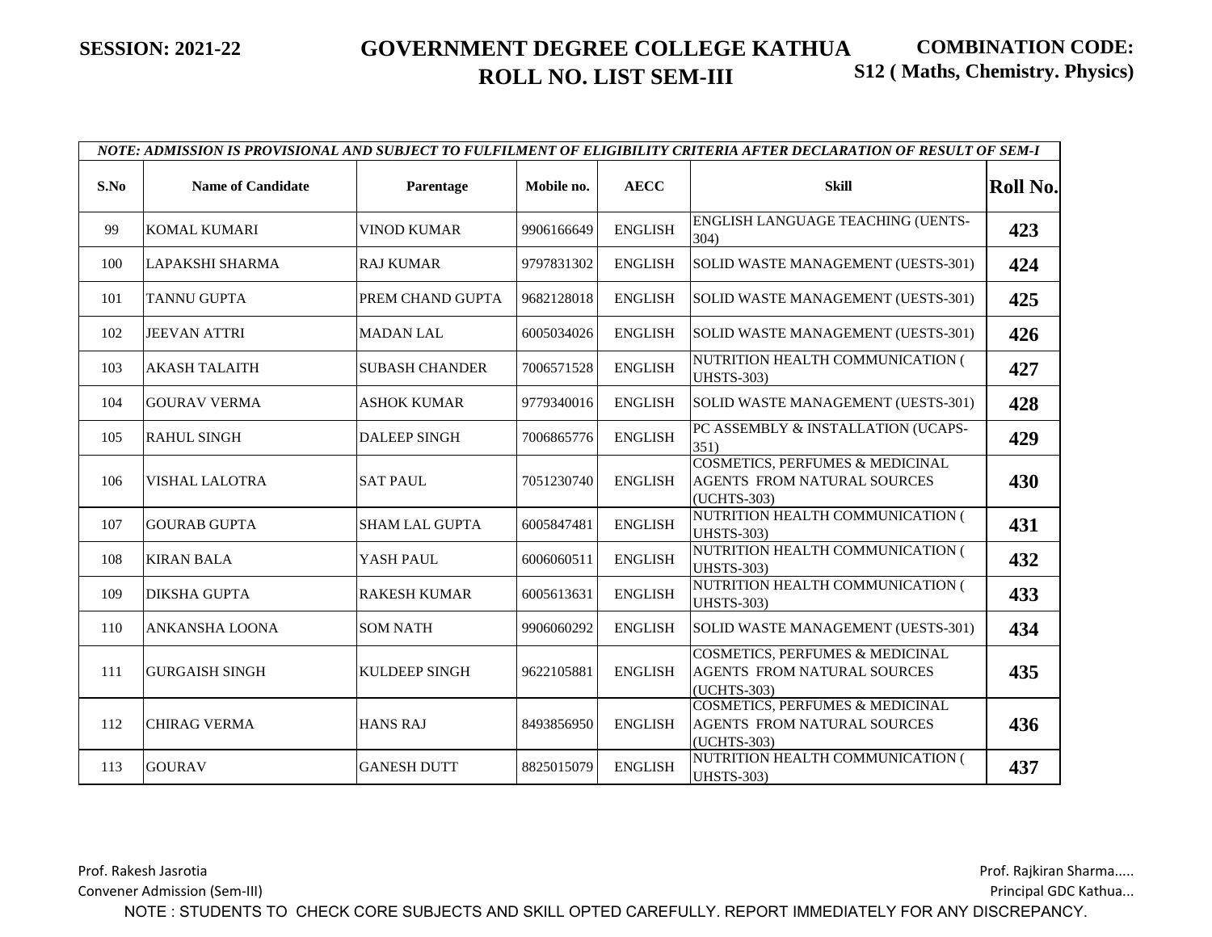**SESSION: 2021-22**

# GOVERNMENT DEGREE COLLEGE KATHUA
## ROLL NO. LIST SEM-III

**COMBINATION CODE: S12 ( Maths, Chemistry. Physics)**

| *NOTE: ADMISSION IS PROVISIONAL AND SUBJECT TO FULFILMENT OF ELIGIBILITY CRITERIA AFTER DECLARATION OF RESULT OF SEM-I* | | | | | | |
|---|---|---|---|---|---|---|
| **S.No** | **Name of Candidate** | **Parentage** | **Mobile no.** | **AECC** | **Skill** | **Roll No.** |
| 99 | KOMAL KUMARI | VINOD KUMAR | 9906166649 | ENGLISH | ENGLISH LANGUAGE TEACHING (UENTS-304) | **423** |
| 100 | LAPAKSHI SHARMA | RAJ KUMAR | 9797831302 | ENGLISH | SOLID WASTE MANAGEMENT (UESTS-301) | **424** |
| 101 | TANNU GUPTA | PREM CHAND GUPTA | 9682128018 | ENGLISH | SOLID WASTE MANAGEMENT (UESTS-301) | **425** |
| 102 | JEEVAN ATTRI | MADAN LAL | 6005034026 | ENGLISH | SOLID WASTE MANAGEMENT (UESTS-301) | **426** |
| 103 | AKASH TALAITH | SUBASH CHANDER | 7006571528 | ENGLISH | NUTRITION HEALTH COMMUNICATION ( UHSTS-303) | **427** |
| 104 | GOURAV VERMA | ASHOK KUMAR | 9779340016 | ENGLISH | SOLID WASTE MANAGEMENT (UESTS-301) | **428** |
| 105 | RAHUL SINGH | DALEEP SINGH | 7006865776 | ENGLISH | PC ASSEMBLY & INSTALLATION (UCAPS-351) | **429** |
| 106 | VISHAL LALOTRA | SAT PAUL | 7051230740 | ENGLISH | COSMETICS, PERFUMES & MEDICINAL AGENTS FROM NATURAL SOURCES (UCHTS-303) | **430** |
| 107 | GOURAB GUPTA | SHAM LAL GUPTA | 6005847481 | ENGLISH | NUTRITION HEALTH COMMUNICATION ( UHSTS-303) | **431** |
| 108 | KIRAN BALA | YASH PAUL | 6006060511 | ENGLISH | NUTRITION HEALTH COMMUNICATION ( UHSTS-303) | **432** |
| 109 | DIKSHA GUPTA | RAKESH KUMAR | 6005613631 | ENGLISH | NUTRITION HEALTH COMMUNICATION ( UHSTS-303) | **433** |
| 110 | ANKANSHA LOONA | SOM NATH | 9906060292 | ENGLISH | SOLID WASTE MANAGEMENT (UESTS-301) | **434** |
| 111 | GURGAISH SINGH | KULDEEP SINGH | 9622105881 | ENGLISH | COSMETICS, PERFUMES & MEDICINAL AGENTS FROM NATURAL SOURCES (UCHTS-303) | **435** |
| 112 | CHIRAG VERMA | HANS RAJ | 8493856950 | ENGLISH | COSMETICS, PERFUMES & MEDICINAL AGENTS FROM NATURAL SOURCES (UCHTS-303) | **436** |
| 113 | GOURAV | GANESH DUTT | 8825015079 | ENGLISH | NUTRITION HEALTH COMMUNICATION ( UHSTS-303) | **437** |

Prof. Rakesh Jasrotia
Convener Admission (Sem-III)

Prof. Rajkiran Sharma.....
Principal GDC Kathua...

NOTE : STUDENTS TO CHECK CORE SUBJECTS AND SKILL OPTED CAREFULLY. REPORT IMMEDIATELY FOR ANY DISCREPANCY.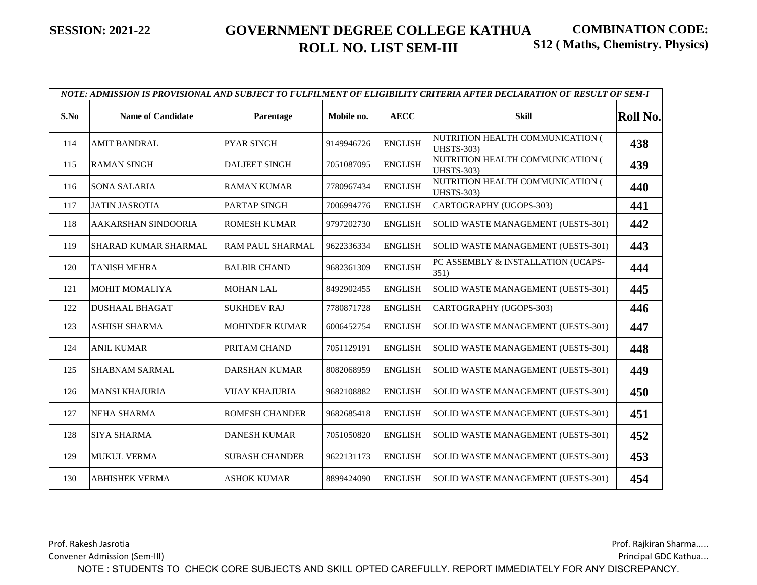**SESSION: 2021-22**

# GOVERNMENT DEGREE COLLEGE KATHUA
## ROLL NO. LIST SEM-III

**COMBINATION CODE: S12 ( Maths, Chemistry. Physics)**

*NOTE: ADMISSION IS PROVISIONAL AND SUBJECT TO FULFILMENT OF ELIGIBILITY CRITERIA AFTER DECLARATION OF RESULT OF SEM-I*

| S.No | Name of Candidate | Parentage | Mobile no. | AECC | Skill | Roll No. |
|---|---|---|---|---|---|---|
| 114 | AMIT BANDRAL | PYAR SINGH | 9149946726 | ENGLISH | NUTRITION HEALTH COMMUNICATION ( UHSTS-303) | 438 |
| 115 | RAMAN SINGH | DALJEET SINGH | 7051087095 | ENGLISH | NUTRITION HEALTH COMMUNICATION ( UHSTS-303) | 439 |
| 116 | SONA SALARIA | RAMAN KUMAR | 7780967434 | ENGLISH | NUTRITION HEALTH COMMUNICATION ( UHSTS-303) | 440 |
| 117 | JATIN JASROTIA | PARTAP SINGH | 7006994776 | ENGLISH | CARTOGRAPHY (UGOPS-303) | 441 |
| 118 | AAKARSHAN SINDOORIA | ROMESH KUMAR | 9797202730 | ENGLISH | SOLID WASTE MANAGEMENT (UESTS-301) | 442 |
| 119 | SHARAD KUMAR SHARMAL | RAM PAUL SHARMAL | 9622336334 | ENGLISH | SOLID WASTE MANAGEMENT (UESTS-301) | 443 |
| 120 | TANISH MEHRA | BALBIR CHAND | 9682361309 | ENGLISH | PC ASSEMBLY & INSTALLATION (UCAPS-351) | 444 |
| 121 | MOHIT MOMALIYA | MOHAN LAL | 8492902455 | ENGLISH | SOLID WASTE MANAGEMENT (UESTS-301) | 445 |
| 122 | DUSHAAL BHAGAT | SUKHDEV RAJ | 7780871728 | ENGLISH | CARTOGRAPHY (UGOPS-303) | 446 |
| 123 | ASHISH SHARMA | MOHINDER KUMAR | 6006452754 | ENGLISH | SOLID WASTE MANAGEMENT (UESTS-301) | 447 |
| 124 | ANIL KUMAR | PRITAM CHAND | 7051129191 | ENGLISH | SOLID WASTE MANAGEMENT (UESTS-301) | 448 |
| 125 | SHABNAM SARMAL | DARSHAN KUMAR | 8082068959 | ENGLISH | SOLID WASTE MANAGEMENT (UESTS-301) | 449 |
| 126 | MANSI KHAJURIA | VIJAY KHAJURIA | 9682108882 | ENGLISH | SOLID WASTE MANAGEMENT (UESTS-301) | 450 |
| 127 | NEHA SHARMA | ROMESH CHANDER | 9682685418 | ENGLISH | SOLID WASTE MANAGEMENT (UESTS-301) | 451 |
| 128 | SIYA SHARMA | DANESH KUMAR | 7051050820 | ENGLISH | SOLID WASTE MANAGEMENT (UESTS-301) | 452 |
| 129 | MUKUL VERMA | SUBASH CHANDER | 9622131173 | ENGLISH | SOLID WASTE MANAGEMENT (UESTS-301) | 453 |
| 130 | ABHISHEK VERMA | ASHOK KUMAR | 8899424090 | ENGLISH | SOLID WASTE MANAGEMENT (UESTS-301) | 454 |

Prof. Rakesh Jasrotia
Convener Admission (Sem-III)

Prof. Rajkiran Sharma.....
Principal GDC Kathua...

NOTE : STUDENTS TO CHECK CORE SUBJECTS AND SKILL OPTED CAREFULLY. REPORT IMMEDIATELY FOR ANY DISCREPANCY.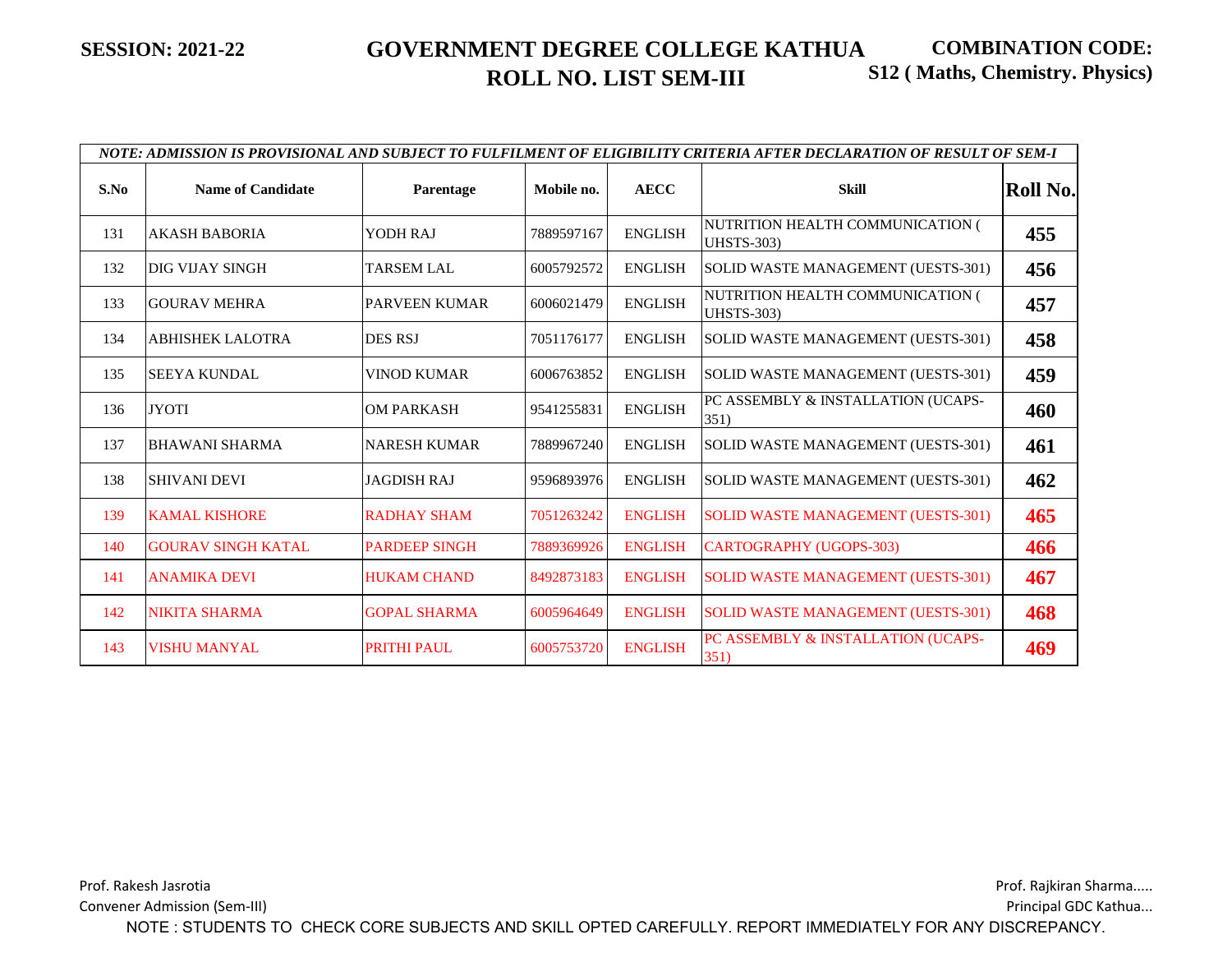**SESSION: 2021-22**

# GOVERNMENT DEGREE COLLEGE KATHUA
## ROLL NO. LIST SEM-III

**COMBINATION CODE: S12 ( Maths, Chemistry. Physics)**

*NOTE: ADMISSION IS PROVISIONAL AND SUBJECT TO FULFILMENT OF ELIGIBILITY CRITERIA AFTER DECLARATION OF RESULT OF SEM-I*

| S.No | Name of Candidate | Parentage | Mobile no. | AECC | Skill | Roll No. |
|---|---|---|---|---|---|---|
| 131 | AKASH BABORIA | YODH RAJ | 7889597167 | ENGLISH | NUTRITION HEALTH COMMUNICATION ( UHSTS-303) | 455 |
| 132 | DIG VIJAY SINGH | TARSEM LAL | 6005792572 | ENGLISH | SOLID WASTE MANAGEMENT (UESTS-301) | 456 |
| 133 | GOURAV MEHRA | PARVEEN KUMAR | 6006021479 | ENGLISH | NUTRITION HEALTH COMMUNICATION ( UHSTS-303) | 457 |
| 134 | ABHISHEK LALOTRA | DES RSJ | 7051176177 | ENGLISH | SOLID WASTE MANAGEMENT (UESTS-301) | 458 |
| 135 | SEEYA KUNDAL | VINOD KUMAR | 6006763852 | ENGLISH | SOLID WASTE MANAGEMENT (UESTS-301) | 459 |
| 136 | JYOTI | OM PARKASH | 9541255831 | ENGLISH | PC ASSEMBLY & INSTALLATION (UCAPS-351) | 460 |
| 137 | BHAWANI SHARMA | NARESH KUMAR | 7889967240 | ENGLISH | SOLID WASTE MANAGEMENT (UESTS-301) | 461 |
| 138 | SHIVANI DEVI | JAGDISH RAJ | 9596893976 | ENGLISH | SOLID WASTE MANAGEMENT (UESTS-301) | 462 |
| 139 | KAMAL KISHORE | RADHAY SHAM | 7051263242 | ENGLISH | SOLID WASTE MANAGEMENT (UESTS-301) | 465 |
| 140 | GOURAV SINGH KATAL | PARDEEP SINGH | 7889369926 | ENGLISH | CARTOGRAPHY (UGOPS-303) | 466 |
| 141 | ANAMIKA DEVI | HUKAM CHAND | 8492873183 | ENGLISH | SOLID WASTE MANAGEMENT (UESTS-301) | 467 |
| 142 | NIKITA SHARMA | GOPAL SHARMA | 6005964649 | ENGLISH | SOLID WASTE MANAGEMENT (UESTS-301) | 468 |
| 143 | VISHU MANYAL | PRITHI PAUL | 6005753720 | ENGLISH | PC ASSEMBLY & INSTALLATION (UCAPS-351) | 469 |

Prof. Rakesh Jasrotia
Convener Admission (Sem-III)

Prof. Rajkiran Sharma.....
Principal GDC Kathua...

NOTE : STUDENTS TO CHECK CORE SUBJECTS AND SKILL OPTED CAREFULLY. REPORT IMMEDIATELY FOR ANY DISCREPANCY.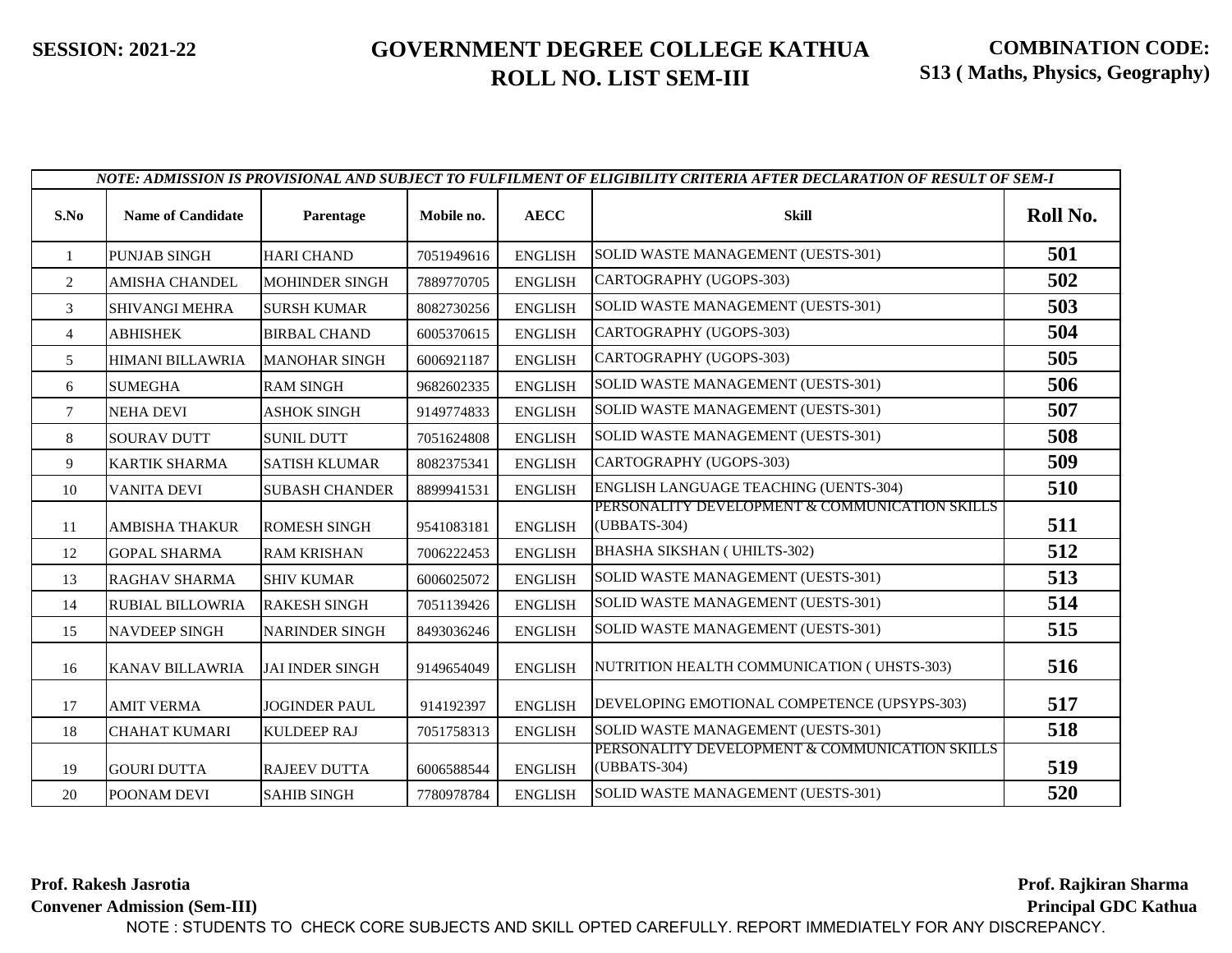**SESSION: 2021-22**

# GOVERNMENT DEGREE COLLEGE KATHUA
## ROLL NO. LIST SEM-III

**COMBINATION CODE: S13 ( Maths, Physics, Geography)**

| *NOTE: ADMISSION IS PROVISIONAL AND SUBJECT TO FULFILMENT OF ELIGIBILITY CRITERIA AFTER DECLARATION OF RESULT OF SEM-I* | | | | | | |
|---|---|---|---|---|---|---|
| **S.No** | **Name of Candidate** | **Parentage** | **Mobile no.** | **AECC** | **Skill** | **Roll No.** |
| 1 | PUNJAB SINGH | HARI CHAND | 7051949616 | ENGLISH | SOLID WASTE MANAGEMENT (UESTS-301) | **501** |
| 2 | AMISHA CHANDEL | MOHINDER SINGH | 7889770705 | ENGLISH | CARTOGRAPHY (UGOPS-303) | **502** |
| 3 | SHIVANGI MEHRA | SURSH KUMAR | 8082730256 | ENGLISH | SOLID WASTE MANAGEMENT (UESTS-301) | **503** |
| 4 | ABHISHEK | BIRBAL CHAND | 6005370615 | ENGLISH | CARTOGRAPHY (UGOPS-303) | **504** |
| 5 | HIMANI BILLAWRIA | MANOHAR SINGH | 6006921187 | ENGLISH | CARTOGRAPHY (UGOPS-303) | **505** |
| 6 | SUMEGHA | RAM SINGH | 9682602335 | ENGLISH | SOLID WASTE MANAGEMENT (UESTS-301) | **506** |
| 7 | NEHA DEVI | ASHOK SINGH | 9149774833 | ENGLISH | SOLID WASTE MANAGEMENT (UESTS-301) | **507** |
| 8 | SOURAV DUTT | SUNIL DUTT | 7051624808 | ENGLISH | SOLID WASTE MANAGEMENT (UESTS-301) | **508** |
| 9 | KARTIK SHARMA | SATISH KLUMAR | 8082375341 | ENGLISH | CARTOGRAPHY (UGOPS-303) | **509** |
| 10 | VANITA DEVI | SUBASH CHANDER | 8899941531 | ENGLISH | ENGLISH LANGUAGE TEACHING (UENTS-304) | **510** |
| 11 | AMBISHA THAKUR | ROMESH SINGH | 9541083181 | ENGLISH | PERSONALITY DEVELOPMENT & COMMUNICATION SKILLS (UBBATS-304) | **511** |
| 12 | GOPAL SHARMA | RAM KRISHAN | 7006222453 | ENGLISH | BHASHA SIKSHAN ( UHILTS-302) | **512** |
| 13 | RAGHAV SHARMA | SHIV KUMAR | 6006025072 | ENGLISH | SOLID WASTE MANAGEMENT (UESTS-301) | **513** |
| 14 | RUBIAL BILLOWRIA | RAKESH SINGH | 7051139426 | ENGLISH | SOLID WASTE MANAGEMENT (UESTS-301) | **514** |
| 15 | NAVDEEP SINGH | NARINDER SINGH | 8493036246 | ENGLISH | SOLID WASTE MANAGEMENT (UESTS-301) | **515** |
| 16 | KANAV BILLAWRIA | JAI INDER SINGH | 9149654049 | ENGLISH | NUTRITION HEALTH COMMUNICATION ( UHSTS-303) | **516** |
| 17 | AMIT VERMA | JOGINDER PAUL | 914192397 | ENGLISH | DEVELOPING EMOTIONAL COMPETENCE (UPSYPS-303) | **517** |
| 18 | CHAHAT KUMARI | KULDEEP RAJ | 7051758313 | ENGLISH | SOLID WASTE MANAGEMENT (UESTS-301) | **518** |
| 19 | GOURI DUTTA | RAJEEV DUTTA | 6006588544 | ENGLISH | PERSONALITY DEVELOPMENT & COMMUNICATION SKILLS (UBBATS-304) | **519** |
| 20 | POONAM DEVI | SAHIB SINGH | 7780978784 | ENGLISH | SOLID WASTE MANAGEMENT (UESTS-301) | **520** |

**Prof. Rakesh Jasrotia**
**Convener Admission (Sem-III)**

**Prof. Rajkiran Sharma**
**Principal GDC Kathua**

NOTE : STUDENTS TO CHECK CORE SUBJECTS AND SKILL OPTED CAREFULLY. REPORT IMMEDIATELY FOR ANY DISCREPANCY.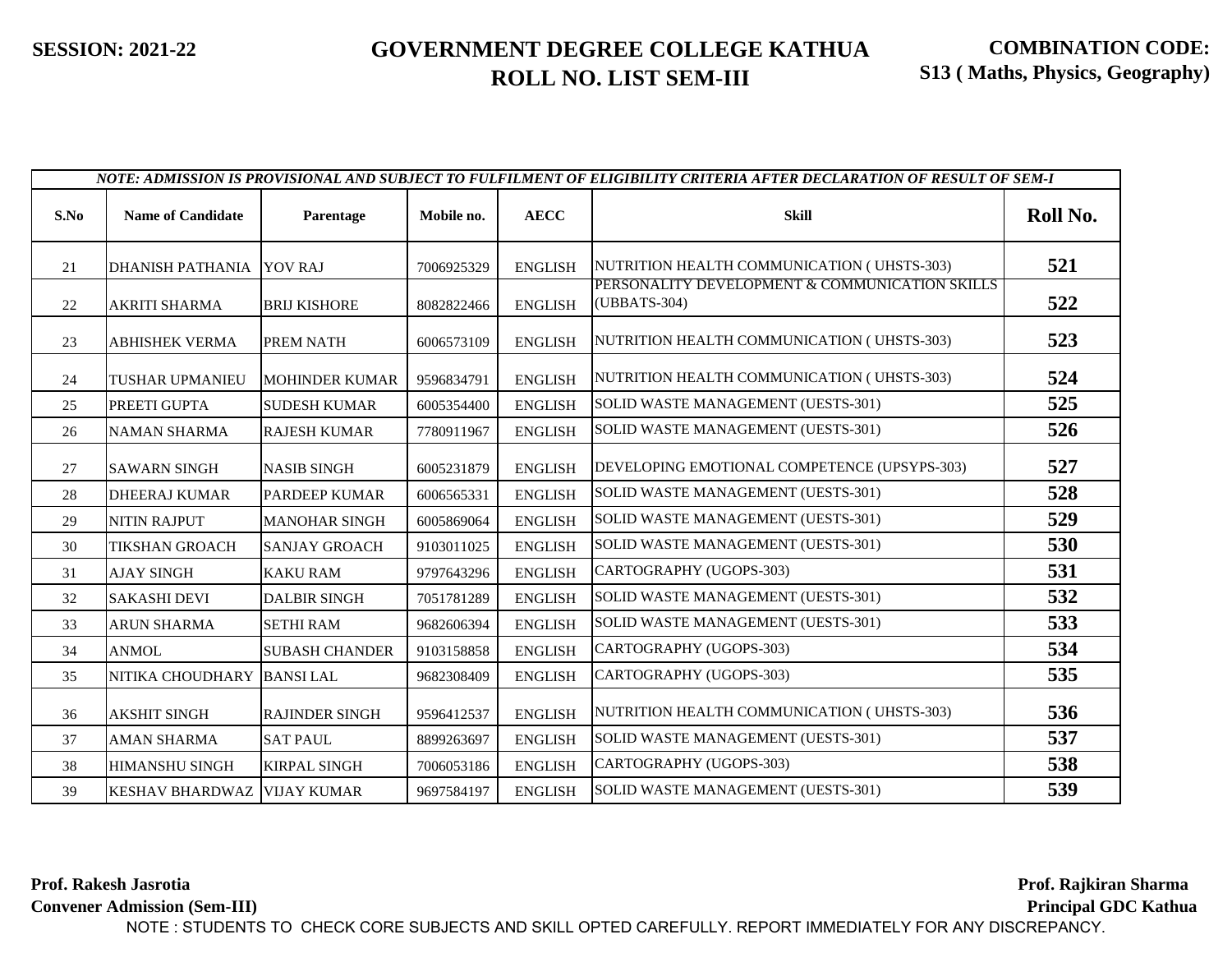**SESSION: 2021-22**

# GOVERNMENT DEGREE COLLEGE KATHUA
## ROLL NO. LIST SEM-III

**COMBINATION CODE: S13 ( Maths, Physics, Geography)**

| *NOTE: ADMISSION IS PROVISIONAL AND SUBJECT TO FULFILMENT OF ELIGIBILITY CRITERIA AFTER DECLARATION OF RESULT OF SEM-I* | | | | | | |
|---|---|---|---|---|---|---|
| **S.No** | **Name of Candidate** | **Parentage** | **Mobile no.** | **AECC** | **Skill** | **Roll No.** |
| 21 | DHANISH PATHANIA | YOV RAJ | 7006925329 | ENGLISH | NUTRITION HEALTH COMMUNICATION ( UHSTS-303) | **521** |
| 22 | AKRITI SHARMA | BRIJ KISHORE | 8082822466 | ENGLISH | PERSONALITY DEVELOPMENT & COMMUNICATION SKILLS (UBBATS-304) | **522** |
| 23 | ABHISHEK VERMA | PREM NATH | 6006573109 | ENGLISH | NUTRITION HEALTH COMMUNICATION ( UHSTS-303) | **523** |
| 24 | TUSHAR UPMANIEU | MOHINDER KUMAR | 9596834791 | ENGLISH | NUTRITION HEALTH COMMUNICATION ( UHSTS-303) | **524** |
| 25 | PREETI GUPTA | SUDESH KUMAR | 6005354400 | ENGLISH | SOLID WASTE MANAGEMENT (UESTS-301) | **525** |
| 26 | NAMAN SHARMA | RAJESH KUMAR | 7780911967 | ENGLISH | SOLID WASTE MANAGEMENT (UESTS-301) | **526** |
| 27 | SAWARN SINGH | NASIB SINGH | 6005231879 | ENGLISH | DEVELOPING EMOTIONAL COMPETENCE (UPSYPS-303) | **527** |
| 28 | DHEERAJ KUMAR | PARDEEP KUMAR | 6006565331 | ENGLISH | SOLID WASTE MANAGEMENT (UESTS-301) | **528** |
| 29 | NITIN RAJPUT | MANOHAR SINGH | 6005869064 | ENGLISH | SOLID WASTE MANAGEMENT (UESTS-301) | **529** |
| 30 | TIKSHAN GROACH | SANJAY GROACH | 9103011025 | ENGLISH | SOLID WASTE MANAGEMENT (UESTS-301) | **530** |
| 31 | AJAY SINGH | KAKU RAM | 9797643296 | ENGLISH | CARTOGRAPHY (UGOPS-303) | **531** |
| 32 | SAKASHI DEVI | DALBIR SINGH | 7051781289 | ENGLISH | SOLID WASTE MANAGEMENT (UESTS-301) | **532** |
| 33 | ARUN SHARMA | SETHI RAM | 9682606394 | ENGLISH | SOLID WASTE MANAGEMENT (UESTS-301) | **533** |
| 34 | ANMOL | SUBASH CHANDER | 9103158858 | ENGLISH | CARTOGRAPHY (UGOPS-303) | **534** |
| 35 | NITIKA CHOUDHARY | BANSI LAL | 9682308409 | ENGLISH | CARTOGRAPHY (UGOPS-303) | **535** |
| 36 | AKSHIT SINGH | RAJINDER SINGH | 9596412537 | ENGLISH | NUTRITION HEALTH COMMUNICATION ( UHSTS-303) | **536** |
| 37 | AMAN SHARMA | SAT PAUL | 8899263697 | ENGLISH | SOLID WASTE MANAGEMENT (UESTS-301) | **537** |
| 38 | HIMANSHU SINGH | KIRPAL SINGH | 7006053186 | ENGLISH | CARTOGRAPHY (UGOPS-303) | **538** |
| 39 | KESHAV BHARDWAZ | VIJAY KUMAR | 9697584197 | ENGLISH | SOLID WASTE MANAGEMENT (UESTS-301) | **539** |

**Prof. Rakesh Jasrotia**
**Convener Admission (Sem-III)**

**Prof. Rajkiran Sharma**
**Principal GDC Kathua**

NOTE : STUDENTS TO CHECK CORE SUBJECTS AND SKILL OPTED CAREFULLY. REPORT IMMEDIATELY FOR ANY DISCREPANCY.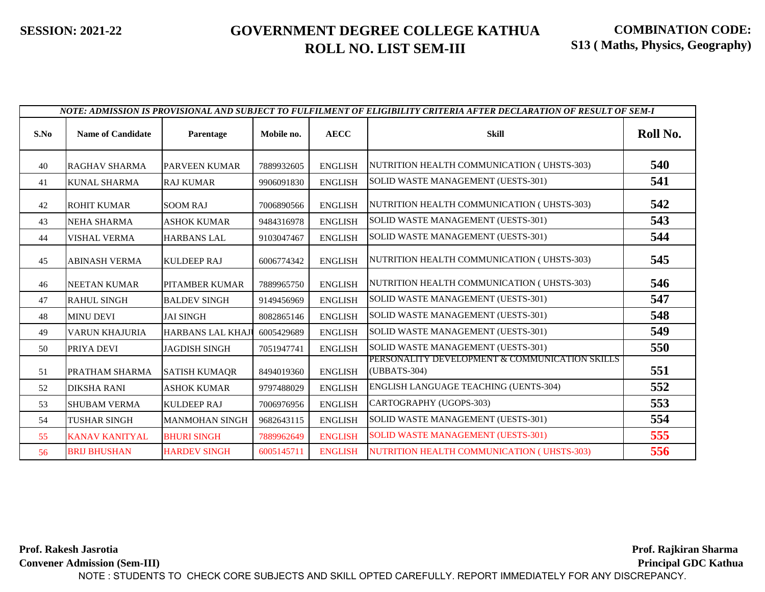SESSION: 2021-22

# GOVERNMENT DEGREE COLLEGE KATHUA
## ROLL NO. LIST SEM-III

**COMBINATION CODE: S13 ( Maths, Physics, Geography)**

*NOTE: ADMISSION IS PROVISIONAL AND SUBJECT TO FULFILMENT OF ELIGIBILITY CRITERIA AFTER DECLARATION OF RESULT OF SEM-I*

| S.No | Name of Candidate | Parentage | Mobile no. | AECC | Skill | Roll No. |
|---|---|---|---|---|---|---|
| 40 | RAGHAV SHARMA | PARVEEN KUMAR | 7889932605 | ENGLISH | NUTRITION HEALTH COMMUNICATION ( UHSTS-303) | 540 |
| 41 | KUNAL SHARMA | RAJ KUMAR | 9906091830 | ENGLISH | SOLID WASTE MANAGEMENT (UESTS-301) | 541 |
| 42 | ROHIT KUMAR | SOOM RAJ | 7006890566 | ENGLISH | NUTRITION HEALTH COMMUNICATION ( UHSTS-303) | 542 |
| 43 | NEHA SHARMA | ASHOK KUMAR | 9484316978 | ENGLISH | SOLID WASTE MANAGEMENT (UESTS-301) | 543 |
| 44 | VISHAL VERMA | HARBANS LAL | 9103047467 | ENGLISH | SOLID WASTE MANAGEMENT (UESTS-301) | 544 |
| 45 | ABINASH VERMA | KULDEEP RAJ | 6006774342 | ENGLISH | NUTRITION HEALTH COMMUNICATION ( UHSTS-303) | 545 |
| 46 | NEETAN KUMAR | PITAMBER KUMAR | 7889965750 | ENGLISH | NUTRITION HEALTH COMMUNICATION ( UHSTS-303) | 546 |
| 47 | RAHUL SINGH | BALDEV SINGH | 9149456969 | ENGLISH | SOLID WASTE MANAGEMENT (UESTS-301) | 547 |
| 48 | MINU DEVI | JAI SINGH | 8082865146 | ENGLISH | SOLID WASTE MANAGEMENT (UESTS-301) | 548 |
| 49 | VARUN KHAJURIA | HARBANS LAL KHAJU | 6005429689 | ENGLISH | SOLID WASTE MANAGEMENT (UESTS-301) | 549 |
| 50 | PRIYA DEVI | JAGDISH SINGH | 7051947741 | ENGLISH | SOLID WASTE MANAGEMENT (UESTS-301) | 550 |
| 51 | PRATHAM SHARMA | SATISH KUMAQR | 8494019360 | ENGLISH | PERSONALITY DEVELOPMENT & COMMUNICATION SKILLS (UBBATS-304) | 551 |
| 52 | DIKSHA RANI | ASHOK KUMAR | 9797488029 | ENGLISH | ENGLISH LANGUAGE TEACHING (UENTS-304) | 552 |
| 53 | SHUBAM VERMA | KULDEEP RAJ | 7006976956 | ENGLISH | CARTOGRAPHY (UGOPS-303) | 553 |
| 54 | TUSHAR SINGH | MANMOHAN SINGH | 9682643115 | ENGLISH | SOLID WASTE MANAGEMENT (UESTS-301) | 554 |
| 55 | KANAV KANITYAL | BHURI SINGH | 7889962649 | ENGLISH | SOLID WASTE MANAGEMENT (UESTS-301) | 555 |
| 56 | BRIJ BHUSHAN | HARDEV SINGH | 6005145711 | ENGLISH | NUTRITION HEALTH COMMUNICATION ( UHSTS-303) | 556 |

**Prof. Rakesh Jasrotia**
**Convener Admission (Sem-III)**

**Prof. Rajkiran Sharma**
**Principal GDC Kathua**

NOTE : STUDENTS TO CHECK CORE SUBJECTS AND SKILL OPTED CAREFULLY. REPORT IMMEDIATELY FOR ANY DISCREPANCY.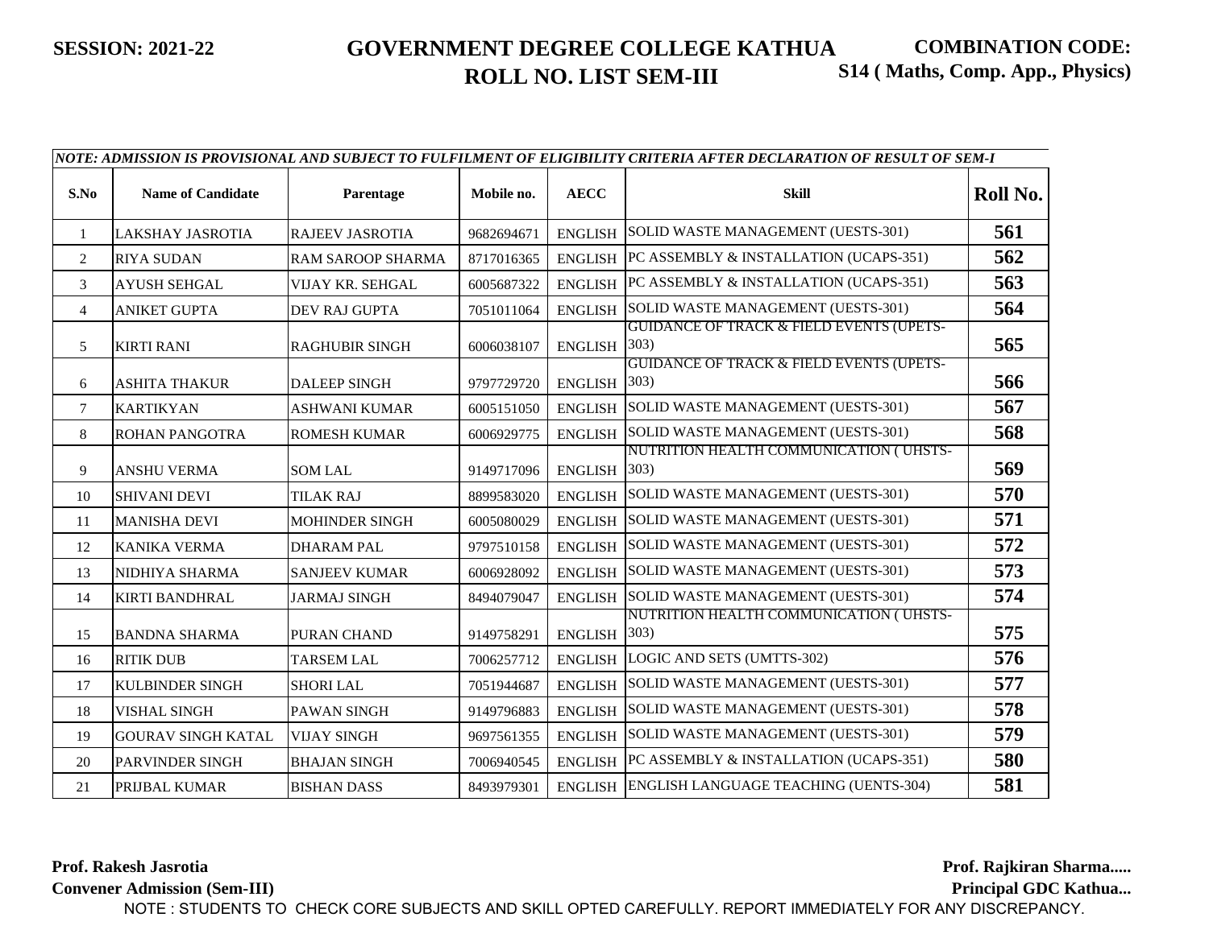**SESSION: 2021-22**

# GOVERNMENT DEGREE COLLEGE KATHUA
## ROLL NO. LIST SEM-III

**COMBINATION CODE: S14 ( Maths, Comp. App., Physics)**

*NOTE: ADMISSION IS PROVISIONAL AND SUBJECT TO FULFILMENT OF ELIGIBILITY CRITERIA AFTER DECLARATION OF RESULT OF SEM-I*

| S.No | Name of Candidate | Parentage | Mobile no. | AECC | Skill | Roll No. |
|---|---|---|---|---|---|---|
| 1 | LAKSHAY JASROTIA | RAJEEV JASROTIA | 9682694671 | ENGLISH | SOLID WASTE MANAGEMENT (UESTS-301) | **561** |
| 2 | RIYA SUDAN | RAM SAROOP SHARMA | 8717016365 | ENGLISH | PC ASSEMBLY & INSTALLATION (UCAPS-351) | **562** |
| 3 | AYUSH SEHGAL | VIJAY KR. SEHGAL | 6005687322 | ENGLISH | PC ASSEMBLY & INSTALLATION (UCAPS-351) | **563** |
| 4 | ANIKET GUPTA | DEV RAJ GUPTA | 7051011064 | ENGLISH | SOLID WASTE MANAGEMENT (UESTS-301) | **564** |
| 5 | KIRTI RANI | RAGHUBIR SINGH | 6006038107 | ENGLISH | GUIDANCE OF TRACK & FIELD EVENTS (UPETS-303) | **565** |
| 6 | ASHITA THAKUR | DALEEP SINGH | 9797729720 | ENGLISH | GUIDANCE OF TRACK & FIELD EVENTS (UPETS-303) | **566** |
| 7 | KARTIKYAN | ASHWANI KUMAR | 6005151050 | ENGLISH | SOLID WASTE MANAGEMENT (UESTS-301) | **567** |
| 8 | ROHAN PANGOTRA | ROMESH KUMAR | 6006929775 | ENGLISH | SOLID WASTE MANAGEMENT (UESTS-301) | **568** |
| 9 | ANSHU VERMA | SOM LAL | 9149717096 | ENGLISH | NUTRITION HEALTH COMMUNICATION ( UHSTS-303) | **569** |
| 10 | SHIVANI DEVI | TILAK RAJ | 8899583020 | ENGLISH | SOLID WASTE MANAGEMENT (UESTS-301) | **570** |
| 11 | MANISHA DEVI | MOHINDER SINGH | 6005080029 | ENGLISH | SOLID WASTE MANAGEMENT (UESTS-301) | **571** |
| 12 | KANIKA VERMA | DHARAM PAL | 9797510158 | ENGLISH | SOLID WASTE MANAGEMENT (UESTS-301) | **572** |
| 13 | NIDHIYA SHARMA | SANJEEV KUMAR | 6006928092 | ENGLISH | SOLID WASTE MANAGEMENT (UESTS-301) | **573** |
| 14 | KIRTI BANDHRAL | JARMAJ SINGH | 8494079047 | ENGLISH | SOLID WASTE MANAGEMENT (UESTS-301) | **574** |
| 15 | BANDNA SHARMA | PURAN CHAND | 9149758291 | ENGLISH | NUTRITION HEALTH COMMUNICATION ( UHSTS-303) | **575** |
| 16 | RITIK DUB | TARSEM LAL | 7006257712 | ENGLISH | LOGIC AND SETS (UMTTS-302) | **576** |
| 17 | KULBINDER SINGH | SHORI LAL | 7051944687 | ENGLISH | SOLID WASTE MANAGEMENT (UESTS-301) | **577** |
| 18 | VISHAL SINGH | PAWAN SINGH | 9149796883 | ENGLISH | SOLID WASTE MANAGEMENT (UESTS-301) | **578** |
| 19 | GOURAV SINGH KATAL | VIJAY SINGH | 9697561355 | ENGLISH | SOLID WASTE MANAGEMENT (UESTS-301) | **579** |
| 20 | PARVINDER SINGH | BHAJAN SINGH | 7006940545 | ENGLISH | PC ASSEMBLY & INSTALLATION (UCAPS-351) | **580** |
| 21 | PRIJBAL KUMAR | BISHAN DASS | 8493979301 | ENGLISH | ENGLISH LANGUAGE TEACHING (UENTS-304) | **581** |

**Prof. Rakesh Jasrotia**
**Convener Admission (Sem-III)**

**Prof. Rajkiran Sharma.....**
**Principal GDC Kathua...**

NOTE : STUDENTS TO CHECK CORE SUBJECTS AND SKILL OPTED CAREFULLY. REPORT IMMEDIATELY FOR ANY DISCREPANCY.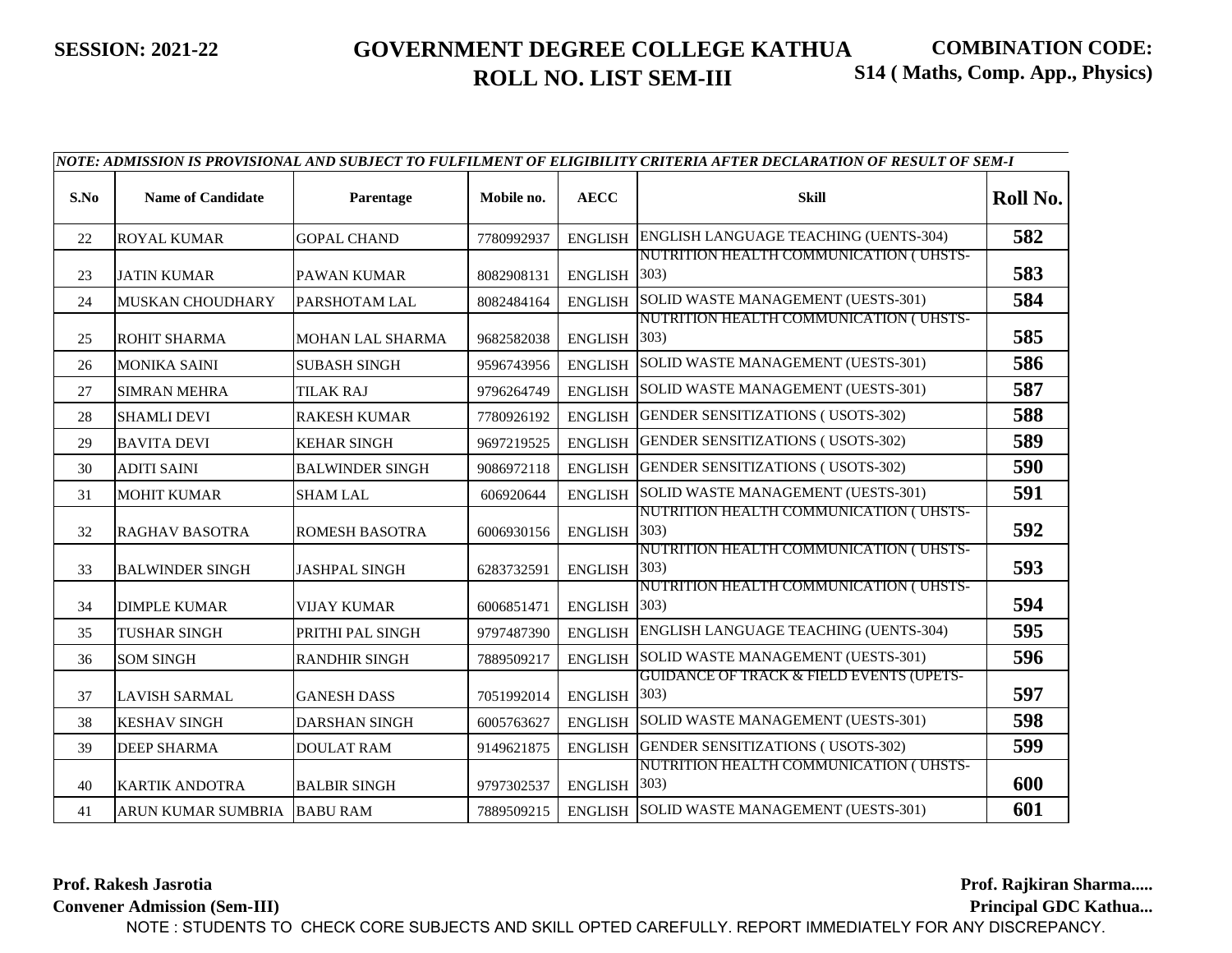**SESSION: 2021-22**

# GOVERNMENT DEGREE COLLEGE KATHUA
## ROLL NO. LIST SEM-III

**COMBINATION CODE: S14 ( Maths, Comp. App., Physics)**

*NOTE: ADMISSION IS PROVISIONAL AND SUBJECT TO FULFILMENT OF ELIGIBILITY CRITERIA AFTER DECLARATION OF RESULT OF SEM-I*

| S.No | Name of Candidate | Parentage | Mobile no. | AECC | Skill | Roll No. |
|---|---|---|---|---|---|---|
| 22 | ROYAL KUMAR | GOPAL CHAND | 7780992937 | ENGLISH | ENGLISH LANGUAGE TEACHING (UENTS-304) | 582 |
| 23 | JATIN KUMAR | PAWAN KUMAR | 8082908131 | ENGLISH | NUTRITION HEALTH COMMUNICATION ( UHSTS-303) | 583 |
| 24 | MUSKAN CHOUDHARY | PARSHOTAM LAL | 8082484164 | ENGLISH | SOLID WASTE MANAGEMENT (UESTS-301) | 584 |
| 25 | ROHIT SHARMA | MOHAN LAL SHARMA | 9682582038 | ENGLISH | NUTRITION HEALTH COMMUNICATION ( UHSTS-303) | 585 |
| 26 | MONIKA SAINI | SUBASH SINGH | 9596743956 | ENGLISH | SOLID WASTE MANAGEMENT (UESTS-301) | 586 |
| 27 | SIMRAN MEHRA | TILAK RAJ | 9796264749 | ENGLISH | SOLID WASTE MANAGEMENT (UESTS-301) | 587 |
| 28 | SHAMLI DEVI | RAKESH KUMAR | 7780926192 | ENGLISH | GENDER SENSITIZATIONS ( USOTS-302) | 588 |
| 29 | BAVITA DEVI | KEHAR SINGH | 9697219525 | ENGLISH | GENDER SENSITIZATIONS ( USOTS-302) | 589 |
| 30 | ADITI SAINI | BALWINDER SINGH | 9086972118 | ENGLISH | GENDER SENSITIZATIONS ( USOTS-302) | 590 |
| 31 | MOHIT KUMAR | SHAM LAL | 606920644 | ENGLISH | SOLID WASTE MANAGEMENT (UESTS-301) | 591 |
| 32 | RAGHAV BASOTRA | ROMESH BASOTRA | 6006930156 | ENGLISH | NUTRITION HEALTH COMMUNICATION ( UHSTS-303) | 592 |
| 33 | BALWINDER SINGH | JASHPAL SINGH | 6283732591 | ENGLISH | NUTRITION HEALTH COMMUNICATION ( UHSTS-303) | 593 |
| 34 | DIMPLE KUMAR | VIJAY KUMAR | 6006851471 | ENGLISH | NUTRITION HEALTH COMMUNICATION ( UHSTS-303) | 594 |
| 35 | TUSHAR SINGH | PRITHI PAL SINGH | 9797487390 | ENGLISH | ENGLISH LANGUAGE TEACHING (UENTS-304) | 595 |
| 36 | SOM SINGH | RANDHIR SINGH | 7889509217 | ENGLISH | SOLID WASTE MANAGEMENT (UESTS-301) | 596 |
| 37 | LAVISH SARMAL | GANESH DASS | 7051992014 | ENGLISH | GUIDANCE OF TRACK & FIELD EVENTS (UPETS-303) | 597 |
| 38 | KESHAV SINGH | DARSHAN SINGH | 6005763627 | ENGLISH | SOLID WASTE MANAGEMENT (UESTS-301) | 598 |
| 39 | DEEP SHARMA | DOULAT RAM | 9149621875 | ENGLISH | GENDER SENSITIZATIONS ( USOTS-302) | 599 |
| 40 | KARTIK ANDOTRA | BALBIR SINGH | 9797302537 | ENGLISH | NUTRITION HEALTH COMMUNICATION ( UHSTS-303) | 600 |
| 41 | ARUN KUMAR SUMBRIA | BABU RAM | 7889509215 | ENGLISH | SOLID WASTE MANAGEMENT (UESTS-301) | 601 |

**Prof. Rakesh Jasrotia**
**Convener Admission (Sem-III)**

**Prof. Rajkiran Sharma.....**
**Principal GDC Kathua...**

NOTE : STUDENTS TO CHECK CORE SUBJECTS AND SKILL OPTED CAREFULLY. REPORT IMMEDIATELY FOR ANY DISCREPANCY.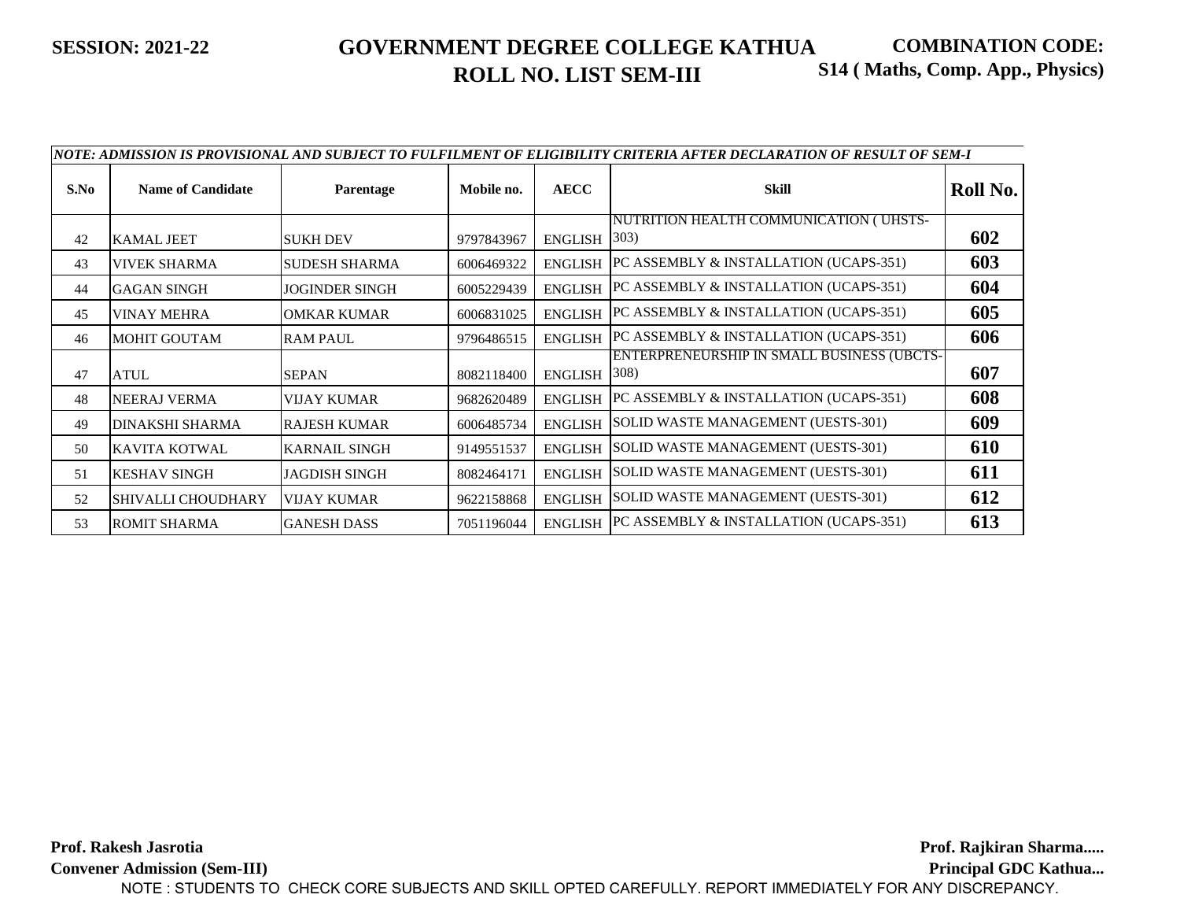**SESSION: 2021-22**

# GOVERNMENT DEGREE COLLEGE KATHUA
## ROLL NO. LIST SEM-III

**COMBINATION CODE: S14 ( Maths, Comp. App., Physics)**

*NOTE: ADMISSION IS PROVISIONAL AND SUBJECT TO FULFILMENT OF ELIGIBILITY CRITERIA AFTER DECLARATION OF RESULT OF SEM-I*

| S.No | Name of Candidate | Parentage | Mobile no. | AECC | Skill | Roll No. |
|---|---|---|---|---|---|---|
| 42 | KAMAL JEET | SUKH DEV | 9797843967 | ENGLISH | NUTRITION HEALTH COMMUNICATION ( UHSTS-303) | 602 |
| 43 | VIVEK SHARMA | SUDESH SHARMA | 6006469322 | ENGLISH | PC ASSEMBLY & INSTALLATION (UCAPS-351) | 603 |
| 44 | GAGAN SINGH | JOGINDER SINGH | 6005229439 | ENGLISH | PC ASSEMBLY & INSTALLATION (UCAPS-351) | 604 |
| 45 | VINAY MEHRA | OMKAR KUMAR | 6006831025 | ENGLISH | PC ASSEMBLY & INSTALLATION (UCAPS-351) | 605 |
| 46 | MOHIT GOUTAM | RAM PAUL | 9796486515 | ENGLISH | PC ASSEMBLY & INSTALLATION (UCAPS-351) | 606 |
| 47 | ATUL | SEPAN | 8082118400 | ENGLISH | ENTERPRENEURSHIP IN SMALL BUSINESS (UBCTS-308) | 607 |
| 48 | NEERAJ VERMA | VIJAY KUMAR | 9682620489 | ENGLISH | PC ASSEMBLY & INSTALLATION (UCAPS-351) | 608 |
| 49 | DINAKSHI SHARMA | RAJESH KUMAR | 6006485734 | ENGLISH | SOLID WASTE MANAGEMENT (UESTS-301) | 609 |
| 50 | KAVITA KOTWAL | KARNAIL SINGH | 9149551537 | ENGLISH | SOLID WASTE MANAGEMENT (UESTS-301) | 610 |
| 51 | KESHAV SINGH | JAGDISH SINGH | 8082464171 | ENGLISH | SOLID WASTE MANAGEMENT (UESTS-301) | 611 |
| 52 | SHIVALLI CHOUDHARY | VIJAY KUMAR | 9622158868 | ENGLISH | SOLID WASTE MANAGEMENT (UESTS-301) | 612 |
| 53 | ROMIT SHARMA | GANESH DASS | 7051196044 | ENGLISH | PC ASSEMBLY & INSTALLATION (UCAPS-351) | 613 |

**Prof. Rakesh Jasrotia**
**Convener Admission (Sem-III)**

**Prof. Rajkiran Sharma.....**
**Principal GDC Kathua...**

NOTE : STUDENTS TO CHECK CORE SUBJECTS AND SKILL OPTED CAREFULLY. REPORT IMMEDIATELY FOR ANY DISCREPANCY.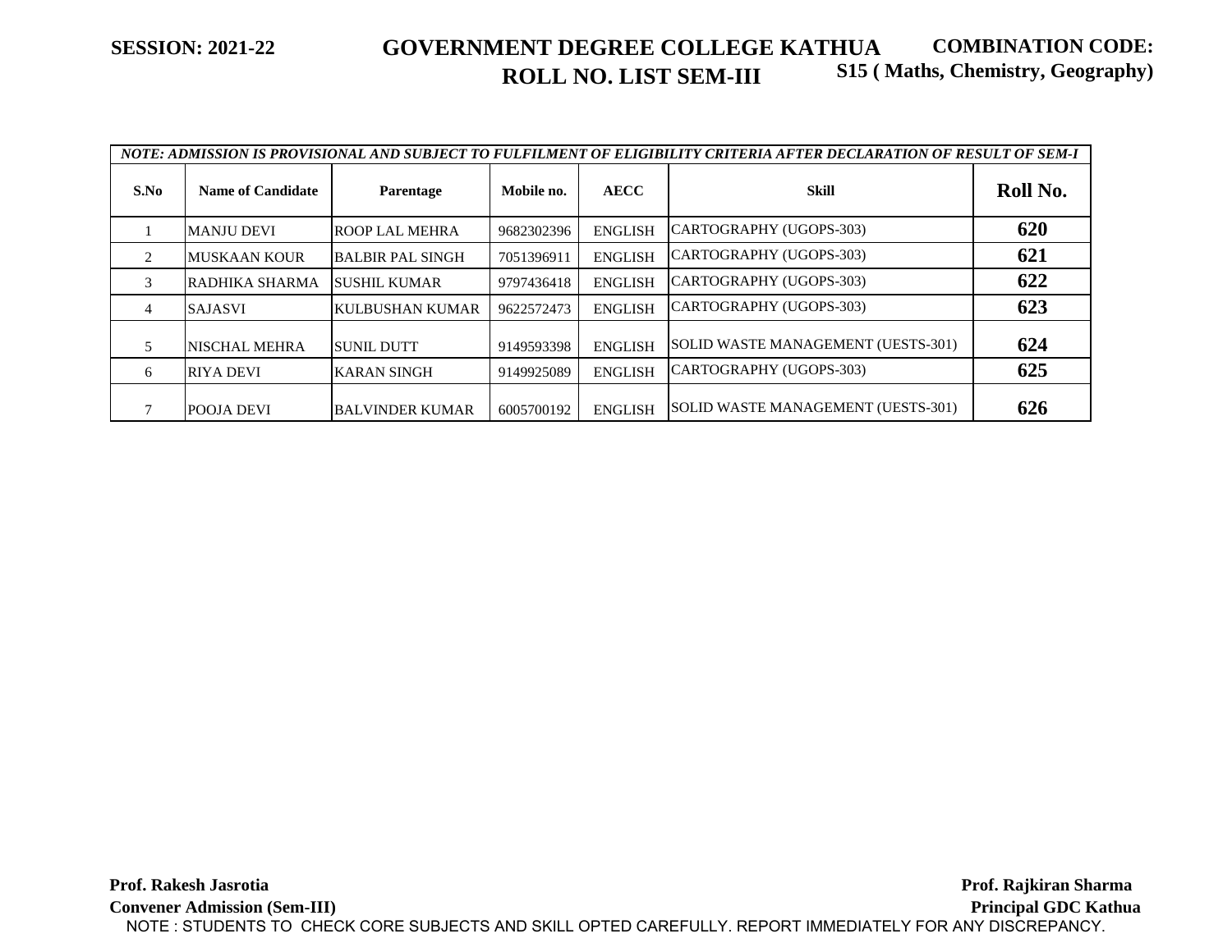**SESSION: 2021-22**

# GOVERNMENT DEGREE COLLEGE KATHUA

## ROLL NO. LIST SEM-III

**COMBINATION CODE: S15 ( Maths, Chemistry, Geography)**

*NOTE: ADMISSION IS PROVISIONAL AND SUBJECT TO FULFILMENT OF ELIGIBILITY CRITERIA AFTER DECLARATION OF RESULT OF SEM-I*

| S.No | Name of Candidate | Parentage | Mobile no. | AECC | Skill | Roll No. |
|---|---|---|---|---|---|---|
| 1 | MANJU DEVI | ROOP LAL MEHRA | 9682302396 | ENGLISH | CARTOGRAPHY (UGOPS-303) | **620** |
| 2 | MUSKAAN KOUR | BALBIR PAL SINGH | 7051396911 | ENGLISH | CARTOGRAPHY (UGOPS-303) | **621** |
| 3 | RADHIKA SHARMA | SUSHIL KUMAR | 9797436418 | ENGLISH | CARTOGRAPHY (UGOPS-303) | **622** |
| 4 | SAJASVI | KULBUSHAN KUMAR | 9622572473 | ENGLISH | CARTOGRAPHY (UGOPS-303) | **623** |
| 5 | NISCHAL MEHRA | SUNIL DUTT | 9149593398 | ENGLISH | SOLID WASTE MANAGEMENT (UESTS-301) | **624** |
| 6 | RIYA DEVI | KARAN SINGH | 9149925089 | ENGLISH | CARTOGRAPHY (UGOPS-303) | **625** |
| 7 | POOJA DEVI | BALVINDER KUMAR | 6005700192 | ENGLISH | SOLID WASTE MANAGEMENT (UESTS-301) | **626** |

**Prof. Rakesh Jasrotia**
**Convener Admission (Sem-III)**

**Prof. Rajkiran Sharma**
**Principal GDC Kathua**

NOTE : STUDENTS TO CHECK CORE SUBJECTS AND SKILL OPTED CAREFULLY. REPORT IMMEDIATELY FOR ANY DISCREPANCY.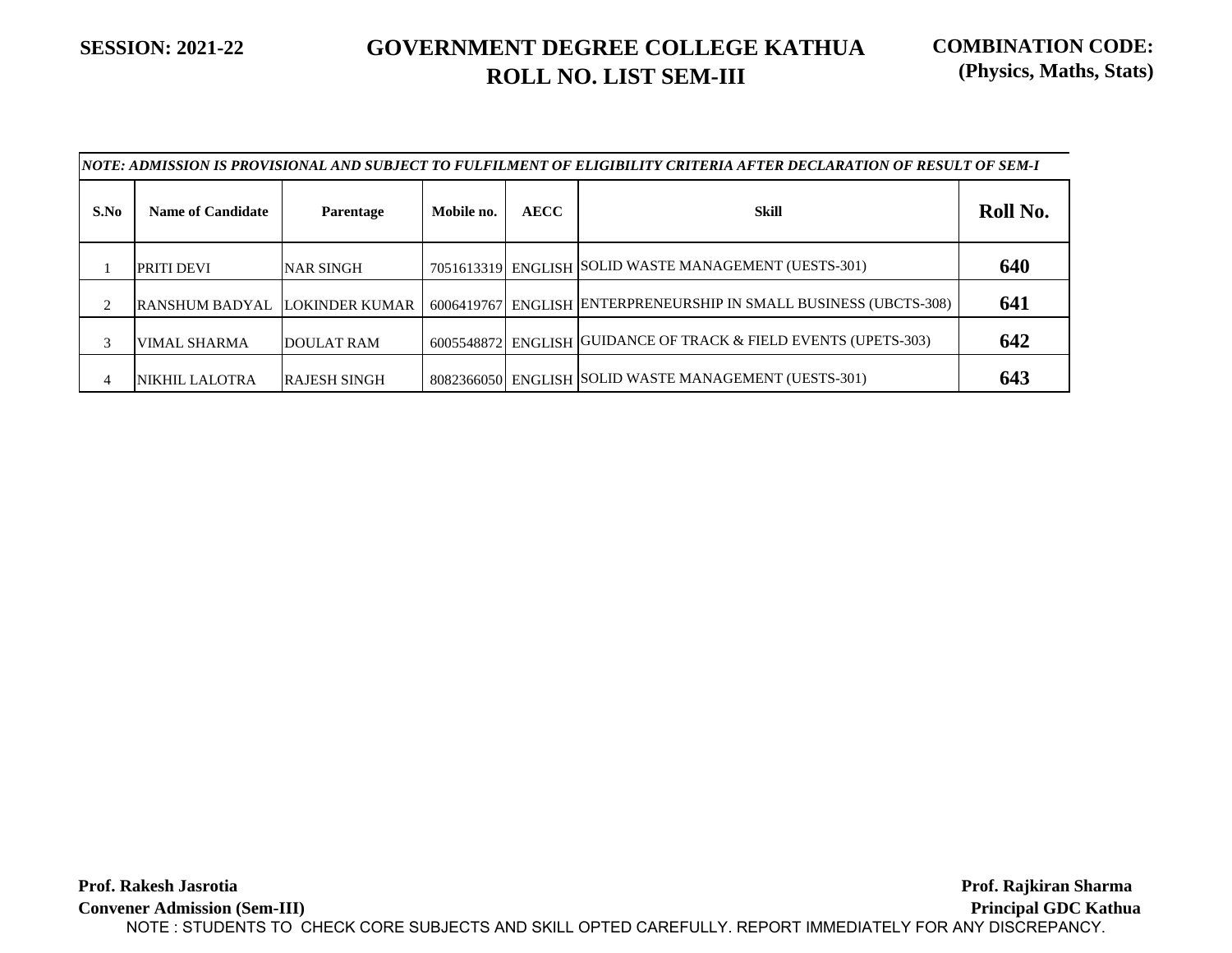**SESSION: 2021-22**

# GOVERNMENT DEGREE COLLEGE KATHUA
## ROLL NO. LIST SEM-III

**COMBINATION CODE: (Physics, Maths, Stats)**

*NOTE: ADMISSION IS PROVISIONAL AND SUBJECT TO FULFILMENT OF ELIGIBILITY CRITERIA AFTER DECLARATION OF RESULT OF SEM-I*

| S.No | Name of Candidate | Parentage | Mobile no. | AECC | Skill | Roll No. |
|---|---|---|---|---|---|---|
| 1 | PRITI DEVI | NAR SINGH | 7051613319 | ENGLISH | SOLID WASTE MANAGEMENT (UESTS-301) | **640** |
| 2 | RANSHUM BADYAL | LOKINDER KUMAR | 6006419767 | ENGLISH | ENTERPRENEURSHIP IN SMALL BUSINESS (UBCTS-308) | **641** |
| 3 | VIMAL SHARMA | DOULAT RAM | 6005548872 | ENGLISH | GUIDANCE OF TRACK & FIELD EVENTS (UPETS-303) | **642** |
| 4 | NIKHIL LALOTRA | RAJESH SINGH | 8082366050 | ENGLISH | SOLID WASTE MANAGEMENT (UESTS-301) | **643** |

**Prof. Rakesh Jasrotia**
**Convener Admission (Sem-III)**

**Prof. Rajkiran Sharma**
**Principal GDC Kathua**

NOTE : STUDENTS TO CHECK CORE SUBJECTS AND SKILL OPTED CAREFULLY. REPORT IMMEDIATELY FOR ANY DISCREPANCY.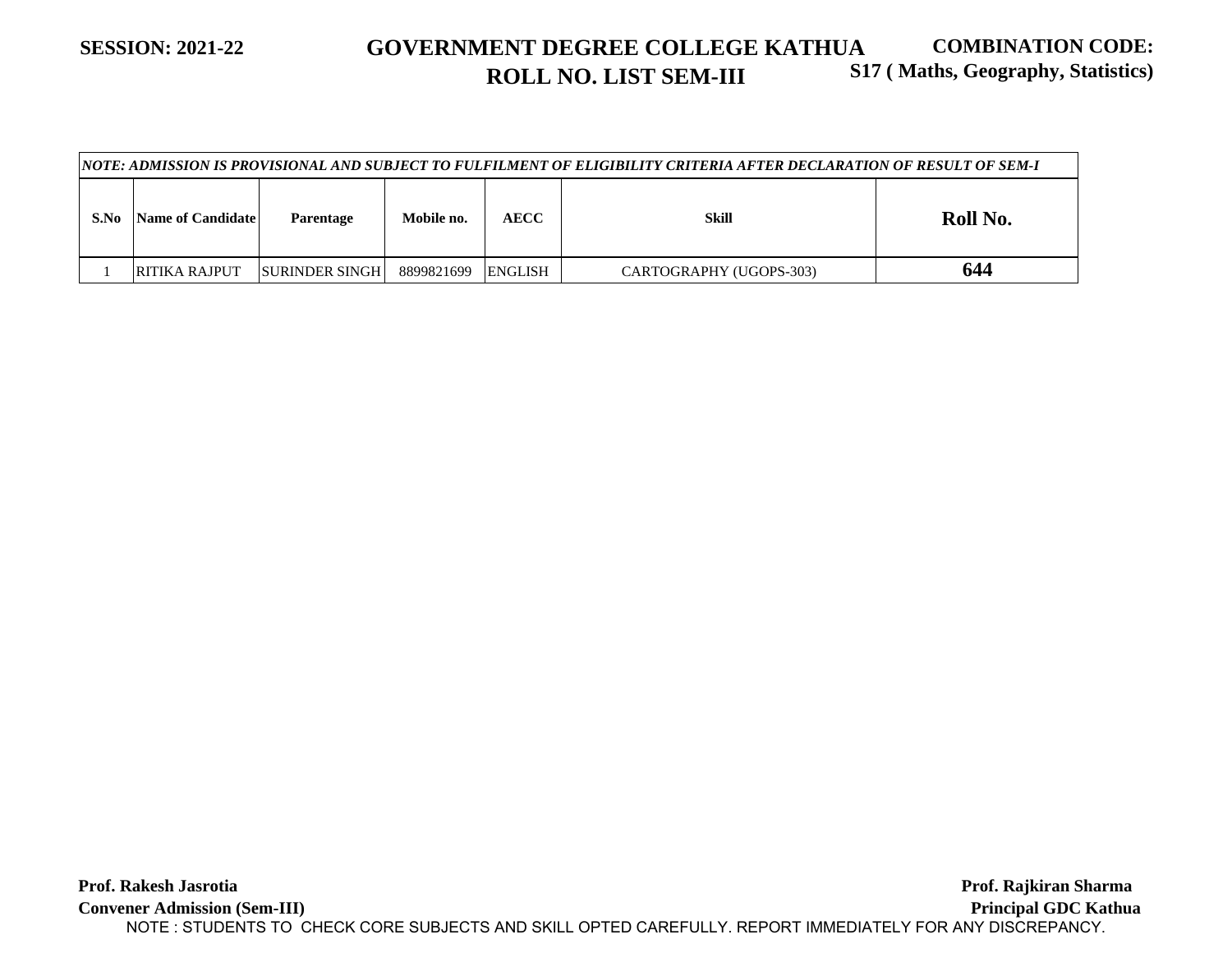**SESSION: 2021-22**

# GOVERNMENT DEGREE COLLEGE KATHUA

## ROLL NO. LIST SEM-III

**COMBINATION CODE: S17 ( Maths, Geography, Statistics)**

| NOTE: ADMISSION IS PROVISIONAL AND SUBJECT TO FULFILMENT OF ELIGIBILITY CRITERIA AFTER DECLARATION OF RESULT OF SEM-I | | | | | | |
|---|---|---|---|---|---|---|
| **S.No** | **Name of Candidate** | **Parentage** | **Mobile no.** | **AECC** | **Skill** | **Roll No.** |
| 1 | RITIKA RAJPUT | SURINDER SINGH | 8899821699 | ENGLISH | CARTOGRAPHY (UGOPS-303) | **644** |

**Prof. Rakesh Jasrotia**
**Convener Admission (Sem-III)**

**Prof. Rajkiran Sharma**
**Principal GDC Kathua**

NOTE : STUDENTS TO CHECK CORE SUBJECTS AND SKILL OPTED CAREFULLY. REPORT IMMEDIATELY FOR ANY DISCREPANCY.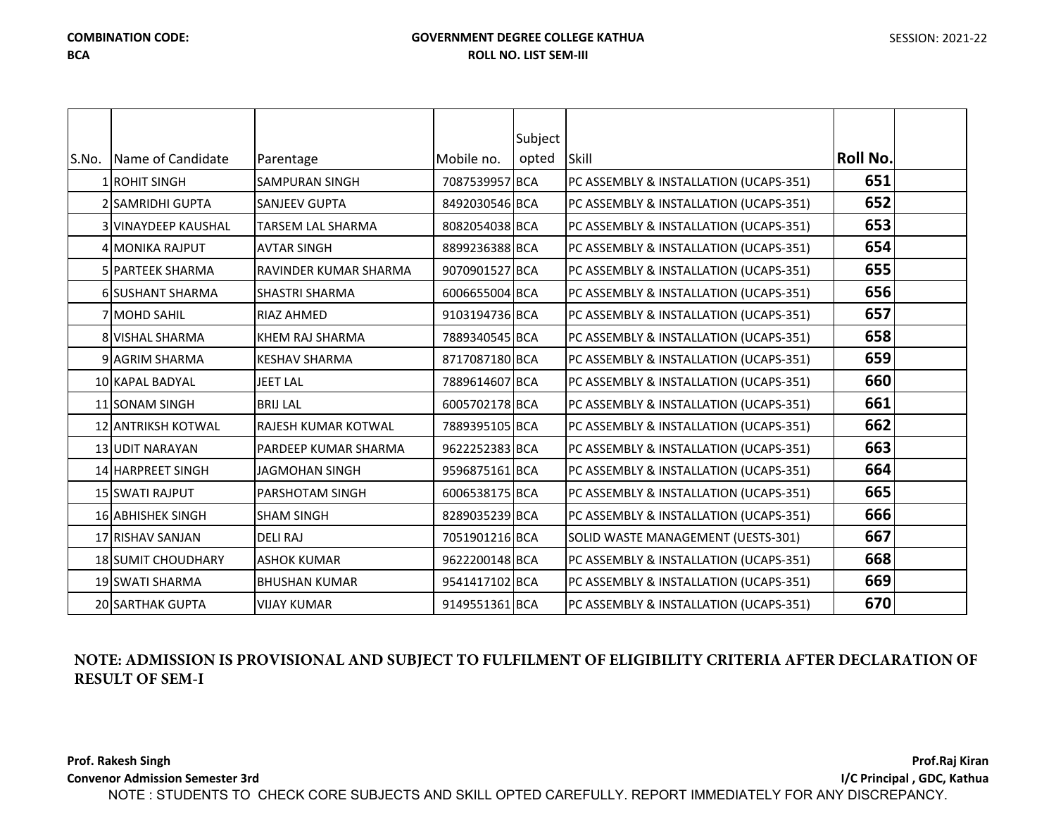**COMBINATION CODE:**
**BCA**

**GOVERNMENT DEGREE COLLEGE KATHUA**
**ROLL NO. LIST SEM-III**

SESSION: 2021-22

| S.No. | Name of Candidate | Parentage | Mobile no. | Subject opted | Skill | Roll No. | |
|---|---|---|---|---|---|---|---|
| 1 | ROHIT SINGH | SAMPURAN SINGH | 7087539957 | BCA | PC ASSEMBLY & INSTALLATION (UCAPS-351) | 651 | |
| 2 | SAMRIDHI GUPTA | SANJEEV GUPTA | 8492030546 | BCA | PC ASSEMBLY & INSTALLATION (UCAPS-351) | 652 | |
| 3 | VINAYDEEP KAUSHAL | TARSEM LAL SHARMA | 8082054038 | BCA | PC ASSEMBLY & INSTALLATION (UCAPS-351) | 653 | |
| 4 | MONIKA RAJPUT | AVTAR SINGH | 8899236388 | BCA | PC ASSEMBLY & INSTALLATION (UCAPS-351) | 654 | |
| 5 | PARTEEK SHARMA | RAVINDER KUMAR SHARMA | 9070901527 | BCA | PC ASSEMBLY & INSTALLATION (UCAPS-351) | 655 | |
| 6 | SUSHANT SHARMA | SHASTRI SHARMA | 6006655004 | BCA | PC ASSEMBLY & INSTALLATION (UCAPS-351) | 656 | |
| 7 | MOHD SAHIL | RIAZ AHMED | 9103194736 | BCA | PC ASSEMBLY & INSTALLATION (UCAPS-351) | 657 | |
| 8 | VISHAL SHARMA | KHEM RAJ SHARMA | 7889340545 | BCA | PC ASSEMBLY & INSTALLATION (UCAPS-351) | 658 | |
| 9 | AGRIM SHARMA | KESHAV SHARMA | 8717087180 | BCA | PC ASSEMBLY & INSTALLATION (UCAPS-351) | 659 | |
| 10 | KAPAL BADYAL | JEET LAL | 7889614607 | BCA | PC ASSEMBLY & INSTALLATION (UCAPS-351) | 660 | |
| 11 | SONAM SINGH | BRIJ LAL | 6005702178 | BCA | PC ASSEMBLY & INSTALLATION (UCAPS-351) | 661 | |
| 12 | ANTRIKSH KOTWAL | RAJESH KUMAR KOTWAL | 7889395105 | BCA | PC ASSEMBLY & INSTALLATION (UCAPS-351) | 662 | |
| 13 | UDIT NARAYAN | PARDEEP KUMAR SHARMA | 9622252383 | BCA | PC ASSEMBLY & INSTALLATION (UCAPS-351) | 663 | |
| 14 | HARPREET SINGH | JAGMOHAN SINGH | 9596875161 | BCA | PC ASSEMBLY & INSTALLATION (UCAPS-351) | 664 | |
| 15 | SWATI RAJPUT | PARSHOTAM SINGH | 6006538175 | BCA | PC ASSEMBLY & INSTALLATION (UCAPS-351) | 665 | |
| 16 | ABHISHEK SINGH | SHAM SINGH | 8289035239 | BCA | PC ASSEMBLY & INSTALLATION (UCAPS-351) | 666 | |
| 17 | RISHAV SANJAN | DELI RAJ | 7051901216 | BCA | SOLID WASTE MANAGEMENT (UESTS-301) | 667 | |
| 18 | SUMIT CHOUDHARY | ASHOK KUMAR | 9622200148 | BCA | PC ASSEMBLY & INSTALLATION (UCAPS-351) | 668 | |
| 19 | SWATI SHARMA | BHUSHAN KUMAR | 9541417102 | BCA | PC ASSEMBLY & INSTALLATION (UCAPS-351) | 669 | |
| 20 | SARTHAK GUPTA | VIJAY KUMAR | 9149551361 | BCA | PC ASSEMBLY & INSTALLATION (UCAPS-351) | 670 | |

**NOTE: ADMISSION IS PROVISIONAL AND SUBJECT TO FULFILMENT OF ELIGIBILITY CRITERIA AFTER DECLARATION OF RESULT OF SEM-I**

**Prof. Rakesh Singh**
**Convenor Admission Semester 3rd**

**Prof.Raj Kiran**
**I/C Principal , GDC, Kathua**

NOTE : STUDENTS TO CHECK CORE SUBJECTS AND SKILL OPTED CAREFULLY. REPORT IMMEDIATELY FOR ANY DISCREPANCY.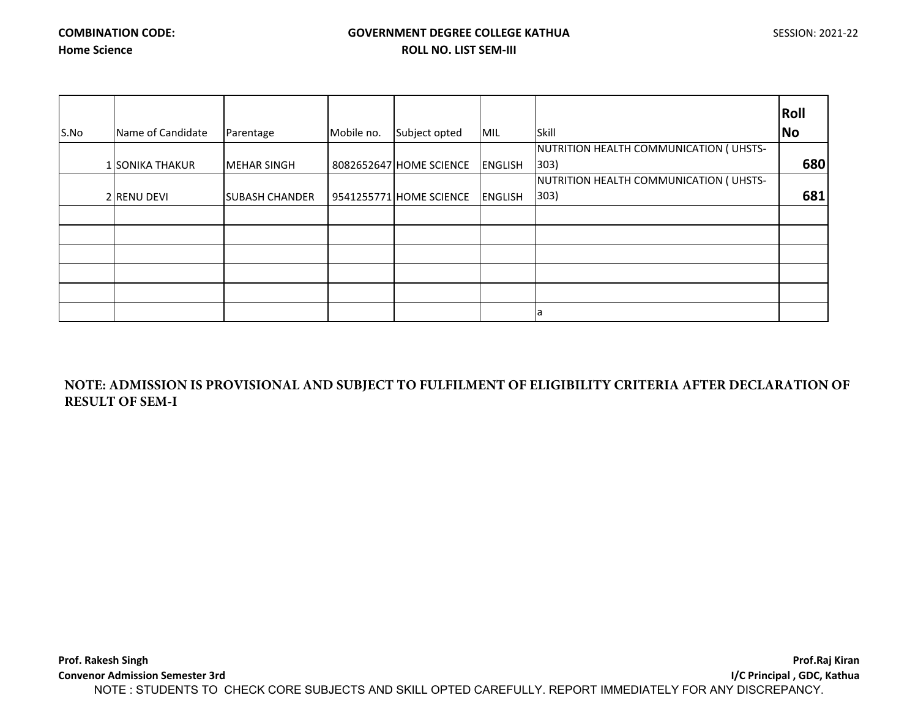**COMBINATION CODE:**
**Home Science**

**GOVERNMENT DEGREE COLLEGE KATHUA**
**ROLL NO. LIST SEM-III**

SESSION: 2021-22

| S.No | Name of Candidate | Parentage | Mobile no. | Subject opted | MIL | Skill | Roll No |
|---|---|---|---|---|---|---|---|
| 1 | SONIKA THAKUR | MEHAR SINGH | 8082652647 | HOME SCIENCE | ENGLISH | NUTRITION HEALTH COMMUNICATION ( UHSTS-303) | **680** |
| 2 | RENU DEVI | SUBASH CHANDER | 9541255771 | HOME SCIENCE | ENGLISH | NUTRITION HEALTH COMMUNICATION ( UHSTS-303) | **681** |
| | | | | | | | |
| | | | | | | | |
| | | | | | | | |
| | | | | | | | |
| | | | | | | | |
| | | | | | | a | |

**NOTE: ADMISSION IS PROVISIONAL AND SUBJECT TO FULFILMENT OF ELIGIBILITY CRITERIA AFTER DECLARATION OF RESULT OF SEM-I**

**Prof. Rakesh Singh**
**Convenor Admission Semester 3rd**

**Prof.Raj Kiran**
**I/C Principal , GDC, Kathua**

NOTE : STUDENTS TO CHECK CORE SUBJECTS AND SKILL OPTED CAREFULLY. REPORT IMMEDIATELY FOR ANY DISCREPANCY.